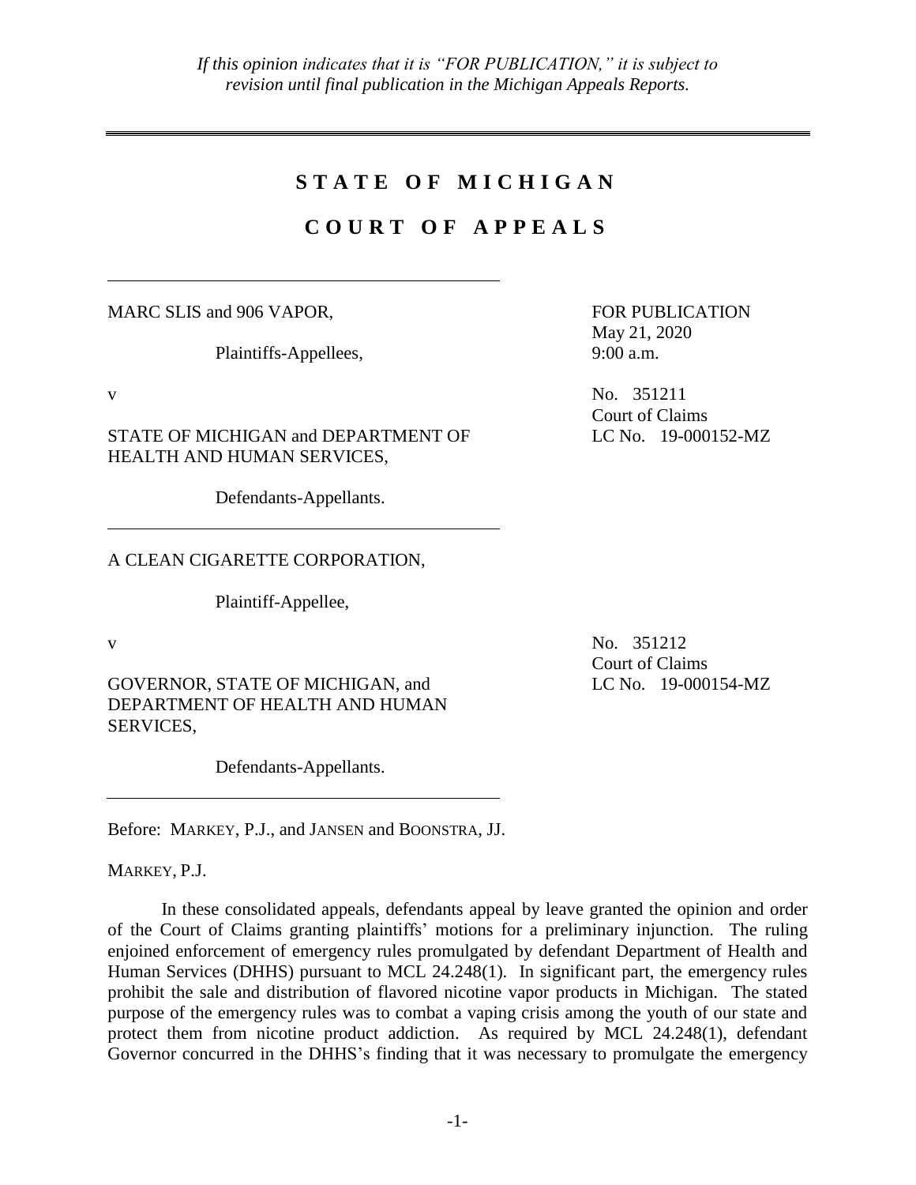*If this opinion indicates that it is "FOR PUBLICATION," it is subject to revision until final publication in the Michigan Appeals Reports.*

---

# S T A T E  O F  M I C H I G A N

## C O U R T  O F  A P P E A L S

---

MARC SLIS and 906 VAPOR,

Plaintiffs-Appellees,

v

STATE OF MICHIGAN and DEPARTMENT OF HEALTH AND HUMAN SERVICES,

Defendants-Appellants.

FOR PUBLICATION
May 21, 2020
9:00 a.m.

No. 351211
Court of Claims
LC No. 19-000152-MZ

---

A CLEAN CIGARETTE CORPORATION,

Plaintiff-Appellee,

v

GOVERNOR, STATE OF MICHIGAN, and DEPARTMENT OF HEALTH AND HUMAN SERVICES,

Defendants-Appellants.

No. 351212
Court of Claims
LC No. 19-000154-MZ

---

Before: MARKEY, P.J., and JANSEN and BOONSTRA, JJ.

MARKEY, P.J.

In these consolidated appeals, defendants appeal by leave granted the opinion and order of the Court of Claims granting plaintiffs' motions for a preliminary injunction. The ruling enjoined enforcement of emergency rules promulgated by defendant Department of Health and Human Services (DHHS) pursuant to MCL 24.248(1). In significant part, the emergency rules prohibit the sale and distribution of flavored nicotine vapor products in Michigan. The stated purpose of the emergency rules was to combat a vaping crisis among the youth of our state and protect them from nicotine product addiction. As required by MCL 24.248(1), defendant Governor concurred in the DHHS's finding that it was necessary to promulgate the emergency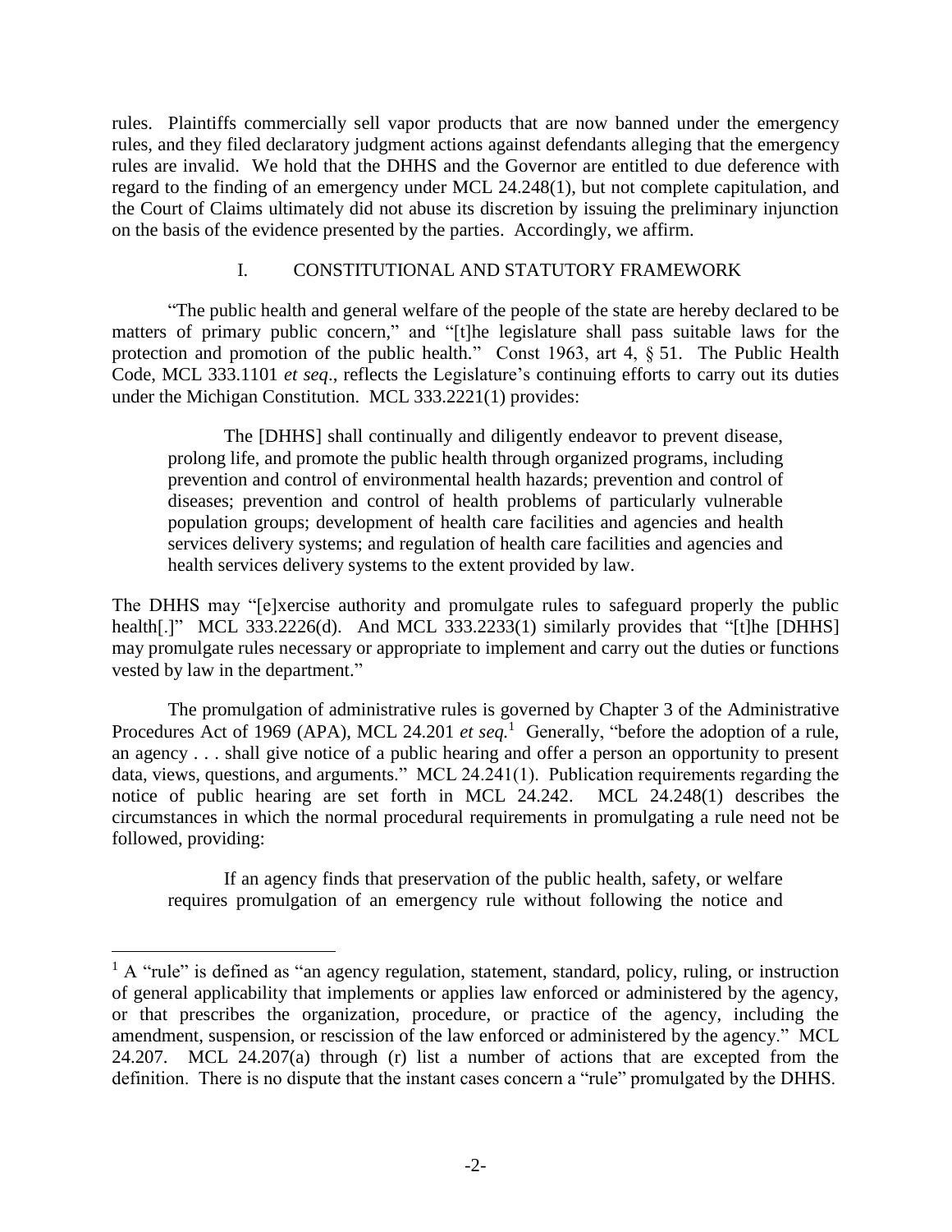rules. Plaintiffs commercially sell vapor products that are now banned under the emergency rules, and they filed declaratory judgment actions against defendants alleging that the emergency rules are invalid. We hold that the DHHS and the Governor are entitled to due deference with regard to the finding of an emergency under MCL 24.248(1), but not complete capitulation, and the Court of Claims ultimately did not abuse its discretion by issuing the preliminary injunction on the basis of the evidence presented by the parties. Accordingly, we affirm.

## I. CONSTITUTIONAL AND STATUTORY FRAMEWORK

"The public health and general welfare of the people of the state are hereby declared to be matters of primary public concern," and "[t]he legislature shall pass suitable laws for the protection and promotion of the public health." Const 1963, art 4, § 51. The Public Health Code, MCL 333.1101 *et seq*., reflects the Legislature's continuing efforts to carry out its duties under the Michigan Constitution. MCL 333.2221(1) provides:

> The [DHHS] shall continually and diligently endeavor to prevent disease, prolong life, and promote the public health through organized programs, including prevention and control of environmental health hazards; prevention and control of diseases; prevention and control of health problems of particularly vulnerable population groups; development of health care facilities and agencies and health services delivery systems; and regulation of health care facilities and agencies and health services delivery systems to the extent provided by law.

The DHHS may "[e]xercise authority and promulgate rules to safeguard properly the public health[.]" MCL 333.2226(d). And MCL 333.2233(1) similarly provides that "[t]he [DHHS] may promulgate rules necessary or appropriate to implement and carry out the duties or functions vested by law in the department."

The promulgation of administrative rules is governed by Chapter 3 of the Administrative Procedures Act of 1969 (APA), MCL 24.201 *et seq.*[1] Generally, "before the adoption of a rule, an agency . . . shall give notice of a public hearing and offer a person an opportunity to present data, views, questions, and arguments." MCL 24.241(1). Publication requirements regarding the notice of public hearing are set forth in MCL 24.242. MCL 24.248(1) describes the circumstances in which the normal procedural requirements in promulgating a rule need not be followed, providing:

> If an agency finds that preservation of the public health, safety, or welfare requires promulgation of an emergency rule without following the notice and

---

[1] A "rule" is defined as "an agency regulation, statement, standard, policy, ruling, or instruction of general applicability that implements or applies law enforced or administered by the agency, or that prescribes the organization, procedure, or practice of the agency, including the amendment, suspension, or rescission of the law enforced or administered by the agency." MCL 24.207. MCL 24.207(a) through (r) list a number of actions that are excepted from the definition. There is no dispute that the instant cases concern a "rule" promulgated by the DHHS.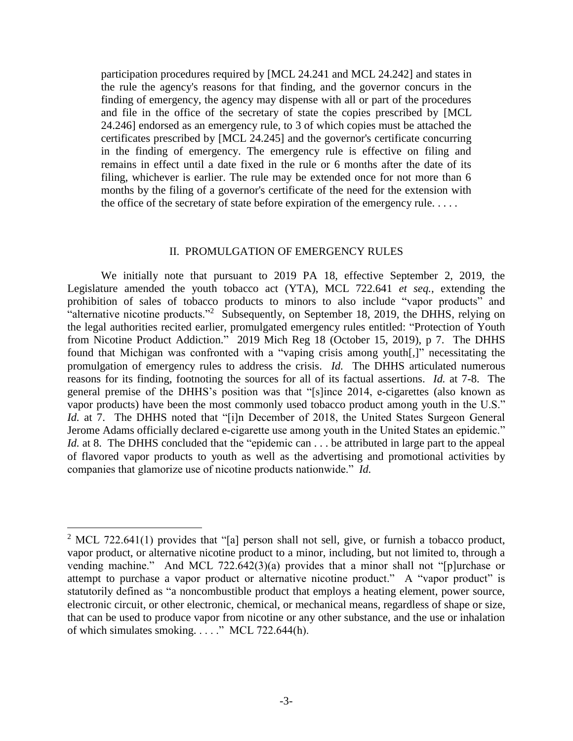> participation procedures required by [MCL 24.241 and MCL 24.242] and states in the rule the agency's reasons for that finding, and the governor concurs in the finding of emergency, the agency may dispense with all or part of the procedures and file in the office of the secretary of state the copies prescribed by [MCL 24.246] endorsed as an emergency rule, to 3 of which copies must be attached the certificates prescribed by [MCL 24.245] and the governor's certificate concurring in the finding of emergency. The emergency rule is effective on filing and remains in effect until a date fixed in the rule or 6 months after the date of its filing, whichever is earlier. The rule may be extended once for not more than 6 months by the filing of a governor's certificate of the need for the extension with the office of the secretary of state before expiration of the emergency rule. . . . .

## II. PROMULGATION OF EMERGENCY RULES

We initially note that pursuant to 2019 PA 18, effective September 2, 2019, the Legislature amended the youth tobacco act (YTA), MCL 722.641 *et seq.*, extending the prohibition of sales of tobacco products to minors to also include "vapor products" and "alternative nicotine products."[2] Subsequently, on September 18, 2019, the DHHS, relying on the legal authorities recited earlier, promulgated emergency rules entitled: "Protection of Youth from Nicotine Product Addiction." 2019 Mich Reg 18 (October 15, 2019), p 7. The DHHS found that Michigan was confronted with a "vaping crisis among youth[,]" necessitating the promulgation of emergency rules to address the crisis. *Id.* The DHHS articulated numerous reasons for its finding, footnoting the sources for all of its factual assertions. *Id.* at 7-8. The general premise of the DHHS's position was that "[s]ince 2014, e-cigarettes (also known as vapor products) have been the most commonly used tobacco product among youth in the U.S." *Id.* at 7. The DHHS noted that "[i]n December of 2018, the United States Surgeon General Jerome Adams officially declared e-cigarette use among youth in the United States an epidemic." *Id.* at 8. The DHHS concluded that the "epidemic can . . . be attributed in large part to the appeal of flavored vapor products to youth as well as the advertising and promotional activities by companies that glamorize use of nicotine products nationwide." *Id.*

---

[2] MCL 722.641(1) provides that "[a] person shall not sell, give, or furnish a tobacco product, vapor product, or alternative nicotine product to a minor, including, but not limited to, through a vending machine." And MCL 722.642(3)(a) provides that a minor shall not "[p]urchase or attempt to purchase a vapor product or alternative nicotine product." A "vapor product" is statutorily defined as "a noncombustible product that employs a heating element, power source, electronic circuit, or other electronic, chemical, or mechanical means, regardless of shape or size, that can be used to produce vapor from nicotine or any other substance, and the use or inhalation of which simulates smoking. . . . ." MCL 722.644(h).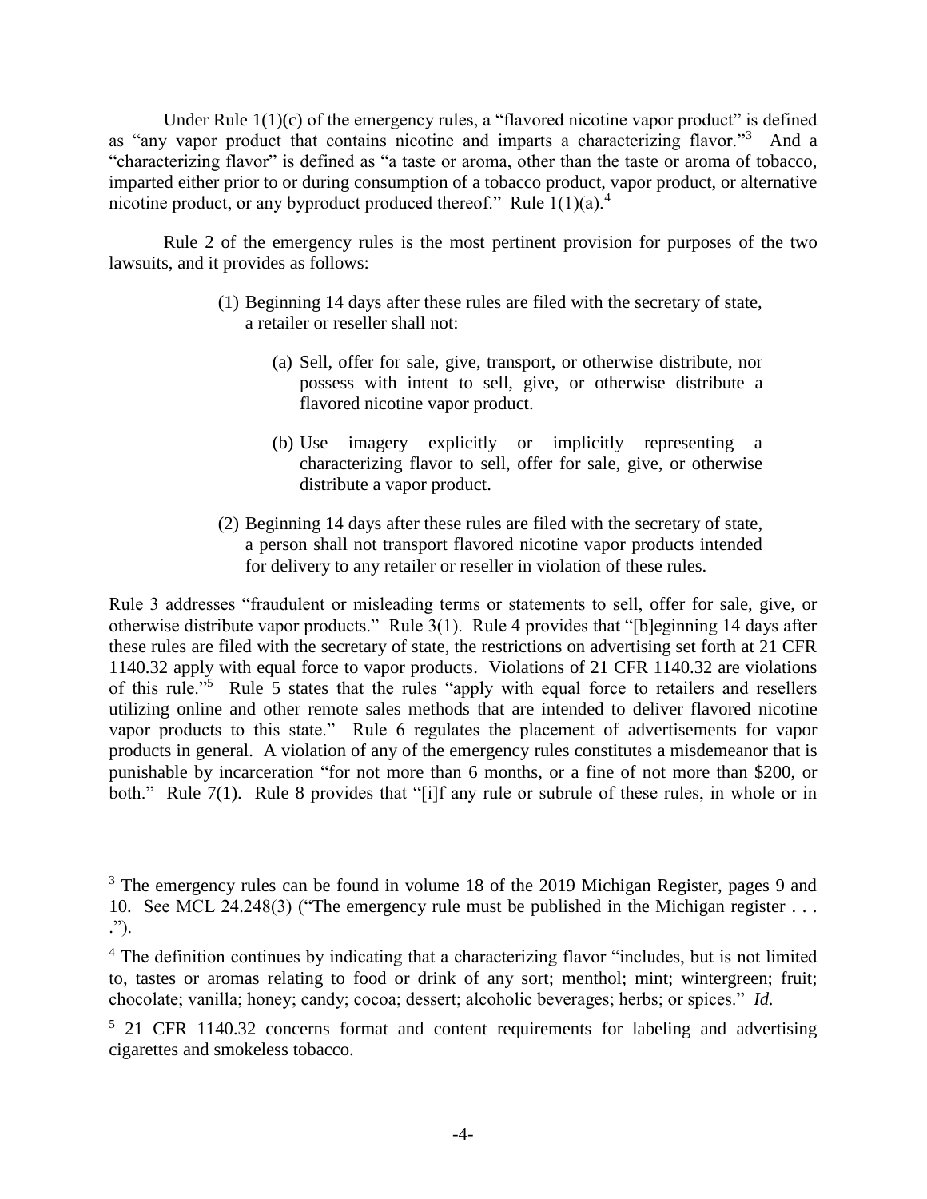Under Rule 1(1)(c) of the emergency rules, a "flavored nicotine vapor product" is defined as "any vapor product that contains nicotine and imparts a characterizing flavor."[3] And a "characterizing flavor" is defined as "a taste or aroma, other than the taste or aroma of tobacco, imparted either prior to or during consumption of a tobacco product, vapor product, or alternative nicotine product, or any byproduct produced thereof." Rule 1(1)(a).[4]

Rule 2 of the emergency rules is the most pertinent provision for purposes of the two lawsuits, and it provides as follows:

> (1) Beginning 14 days after these rules are filed with the secretary of state, a retailer or reseller shall not:
>
> > (a) Sell, offer for sale, give, transport, or otherwise distribute, nor possess with intent to sell, give, or otherwise distribute a flavored nicotine vapor product.
> >
> > (b) Use imagery explicitly or implicitly representing a characterizing flavor to sell, offer for sale, give, or otherwise distribute a vapor product.
>
> (2) Beginning 14 days after these rules are filed with the secretary of state, a person shall not transport flavored nicotine vapor products intended for delivery to any retailer or reseller in violation of these rules.

Rule 3 addresses "fraudulent or misleading terms or statements to sell, offer for sale, give, or otherwise distribute vapor products." Rule 3(1). Rule 4 provides that "[b]eginning 14 days after these rules are filed with the secretary of state, the restrictions on advertising set forth at 21 CFR 1140.32 apply with equal force to vapor products. Violations of 21 CFR 1140.32 are violations of this rule."[5] Rule 5 states that the rules "apply with equal force to retailers and resellers utilizing online and other remote sales methods that are intended to deliver flavored nicotine vapor products to this state." Rule 6 regulates the placement of advertisements for vapor products in general. A violation of any of the emergency rules constitutes a misdemeanor that is punishable by incarceration "for not more than 6 months, or a fine of not more than $200, or both." Rule 7(1). Rule 8 provides that "[i]f any rule or subrule of these rules, in whole or in

---

[3] The emergency rules can be found in volume 18 of the 2019 Michigan Register, pages 9 and 10. See MCL 24.248(3) ("The emergency rule must be published in the Michigan register . . . .").

[4] The definition continues by indicating that a characterizing flavor "includes, but is not limited to, tastes or aromas relating to food or drink of any sort; menthol; mint; wintergreen; fruit; chocolate; vanilla; honey; candy; cocoa; dessert; alcoholic beverages; herbs; or spices." *Id.*

[5] 21 CFR 1140.32 concerns format and content requirements for labeling and advertising cigarettes and smokeless tobacco.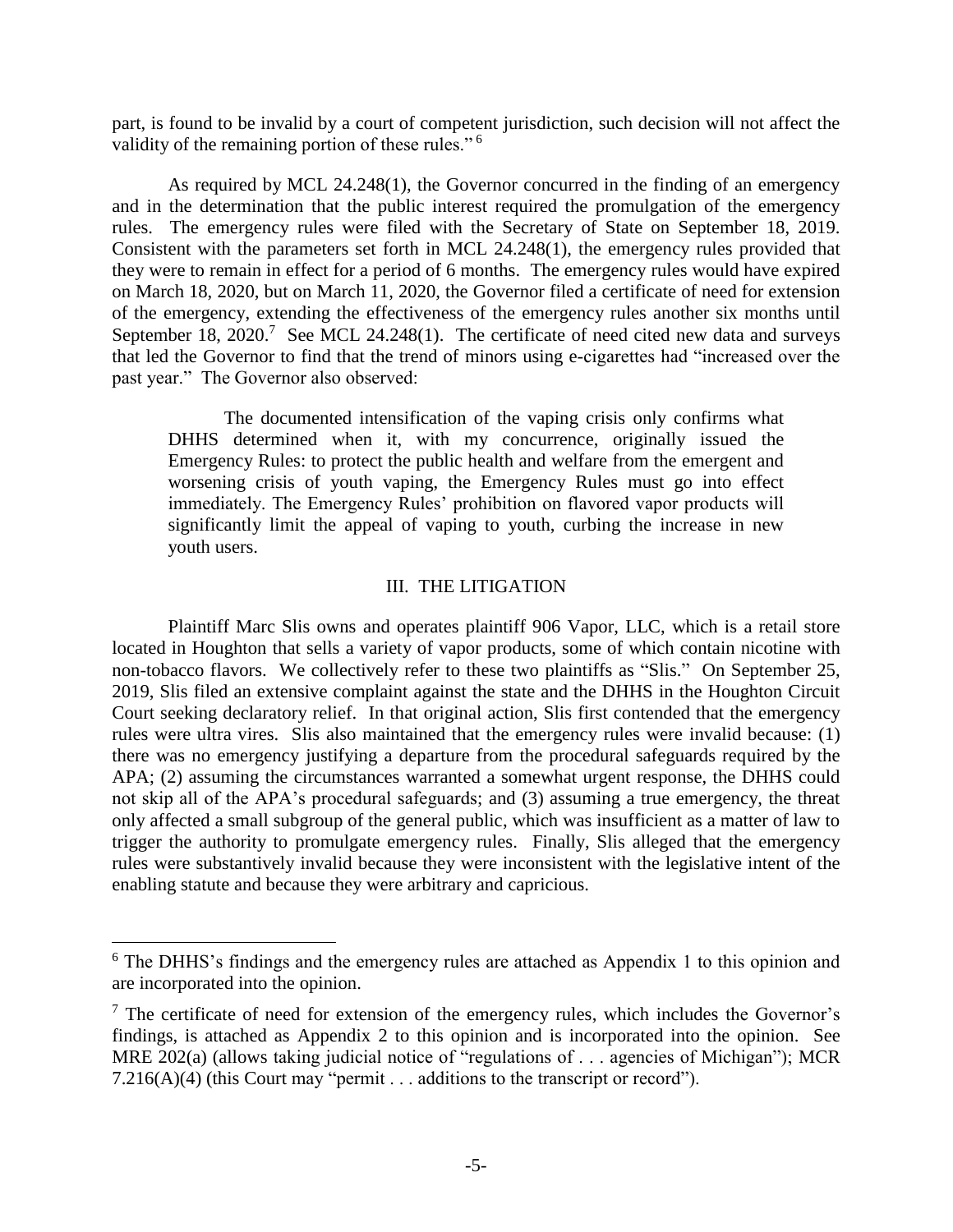part, is found to be invalid by a court of competent jurisdiction, such decision will not affect the validity of the remaining portion of these rules." [6]

As required by MCL 24.248(1), the Governor concurred in the finding of an emergency and in the determination that the public interest required the promulgation of the emergency rules. The emergency rules were filed with the Secretary of State on September 18, 2019. Consistent with the parameters set forth in MCL 24.248(1), the emergency rules provided that they were to remain in effect for a period of 6 months. The emergency rules would have expired on March 18, 2020, but on March 11, 2020, the Governor filed a certificate of need for extension of the emergency, extending the effectiveness of the emergency rules another six months until September 18, 2020.[7] See MCL 24.248(1). The certificate of need cited new data and surveys that led the Governor to find that the trend of minors using e-cigarettes had "increased over the past year." The Governor also observed:

> The documented intensification of the vaping crisis only confirms what DHHS determined when it, with my concurrence, originally issued the Emergency Rules: to protect the public health and welfare from the emergent and worsening crisis of youth vaping, the Emergency Rules must go into effect immediately. The Emergency Rules' prohibition on flavored vapor products will significantly limit the appeal of vaping to youth, curbing the increase in new youth users.

## III. THE LITIGATION

Plaintiff Marc Slis owns and operates plaintiff 906 Vapor, LLC, which is a retail store located in Houghton that sells a variety of vapor products, some of which contain nicotine with non-tobacco flavors. We collectively refer to these two plaintiffs as "Slis." On September 25, 2019, Slis filed an extensive complaint against the state and the DHHS in the Houghton Circuit Court seeking declaratory relief. In that original action, Slis first contended that the emergency rules were ultra vires. Slis also maintained that the emergency rules were invalid because: (1) there was no emergency justifying a departure from the procedural safeguards required by the APA; (2) assuming the circumstances warranted a somewhat urgent response, the DHHS could not skip all of the APA's procedural safeguards; and (3) assuming a true emergency, the threat only affected a small subgroup of the general public, which was insufficient as a matter of law to trigger the authority to promulgate emergency rules. Finally, Slis alleged that the emergency rules were substantively invalid because they were inconsistent with the legislative intent of the enabling statute and because they were arbitrary and capricious.

---

[6] The DHHS's findings and the emergency rules are attached as Appendix 1 to this opinion and are incorporated into the opinion.

[7] The certificate of need for extension of the emergency rules, which includes the Governor's findings, is attached as Appendix 2 to this opinion and is incorporated into the opinion. See MRE 202(a) (allows taking judicial notice of "regulations of . . . agencies of Michigan"); MCR 7.216(A)(4) (this Court may "permit . . . additions to the transcript or record").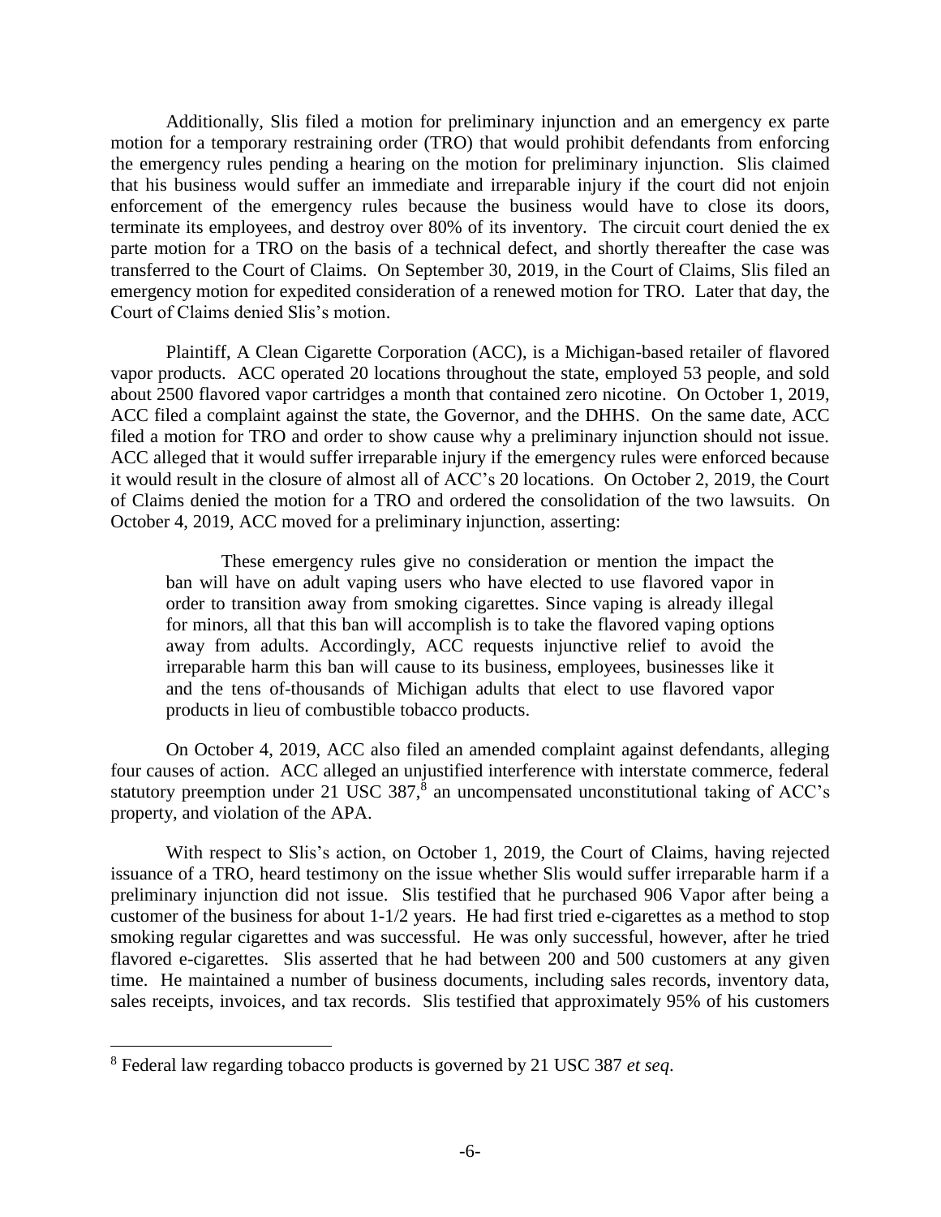Additionally, Slis filed a motion for preliminary injunction and an emergency ex parte motion for a temporary restraining order (TRO) that would prohibit defendants from enforcing the emergency rules pending a hearing on the motion for preliminary injunction. Slis claimed that his business would suffer an immediate and irreparable injury if the court did not enjoin enforcement of the emergency rules because the business would have to close its doors, terminate its employees, and destroy over 80% of its inventory. The circuit court denied the ex parte motion for a TRO on the basis of a technical defect, and shortly thereafter the case was transferred to the Court of Claims. On September 30, 2019, in the Court of Claims, Slis filed an emergency motion for expedited consideration of a renewed motion for TRO. Later that day, the Court of Claims denied Slis's motion.

Plaintiff, A Clean Cigarette Corporation (ACC), is a Michigan-based retailer of flavored vapor products. ACC operated 20 locations throughout the state, employed 53 people, and sold about 2500 flavored vapor cartridges a month that contained zero nicotine. On October 1, 2019, ACC filed a complaint against the state, the Governor, and the DHHS. On the same date, ACC filed a motion for TRO and order to show cause why a preliminary injunction should not issue. ACC alleged that it would suffer irreparable injury if the emergency rules were enforced because it would result in the closure of almost all of ACC's 20 locations. On October 2, 2019, the Court of Claims denied the motion for a TRO and ordered the consolidation of the two lawsuits. On October 4, 2019, ACC moved for a preliminary injunction, asserting:

> These emergency rules give no consideration or mention the impact the ban will have on adult vaping users who have elected to use flavored vapor in order to transition away from smoking cigarettes. Since vaping is already illegal for minors, all that this ban will accomplish is to take the flavored vaping options away from adults. Accordingly, ACC requests injunctive relief to avoid the irreparable harm this ban will cause to its business, employees, businesses like it and the tens of-thousands of Michigan adults that elect to use flavored vapor products in lieu of combustible tobacco products.

On October 4, 2019, ACC also filed an amended complaint against defendants, alleging four causes of action. ACC alleged an unjustified interference with interstate commerce, federal statutory preemption under 21 USC 387,[8] an uncompensated unconstitutional taking of ACC's property, and violation of the APA.

With respect to Slis's action, on October 1, 2019, the Court of Claims, having rejected issuance of a TRO, heard testimony on the issue whether Slis would suffer irreparable harm if a preliminary injunction did not issue. Slis testified that he purchased 906 Vapor after being a customer of the business for about 1-1/2 years. He had first tried e-cigarettes as a method to stop smoking regular cigarettes and was successful. He was only successful, however, after he tried flavored e-cigarettes. Slis asserted that he had between 200 and 500 customers at any given time. He maintained a number of business documents, including sales records, inventory data, sales receipts, invoices, and tax records. Slis testified that approximately 95% of his customers

---

[8] Federal law regarding tobacco products is governed by 21 USC 387 *et seq*.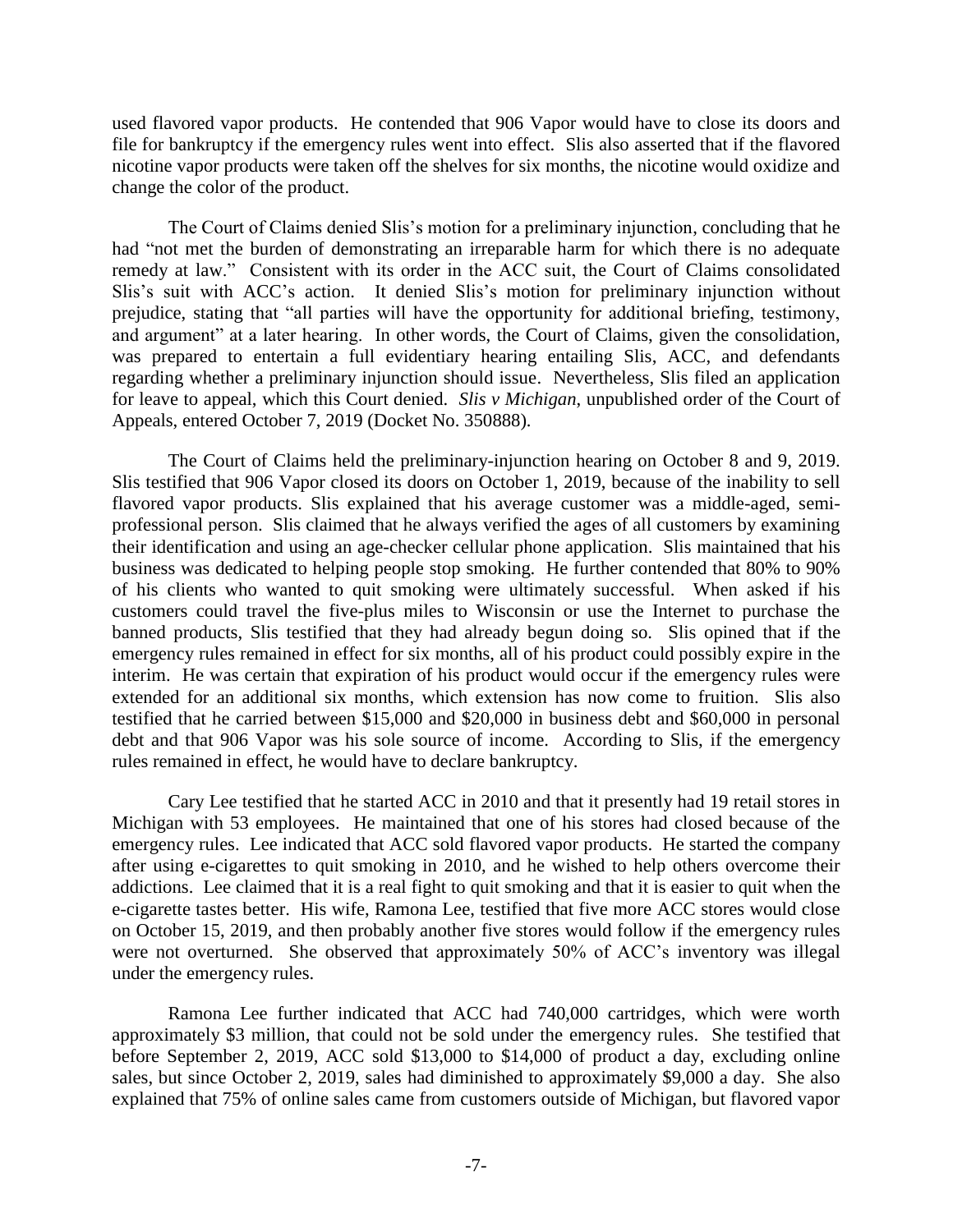used flavored vapor products. He contended that 906 Vapor would have to close its doors and file for bankruptcy if the emergency rules went into effect. Slis also asserted that if the flavored nicotine vapor products were taken off the shelves for six months, the nicotine would oxidize and change the color of the product.

The Court of Claims denied Slis's motion for a preliminary injunction, concluding that he had "not met the burden of demonstrating an irreparable harm for which there is no adequate remedy at law." Consistent with its order in the ACC suit, the Court of Claims consolidated Slis's suit with ACC's action. It denied Slis's motion for preliminary injunction without prejudice, stating that "all parties will have the opportunity for additional briefing, testimony, and argument" at a later hearing. In other words, the Court of Claims, given the consolidation, was prepared to entertain a full evidentiary hearing entailing Slis, ACC, and defendants regarding whether a preliminary injunction should issue. Nevertheless, Slis filed an application for leave to appeal, which this Court denied. *Slis v Michigan*, unpublished order of the Court of Appeals, entered October 7, 2019 (Docket No. 350888).

The Court of Claims held the preliminary-injunction hearing on October 8 and 9, 2019. Slis testified that 906 Vapor closed its doors on October 1, 2019, because of the inability to sell flavored vapor products. Slis explained that his average customer was a middle-aged, semi-professional person. Slis claimed that he always verified the ages of all customers by examining their identification and using an age-checker cellular phone application. Slis maintained that his business was dedicated to helping people stop smoking. He further contended that 80% to 90% of his clients who wanted to quit smoking were ultimately successful. When asked if his customers could travel the five-plus miles to Wisconsin or use the Internet to purchase the banned products, Slis testified that they had already begun doing so. Slis opined that if the emergency rules remained in effect for six months, all of his product could possibly expire in the interim. He was certain that expiration of his product would occur if the emergency rules were extended for an additional six months, which extension has now come to fruition. Slis also testified that he carried between $15,000 and $20,000 in business debt and $60,000 in personal debt and that 906 Vapor was his sole source of income. According to Slis, if the emergency rules remained in effect, he would have to declare bankruptcy.

Cary Lee testified that he started ACC in 2010 and that it presently had 19 retail stores in Michigan with 53 employees. He maintained that one of his stores had closed because of the emergency rules. Lee indicated that ACC sold flavored vapor products. He started the company after using e-cigarettes to quit smoking in 2010, and he wished to help others overcome their addictions. Lee claimed that it is a real fight to quit smoking and that it is easier to quit when the e-cigarette tastes better. His wife, Ramona Lee, testified that five more ACC stores would close on October 15, 2019, and then probably another five stores would follow if the emergency rules were not overturned. She observed that approximately 50% of ACC's inventory was illegal under the emergency rules.

Ramona Lee further indicated that ACC had 740,000 cartridges, which were worth approximately $3 million, that could not be sold under the emergency rules. She testified that before September 2, 2019, ACC sold $13,000 to $14,000 of product a day, excluding online sales, but since October 2, 2019, sales had diminished to approximately $9,000 a day. She also explained that 75% of online sales came from customers outside of Michigan, but flavored vapor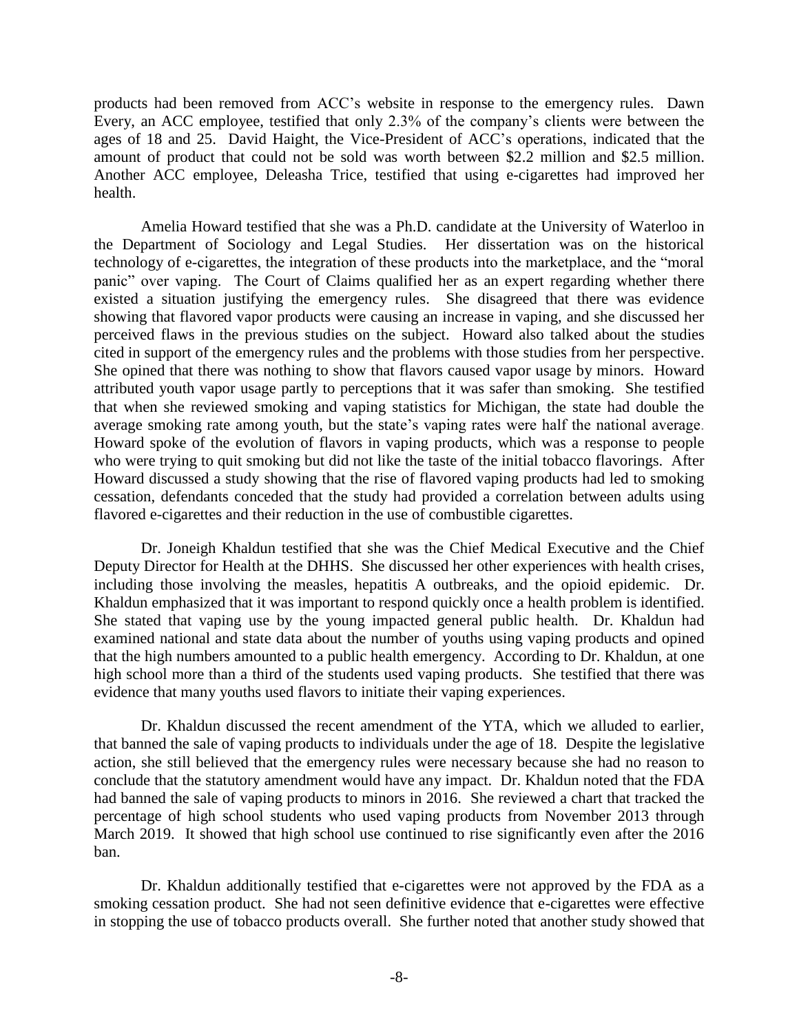products had been removed from ACC's website in response to the emergency rules. Dawn Every, an ACC employee, testified that only 2.3% of the company's clients were between the ages of 18 and 25. David Haight, the Vice-President of ACC's operations, indicated that the amount of product that could not be sold was worth between \$2.2 million and \$2.5 million. Another ACC employee, Deleasha Trice, testified that using e-cigarettes had improved her health.

Amelia Howard testified that she was a Ph.D. candidate at the University of Waterloo in the Department of Sociology and Legal Studies. Her dissertation was on the historical technology of e-cigarettes, the integration of these products into the marketplace, and the "moral panic" over vaping. The Court of Claims qualified her as an expert regarding whether there existed a situation justifying the emergency rules. She disagreed that there was evidence showing that flavored vapor products were causing an increase in vaping, and she discussed her perceived flaws in the previous studies on the subject. Howard also talked about the studies cited in support of the emergency rules and the problems with those studies from her perspective. She opined that there was nothing to show that flavors caused vapor usage by minors. Howard attributed youth vapor usage partly to perceptions that it was safer than smoking. She testified that when she reviewed smoking and vaping statistics for Michigan, the state had double the average smoking rate among youth, but the state's vaping rates were half the national average. Howard spoke of the evolution of flavors in vaping products, which was a response to people who were trying to quit smoking but did not like the taste of the initial tobacco flavorings. After Howard discussed a study showing that the rise of flavored vaping products had led to smoking cessation, defendants conceded that the study had provided a correlation between adults using flavored e-cigarettes and their reduction in the use of combustible cigarettes.

Dr. Joneigh Khaldun testified that she was the Chief Medical Executive and the Chief Deputy Director for Health at the DHHS. She discussed her other experiences with health crises, including those involving the measles, hepatitis A outbreaks, and the opioid epidemic. Dr. Khaldun emphasized that it was important to respond quickly once a health problem is identified. She stated that vaping use by the young impacted general public health. Dr. Khaldun had examined national and state data about the number of youths using vaping products and opined that the high numbers amounted to a public health emergency. According to Dr. Khaldun, at one high school more than a third of the students used vaping products. She testified that there was evidence that many youths used flavors to initiate their vaping experiences.

Dr. Khaldun discussed the recent amendment of the YTA, which we alluded to earlier, that banned the sale of vaping products to individuals under the age of 18. Despite the legislative action, she still believed that the emergency rules were necessary because she had no reason to conclude that the statutory amendment would have any impact. Dr. Khaldun noted that the FDA had banned the sale of vaping products to minors in 2016. She reviewed a chart that tracked the percentage of high school students who used vaping products from November 2013 through March 2019. It showed that high school use continued to rise significantly even after the 2016 ban.

Dr. Khaldun additionally testified that e-cigarettes were not approved by the FDA as a smoking cessation product. She had not seen definitive evidence that e-cigarettes were effective in stopping the use of tobacco products overall. She further noted that another study showed that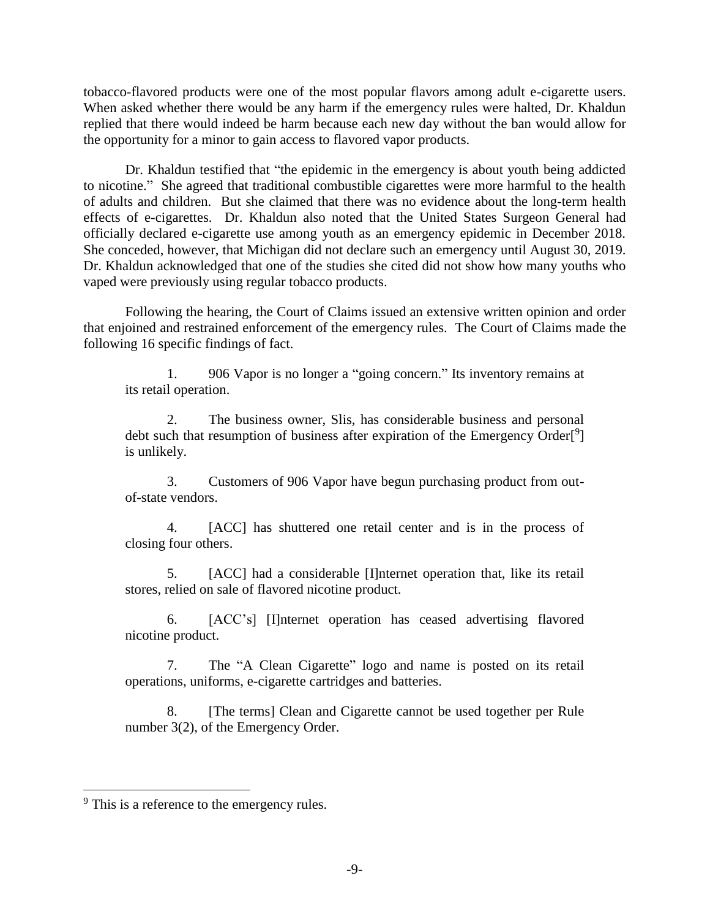tobacco-flavored products were one of the most popular flavors among adult e-cigarette users. When asked whether there would be any harm if the emergency rules were halted, Dr. Khaldun replied that there would indeed be harm because each new day without the ban would allow for the opportunity for a minor to gain access to flavored vapor products.

Dr. Khaldun testified that "the epidemic in the emergency is about youth being addicted to nicotine." She agreed that traditional combustible cigarettes were more harmful to the health of adults and children. But she claimed that there was no evidence about the long-term health effects of e-cigarettes. Dr. Khaldun also noted that the United States Surgeon General had officially declared e-cigarette use among youth as an emergency epidemic in December 2018. She conceded, however, that Michigan did not declare such an emergency until August 30, 2019. Dr. Khaldun acknowledged that one of the studies she cited did not show how many youths who vaped were previously using regular tobacco products.

Following the hearing, the Court of Claims issued an extensive written opinion and order that enjoined and restrained enforcement of the emergency rules. The Court of Claims made the following 16 specific findings of fact.

> 1. 906 Vapor is no longer a "going concern." Its inventory remains at its retail operation.
>
> 2. The business owner, Slis, has considerable business and personal debt such that resumption of business after expiration of the Emergency Order[[9]] is unlikely.
>
> 3. Customers of 906 Vapor have begun purchasing product from out-of-state vendors.
>
> 4. [ACC] has shuttered one retail center and is in the process of closing four others.
>
> 5. [ACC] had a considerable [I]nternet operation that, like its retail stores, relied on sale of flavored nicotine product.
>
> 6. [ACC's] [I]nternet operation has ceased advertising flavored nicotine product.
>
> 7. The "A Clean Cigarette" logo and name is posted on its retail operations, uniforms, e-cigarette cartridges and batteries.
>
> 8. [The terms] Clean and Cigarette cannot be used together per Rule number 3(2), of the Emergency Order.

---

[9] This is a reference to the emergency rules.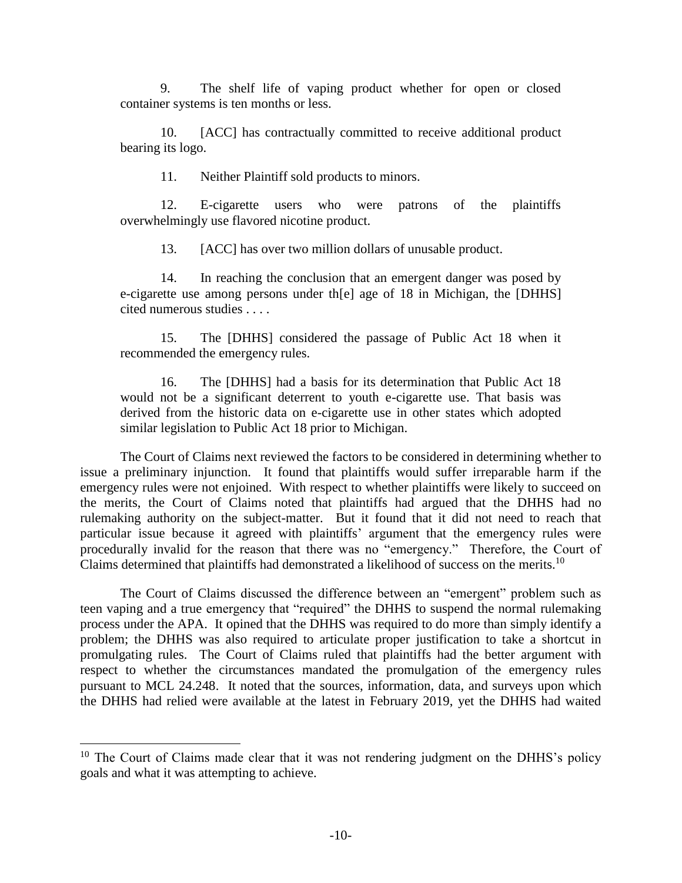9. The shelf life of vaping product whether for open or closed container systems is ten months or less.

10. [ACC] has contractually committed to receive additional product bearing its logo.

11. Neither Plaintiff sold products to minors.

12. E-cigarette users who were patrons of the plaintiffs overwhelmingly use flavored nicotine product.

13. [ACC] has over two million dollars of unusable product.

14. In reaching the conclusion that an emergent danger was posed by e-cigarette use among persons under th[e] age of 18 in Michigan, the [DHHS] cited numerous studies . . . .

15. The [DHHS] considered the passage of Public Act 18 when it recommended the emergency rules.

16. The [DHHS] had a basis for its determination that Public Act 18 would not be a significant deterrent to youth e-cigarette use. That basis was derived from the historic data on e-cigarette use in other states which adopted similar legislation to Public Act 18 prior to Michigan.

The Court of Claims next reviewed the factors to be considered in determining whether to issue a preliminary injunction. It found that plaintiffs would suffer irreparable harm if the emergency rules were not enjoined. With respect to whether plaintiffs were likely to succeed on the merits, the Court of Claims noted that plaintiffs had argued that the DHHS had no rulemaking authority on the subject-matter. But it found that it did not need to reach that particular issue because it agreed with plaintiffs' argument that the emergency rules were procedurally invalid for the reason that there was no "emergency." Therefore, the Court of Claims determined that plaintiffs had demonstrated a likelihood of success on the merits.[10]

The Court of Claims discussed the difference between an "emergent" problem such as teen vaping and a true emergency that "required" the DHHS to suspend the normal rulemaking process under the APA. It opined that the DHHS was required to do more than simply identify a problem; the DHHS was also required to articulate proper justification to take a shortcut in promulgating rules. The Court of Claims ruled that plaintiffs had the better argument with respect to whether the circumstances mandated the promulgation of the emergency rules pursuant to MCL 24.248. It noted that the sources, information, data, and surveys upon which the DHHS had relied were available at the latest in February 2019, yet the DHHS had waited

[10] The Court of Claims made clear that it was not rendering judgment on the DHHS's policy goals and what it was attempting to achieve.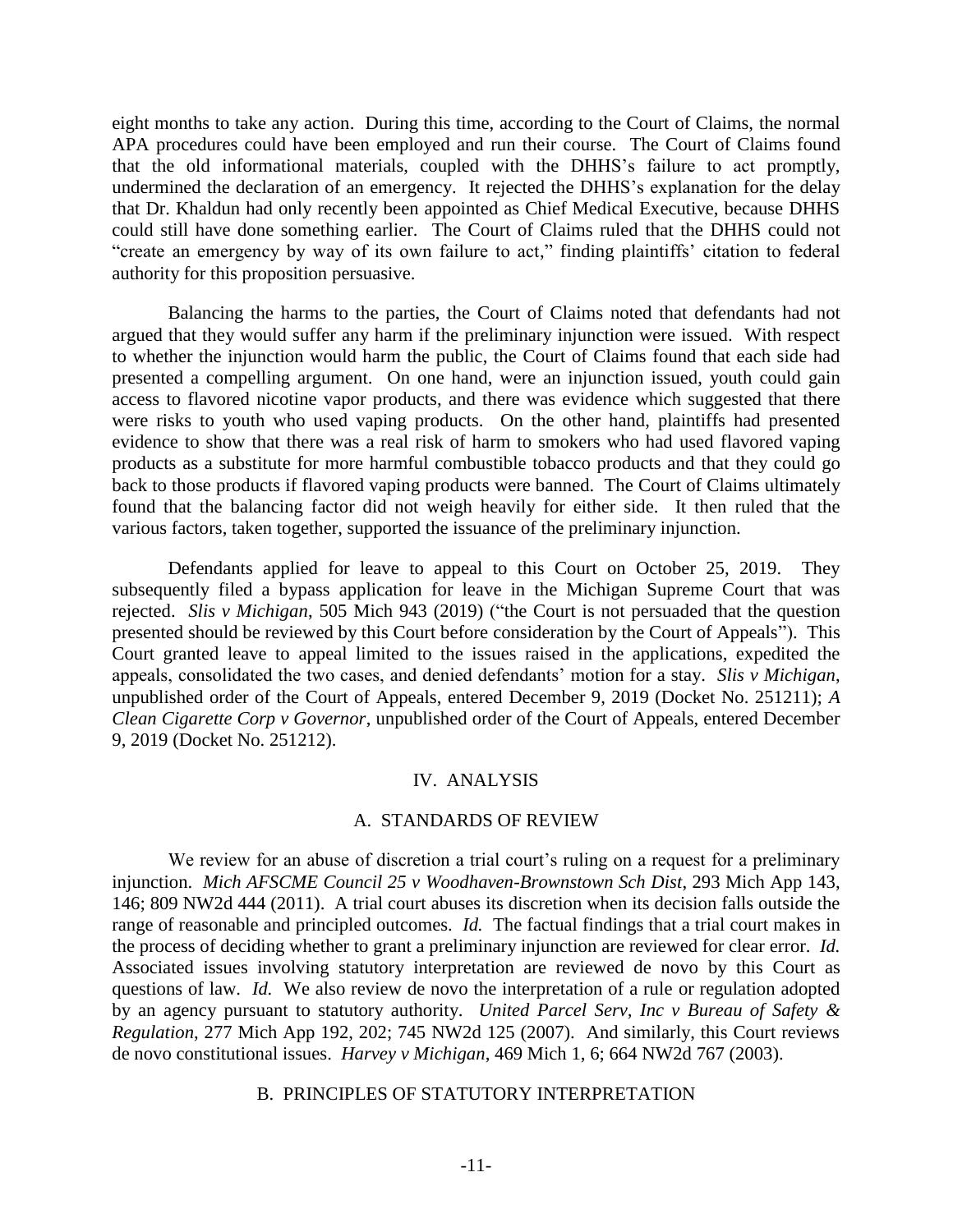eight months to take any action. During this time, according to the Court of Claims, the normal APA procedures could have been employed and run their course. The Court of Claims found that the old informational materials, coupled with the DHHS's failure to act promptly, undermined the declaration of an emergency. It rejected the DHHS's explanation for the delay that Dr. Khaldun had only recently been appointed as Chief Medical Executive, because DHHS could still have done something earlier. The Court of Claims ruled that the DHHS could not "create an emergency by way of its own failure to act," finding plaintiffs' citation to federal authority for this proposition persuasive.

Balancing the harms to the parties, the Court of Claims noted that defendants had not argued that they would suffer any harm if the preliminary injunction were issued. With respect to whether the injunction would harm the public, the Court of Claims found that each side had presented a compelling argument. On one hand, were an injunction issued, youth could gain access to flavored nicotine vapor products, and there was evidence which suggested that there were risks to youth who used vaping products. On the other hand, plaintiffs had presented evidence to show that there was a real risk of harm to smokers who had used flavored vaping products as a substitute for more harmful combustible tobacco products and that they could go back to those products if flavored vaping products were banned. The Court of Claims ultimately found that the balancing factor did not weigh heavily for either side. It then ruled that the various factors, taken together, supported the issuance of the preliminary injunction.

Defendants applied for leave to appeal to this Court on October 25, 2019. They subsequently filed a bypass application for leave in the Michigan Supreme Court that was rejected. *Slis v Michigan*, 505 Mich 943 (2019) ("the Court is not persuaded that the question presented should be reviewed by this Court before consideration by the Court of Appeals"). This Court granted leave to appeal limited to the issues raised in the applications, expedited the appeals, consolidated the two cases, and denied defendants' motion for a stay. *Slis v Michigan*, unpublished order of the Court of Appeals, entered December 9, 2019 (Docket No. 251211); *A Clean Cigarette Corp v Governor*, unpublished order of the Court of Appeals, entered December 9, 2019 (Docket No. 251212).

## IV. ANALYSIS

### A. STANDARDS OF REVIEW

We review for an abuse of discretion a trial court's ruling on a request for a preliminary injunction. *Mich AFSCME Council 25 v Woodhaven-Brownstown Sch Dist*, 293 Mich App 143, 146; 809 NW2d 444 (2011). A trial court abuses its discretion when its decision falls outside the range of reasonable and principled outcomes. *Id.* The factual findings that a trial court makes in the process of deciding whether to grant a preliminary injunction are reviewed for clear error. *Id.* Associated issues involving statutory interpretation are reviewed de novo by this Court as questions of law. *Id.* We also review de novo the interpretation of a rule or regulation adopted by an agency pursuant to statutory authority. *United Parcel Serv, Inc v Bureau of Safety & Regulation*, 277 Mich App 192, 202; 745 NW2d 125 (2007). And similarly, this Court reviews de novo constitutional issues. *Harvey v Michigan*, 469 Mich 1, 6; 664 NW2d 767 (2003).

### B. PRINCIPLES OF STATUTORY INTERPRETATION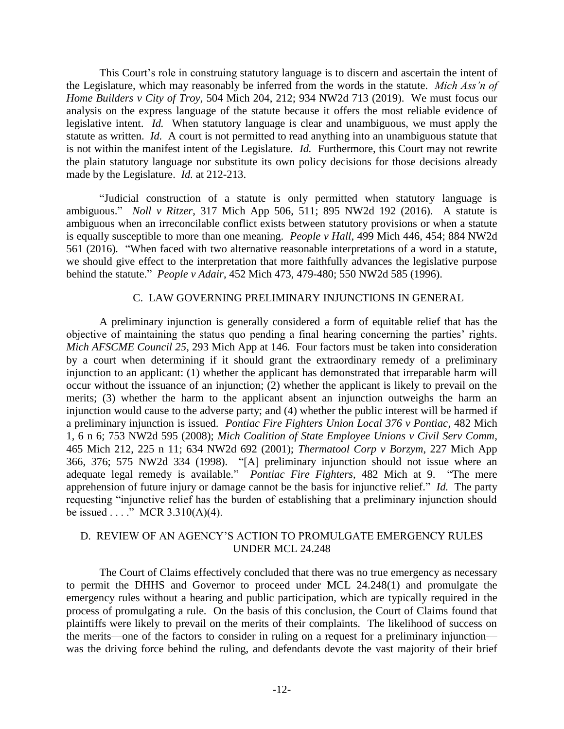This Court's role in construing statutory language is to discern and ascertain the intent of the Legislature, which may reasonably be inferred from the words in the statute. *Mich Ass'n of Home Builders v City of Troy*, 504 Mich 204, 212; 934 NW2d 713 (2019). We must focus our analysis on the express language of the statute because it offers the most reliable evidence of legislative intent. *Id.* When statutory language is clear and unambiguous, we must apply the statute as written. *Id.* A court is not permitted to read anything into an unambiguous statute that is not within the manifest intent of the Legislature. *Id.* Furthermore, this Court may not rewrite the plain statutory language nor substitute its own policy decisions for those decisions already made by the Legislature. *Id.* at 212-213.

"Judicial construction of a statute is only permitted when statutory language is ambiguous." *Noll v Ritzer*, 317 Mich App 506, 511; 895 NW2d 192 (2016). A statute is ambiguous when an irreconcilable conflict exists between statutory provisions or when a statute is equally susceptible to more than one meaning. *People v Hall*, 499 Mich 446, 454; 884 NW2d 561 (2016). "When faced with two alternative reasonable interpretations of a word in a statute, we should give effect to the interpretation that more faithfully advances the legislative purpose behind the statute." *People v Adair*, 452 Mich 473, 479-480; 550 NW2d 585 (1996).

### C. LAW GOVERNING PRELIMINARY INJUNCTIONS IN GENERAL

A preliminary injunction is generally considered a form of equitable relief that has the objective of maintaining the status quo pending a final hearing concerning the parties' rights. *Mich AFSCME Council 25*, 293 Mich App at 146. Four factors must be taken into consideration by a court when determining if it should grant the extraordinary remedy of a preliminary injunction to an applicant: (1) whether the applicant has demonstrated that irreparable harm will occur without the issuance of an injunction; (2) whether the applicant is likely to prevail on the merits; (3) whether the harm to the applicant absent an injunction outweighs the harm an injunction would cause to the adverse party; and (4) whether the public interest will be harmed if a preliminary injunction is issued. *Pontiac Fire Fighters Union Local 376 v Pontiac*, 482 Mich 1, 6 n 6; 753 NW2d 595 (2008); *Mich Coalition of State Employee Unions v Civil Serv Comm*, 465 Mich 212, 225 n 11; 634 NW2d 692 (2001); *Thermatool Corp v Borzym*, 227 Mich App 366, 376; 575 NW2d 334 (1998). "[A] preliminary injunction should not issue where an adequate legal remedy is available." *Pontiac Fire Fighters*, 482 Mich at 9. "The mere apprehension of future injury or damage cannot be the basis for injunctive relief." *Id.* The party requesting "injunctive relief has the burden of establishing that a preliminary injunction should be issued . . . ." MCR 3.310(A)(4).

### D. REVIEW OF AN AGENCY'S ACTION TO PROMULGATE EMERGENCY RULES UNDER MCL 24.248

The Court of Claims effectively concluded that there was no true emergency as necessary to permit the DHHS and Governor to proceed under MCL 24.248(1) and promulgate the emergency rules without a hearing and public participation, which are typically required in the process of promulgating a rule. On the basis of this conclusion, the Court of Claims found that plaintiffs were likely to prevail on the merits of their complaints. The likelihood of success on the merits—one of the factors to consider in ruling on a request for a preliminary injunction—was the driving force behind the ruling, and defendants devote the vast majority of their brief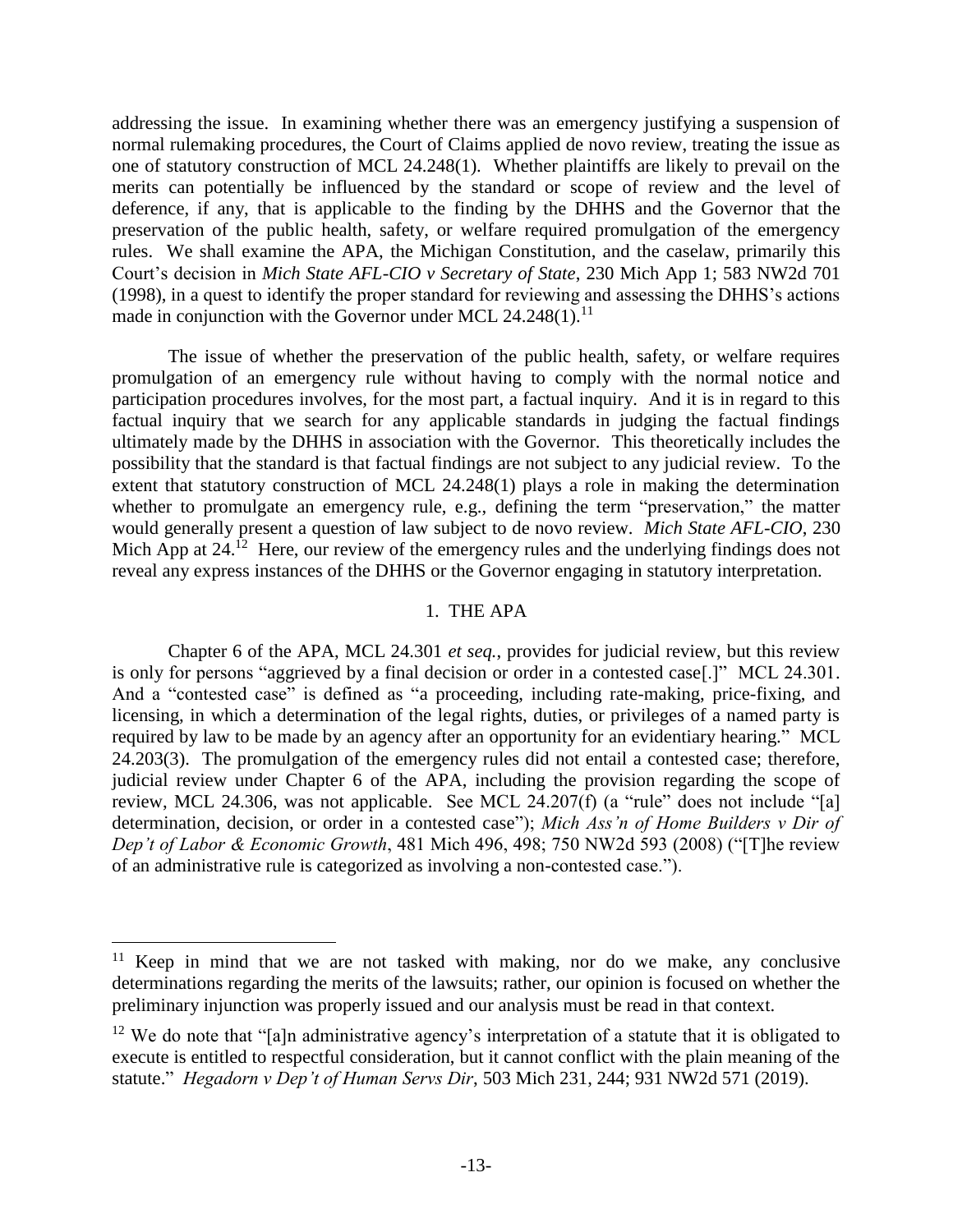addressing the issue. In examining whether there was an emergency justifying a suspension of normal rulemaking procedures, the Court of Claims applied de novo review, treating the issue as one of statutory construction of MCL 24.248(1). Whether plaintiffs are likely to prevail on the merits can potentially be influenced by the standard or scope of review and the level of deference, if any, that is applicable to the finding by the DHHS and the Governor that the preservation of the public health, safety, or welfare required promulgation of the emergency rules. We shall examine the APA, the Michigan Constitution, and the caselaw, primarily this Court's decision in *Mich State AFL-CIO v Secretary of State*, 230 Mich App 1; 583 NW2d 701 (1998), in a quest to identify the proper standard for reviewing and assessing the DHHS's actions made in conjunction with the Governor under MCL 24.248(1).[11]

The issue of whether the preservation of the public health, safety, or welfare requires promulgation of an emergency rule without having to comply with the normal notice and participation procedures involves, for the most part, a factual inquiry. And it is in regard to this factual inquiry that we search for any applicable standards in judging the factual findings ultimately made by the DHHS in association with the Governor. This theoretically includes the possibility that the standard is that factual findings are not subject to any judicial review. To the extent that statutory construction of MCL 24.248(1) plays a role in making the determination whether to promulgate an emergency rule, e.g., defining the term "preservation," the matter would generally present a question of law subject to de novo review. *Mich State AFL-CIO*, 230 Mich App at 24.[12] Here, our review of the emergency rules and the underlying findings does not reveal any express instances of the DHHS or the Governor engaging in statutory interpretation.

### 1. THE APA

Chapter 6 of the APA, MCL 24.301 *et seq.*, provides for judicial review, but this review is only for persons "aggrieved by a final decision or order in a contested case[.]" MCL 24.301. And a "contested case" is defined as "a proceeding, including rate-making, price-fixing, and licensing, in which a determination of the legal rights, duties, or privileges of a named party is required by law to be made by an agency after an opportunity for an evidentiary hearing." MCL 24.203(3). The promulgation of the emergency rules did not entail a contested case; therefore, judicial review under Chapter 6 of the APA, including the provision regarding the scope of review, MCL 24.306, was not applicable. See MCL 24.207(f) (a "rule" does not include "[a] determination, decision, or order in a contested case"); *Mich Ass'n of Home Builders v Dir of Dep't of Labor & Economic Growth*, 481 Mich 496, 498; 750 NW2d 593 (2008) ("[T]he review of an administrative rule is categorized as involving a non-contested case.").

---

[11] Keep in mind that we are not tasked with making, nor do we make, any conclusive determinations regarding the merits of the lawsuits; rather, our opinion is focused on whether the preliminary injunction was properly issued and our analysis must be read in that context.

[12] We do note that "[a]n administrative agency's interpretation of a statute that it is obligated to execute is entitled to respectful consideration, but it cannot conflict with the plain meaning of the statute." *Hegadorn v Dep't of Human Servs Dir*, 503 Mich 231, 244; 931 NW2d 571 (2019).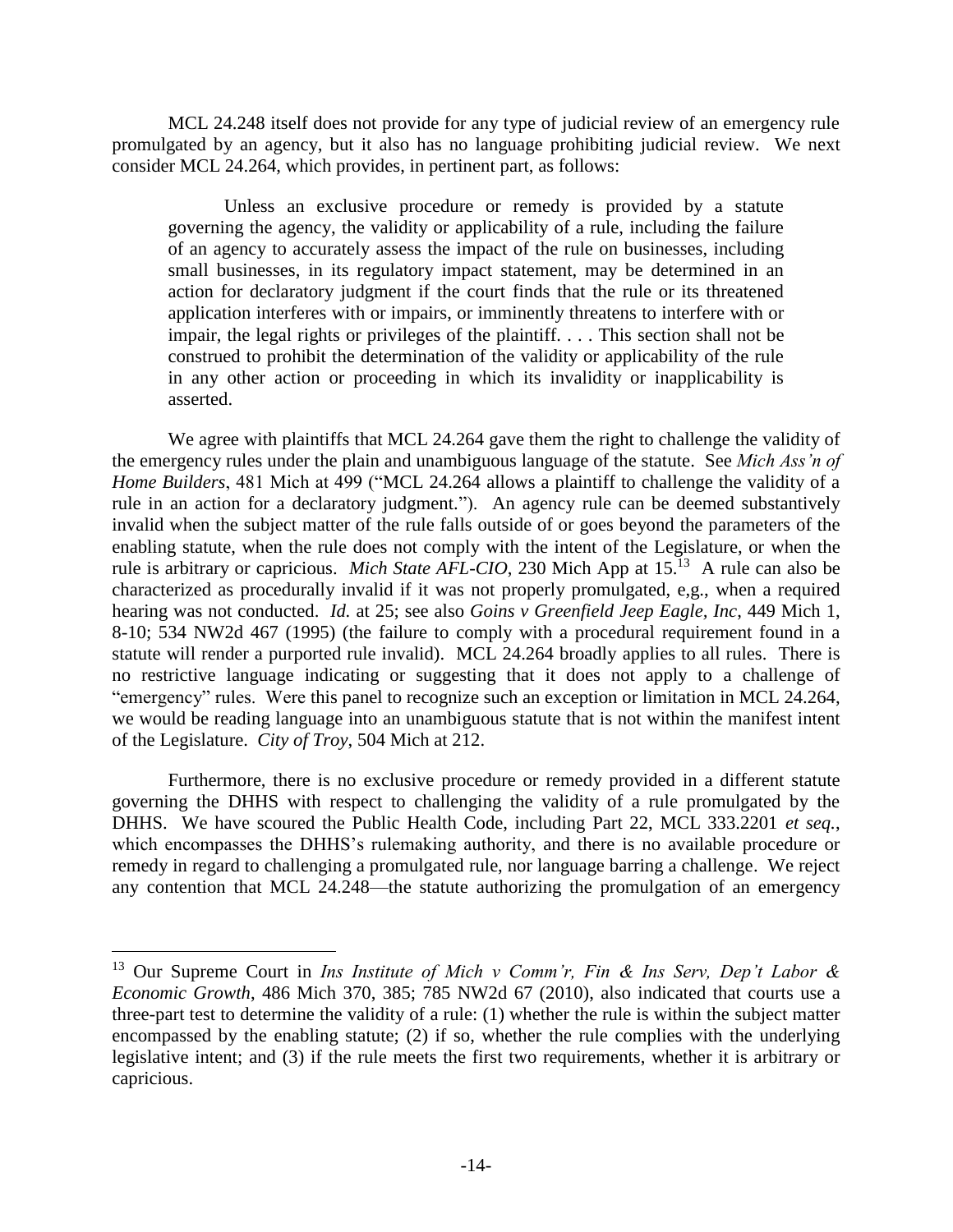MCL 24.248 itself does not provide for any type of judicial review of an emergency rule promulgated by an agency, but it also has no language prohibiting judicial review. We next consider MCL 24.264, which provides, in pertinent part, as follows:

> Unless an exclusive procedure or remedy is provided by a statute governing the agency, the validity or applicability of a rule, including the failure of an agency to accurately assess the impact of the rule on businesses, including small businesses, in its regulatory impact statement, may be determined in an action for declaratory judgment if the court finds that the rule or its threatened application interferes with or impairs, or imminently threatens to interfere with or impair, the legal rights or privileges of the plaintiff. . . . This section shall not be construed to prohibit the determination of the validity or applicability of the rule in any other action or proceeding in which its invalidity or inapplicability is asserted.

We agree with plaintiffs that MCL 24.264 gave them the right to challenge the validity of the emergency rules under the plain and unambiguous language of the statute. See *Mich Ass'n of Home Builders*, 481 Mich at 499 ("MCL 24.264 allows a plaintiff to challenge the validity of a rule in an action for a declaratory judgment."). An agency rule can be deemed substantively invalid when the subject matter of the rule falls outside of or goes beyond the parameters of the enabling statute, when the rule does not comply with the intent of the Legislature, or when the rule is arbitrary or capricious. *Mich State AFL-CIO*, 230 Mich App at 15.[13] A rule can also be characterized as procedurally invalid if it was not properly promulgated, e,g., when a required hearing was not conducted. *Id.* at 25; see also *Goins v Greenfield Jeep Eagle, Inc*, 449 Mich 1, 8-10; 534 NW2d 467 (1995) (the failure to comply with a procedural requirement found in a statute will render a purported rule invalid). MCL 24.264 broadly applies to all rules. There is no restrictive language indicating or suggesting that it does not apply to a challenge of "emergency" rules. Were this panel to recognize such an exception or limitation in MCL 24.264, we would be reading language into an unambiguous statute that is not within the manifest intent of the Legislature. *City of Troy*, 504 Mich at 212.

Furthermore, there is no exclusive procedure or remedy provided in a different statute governing the DHHS with respect to challenging the validity of a rule promulgated by the DHHS. We have scoured the Public Health Code, including Part 22, MCL 333.2201 *et seq.*, which encompasses the DHHS's rulemaking authority, and there is no available procedure or remedy in regard to challenging a promulgated rule, nor language barring a challenge. We reject any contention that MCL 24.248—the statute authorizing the promulgation of an emergency

---

[13] Our Supreme Court in *Ins Institute of Mich v Comm'r, Fin & Ins Serv, Dep't Labor & Economic Growth*, 486 Mich 370, 385; 785 NW2d 67 (2010), also indicated that courts use a three-part test to determine the validity of a rule: (1) whether the rule is within the subject matter encompassed by the enabling statute; (2) if so, whether the rule complies with the underlying legislative intent; and (3) if the rule meets the first two requirements, whether it is arbitrary or capricious.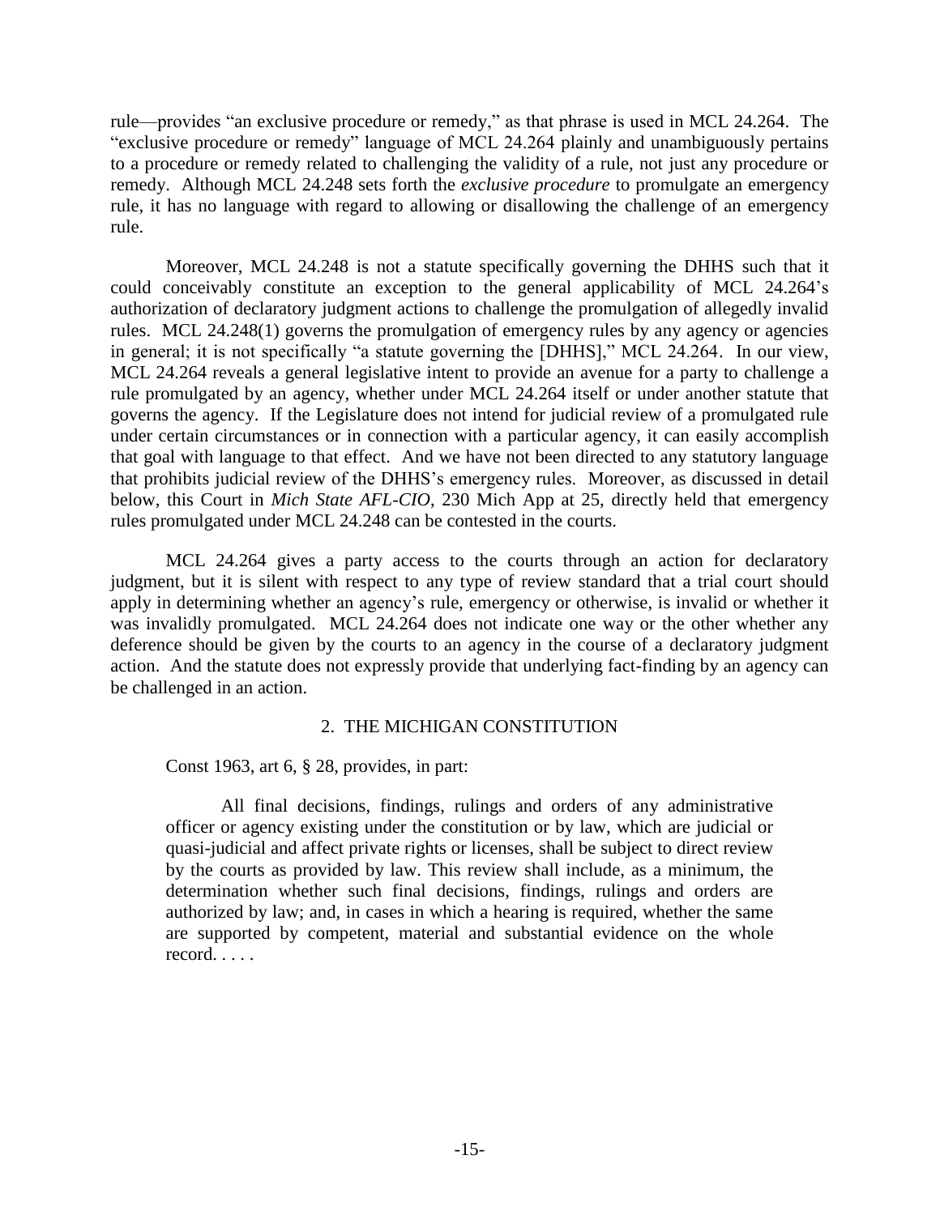rule—provides "an exclusive procedure or remedy," as that phrase is used in MCL 24.264. The "exclusive procedure or remedy" language of MCL 24.264 plainly and unambiguously pertains to a procedure or remedy related to challenging the validity of a rule, not just any procedure or remedy. Although MCL 24.248 sets forth the *exclusive procedure* to promulgate an emergency rule, it has no language with regard to allowing or disallowing the challenge of an emergency rule.

Moreover, MCL 24.248 is not a statute specifically governing the DHHS such that it could conceivably constitute an exception to the general applicability of MCL 24.264's authorization of declaratory judgment actions to challenge the promulgation of allegedly invalid rules. MCL 24.248(1) governs the promulgation of emergency rules by any agency or agencies in general; it is not specifically "a statute governing the [DHHS]," MCL 24.264. In our view, MCL 24.264 reveals a general legislative intent to provide an avenue for a party to challenge a rule promulgated by an agency, whether under MCL 24.264 itself or under another statute that governs the agency. If the Legislature does not intend for judicial review of a promulgated rule under certain circumstances or in connection with a particular agency, it can easily accomplish that goal with language to that effect. And we have not been directed to any statutory language that prohibits judicial review of the DHHS's emergency rules. Moreover, as discussed in detail below, this Court in *Mich State AFL-CIO*, 230 Mich App at 25, directly held that emergency rules promulgated under MCL 24.248 can be contested in the courts.

MCL 24.264 gives a party access to the courts through an action for declaratory judgment, but it is silent with respect to any type of review standard that a trial court should apply in determining whether an agency's rule, emergency or otherwise, is invalid or whether it was invalidly promulgated. MCL 24.264 does not indicate one way or the other whether any deference should be given by the courts to an agency in the course of a declaratory judgment action. And the statute does not expressly provide that underlying fact-finding by an agency can be challenged in an action.

### 2. THE MICHIGAN CONSTITUTION

Const 1963, art 6, § 28, provides, in part:

> All final decisions, findings, rulings and orders of any administrative officer or agency existing under the constitution or by law, which are judicial or quasi-judicial and affect private rights or licenses, shall be subject to direct review by the courts as provided by law. This review shall include, as a minimum, the determination whether such final decisions, findings, rulings and orders are authorized by law; and, in cases in which a hearing is required, whether the same are supported by competent, material and substantial evidence on the whole record. . . . .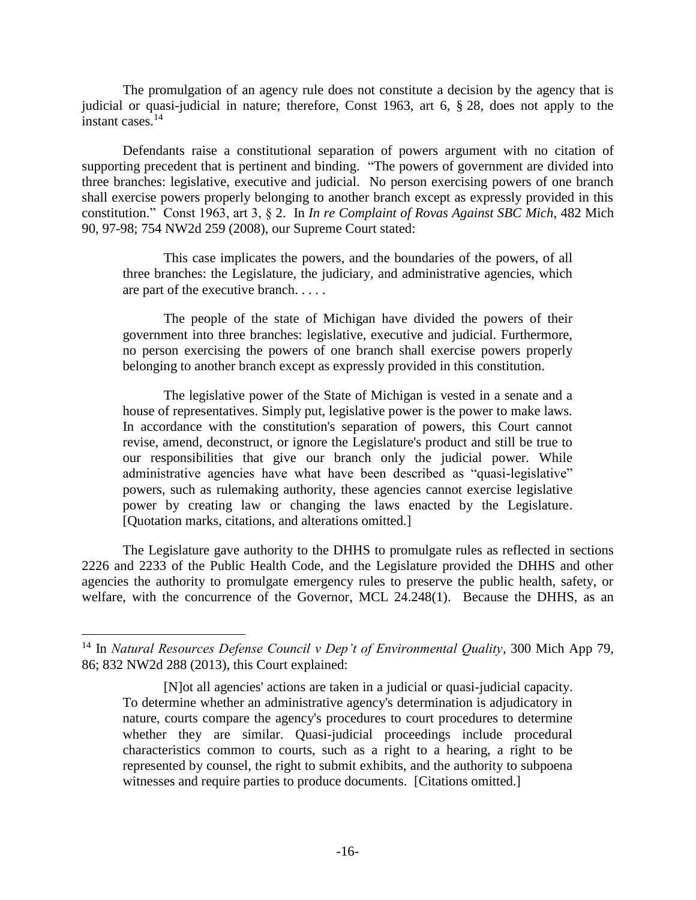The promulgation of an agency rule does not constitute a decision by the agency that is judicial or quasi-judicial in nature; therefore, Const 1963, art 6, § 28, does not apply to the instant cases.[14]

Defendants raise a constitutional separation of powers argument with no citation of supporting precedent that is pertinent and binding. "The powers of government are divided into three branches: legislative, executive and judicial. No person exercising powers of one branch shall exercise powers properly belonging to another branch except as expressly provided in this constitution." Const 1963, art 3, § 2. In *In re Complaint of Rovas Against SBC Mich*, 482 Mich 90, 97-98; 754 NW2d 259 (2008), our Supreme Court stated:

> This case implicates the powers, and the boundaries of the powers, of all three branches: the Legislature, the judiciary, and administrative agencies, which are part of the executive branch. . . . .
>
> The people of the state of Michigan have divided the powers of their government into three branches: legislative, executive and judicial. Furthermore, no person exercising the powers of one branch shall exercise powers properly belonging to another branch except as expressly provided in this constitution.
>
> The legislative power of the State of Michigan is vested in a senate and a house of representatives. Simply put, legislative power is the power to make laws. In accordance with the constitution's separation of powers, this Court cannot revise, amend, deconstruct, or ignore the Legislature's product and still be true to our responsibilities that give our branch only the judicial power. While administrative agencies have what have been described as "quasi-legislative" powers, such as rulemaking authority, these agencies cannot exercise legislative power by creating law or changing the laws enacted by the Legislature. [Quotation marks, citations, and alterations omitted.]

The Legislature gave authority to the DHHS to promulgate rules as reflected in sections 2226 and 2233 of the Public Health Code, and the Legislature provided the DHHS and other agencies the authority to promulgate emergency rules to preserve the public health, safety, or welfare, with the concurrence of the Governor, MCL 24.248(1). Because the DHHS, as an

---

[14] In *Natural Resources Defense Council v Dep't of Environmental Quality*, 300 Mich App 79, 86; 832 NW2d 288 (2013), this Court explained:

> [N]ot all agencies' actions are taken in a judicial or quasi-judicial capacity. To determine whether an administrative agency's determination is adjudicatory in nature, courts compare the agency's procedures to court procedures to determine whether they are similar. Quasi-judicial proceedings include procedural characteristics common to courts, such as a right to a hearing, a right to be represented by counsel, the right to submit exhibits, and the authority to subpoena witnesses and require parties to produce documents. [Citations omitted.]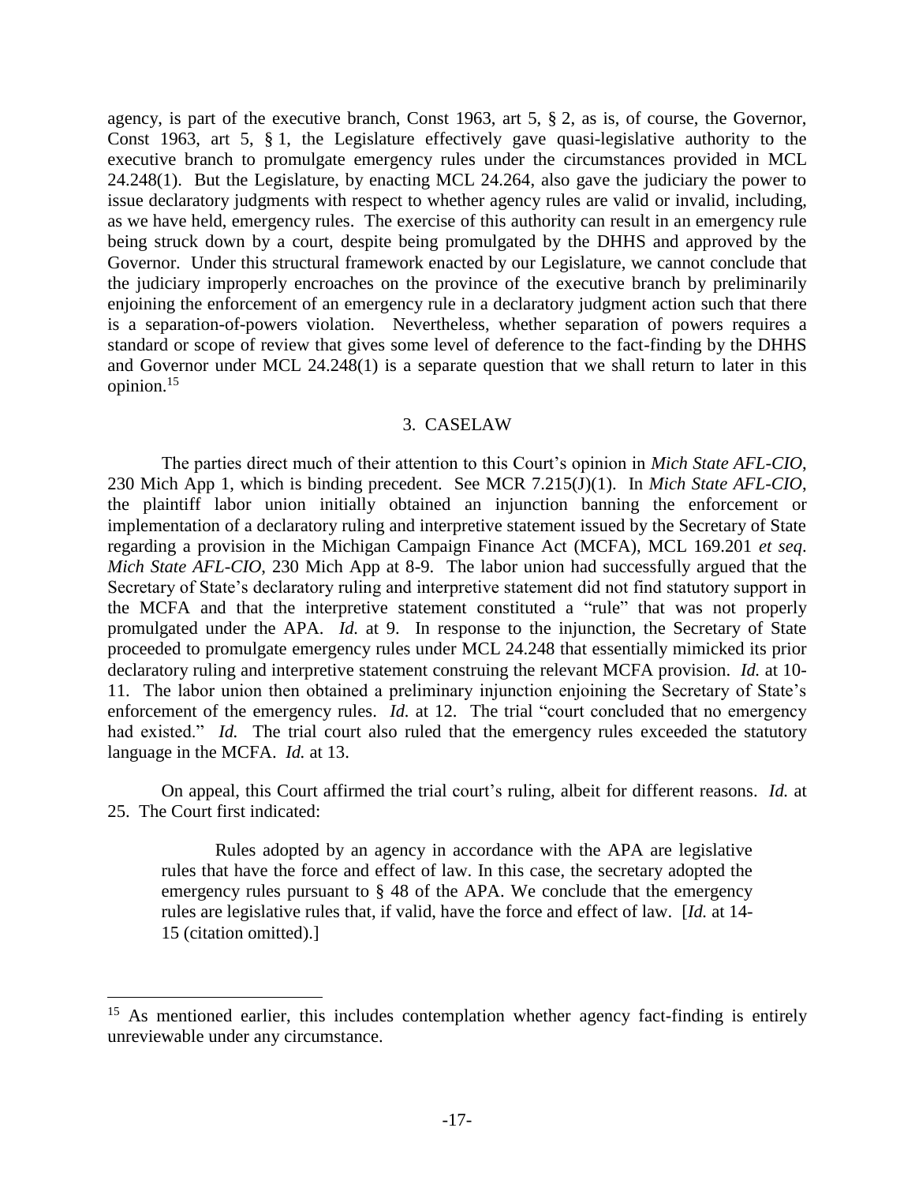agency, is part of the executive branch, Const 1963, art 5, § 2, as is, of course, the Governor, Const 1963, art 5, § 1, the Legislature effectively gave quasi-legislative authority to the executive branch to promulgate emergency rules under the circumstances provided in MCL 24.248(1). But the Legislature, by enacting MCL 24.264, also gave the judiciary the power to issue declaratory judgments with respect to whether agency rules are valid or invalid, including, as we have held, emergency rules. The exercise of this authority can result in an emergency rule being struck down by a court, despite being promulgated by the DHHS and approved by the Governor. Under this structural framework enacted by our Legislature, we cannot conclude that the judiciary improperly encroaches on the province of the executive branch by preliminarily enjoining the enforcement of an emergency rule in a declaratory judgment action such that there is a separation-of-powers violation. Nevertheless, whether separation of powers requires a standard or scope of review that gives some level of deference to the fact-finding by the DHHS and Governor under MCL 24.248(1) is a separate question that we shall return to later in this opinion.[15]

### 3. CASELAW

The parties direct much of their attention to this Court's opinion in *Mich State AFL-CIO*, 230 Mich App 1, which is binding precedent. See MCR 7.215(J)(1). In *Mich State AFL-CIO*, the plaintiff labor union initially obtained an injunction banning the enforcement or implementation of a declaratory ruling and interpretive statement issued by the Secretary of State regarding a provision in the Michigan Campaign Finance Act (MCFA), MCL 169.201 *et seq*. *Mich State AFL-CIO*, 230 Mich App at 8-9. The labor union had successfully argued that the Secretary of State's declaratory ruling and interpretive statement did not find statutory support in the MCFA and that the interpretive statement constituted a "rule" that was not properly promulgated under the APA. *Id.* at 9. In response to the injunction, the Secretary of State proceeded to promulgate emergency rules under MCL 24.248 that essentially mimicked its prior declaratory ruling and interpretive statement construing the relevant MCFA provision. *Id.* at 10-11. The labor union then obtained a preliminary injunction enjoining the Secretary of State's enforcement of the emergency rules. *Id.* at 12. The trial "court concluded that no emergency had existed." *Id.* The trial court also ruled that the emergency rules exceeded the statutory language in the MCFA. *Id.* at 13.

On appeal, this Court affirmed the trial court's ruling, albeit for different reasons. *Id.* at 25. The Court first indicated:

> Rules adopted by an agency in accordance with the APA are legislative rules that have the force and effect of law. In this case, the secretary adopted the emergency rules pursuant to § 48 of the APA. We conclude that the emergency rules are legislative rules that, if valid, have the force and effect of law. [*Id.* at 14-15 (citation omitted).]

---

[15] As mentioned earlier, this includes contemplation whether agency fact-finding is entirely unreviewable under any circumstance.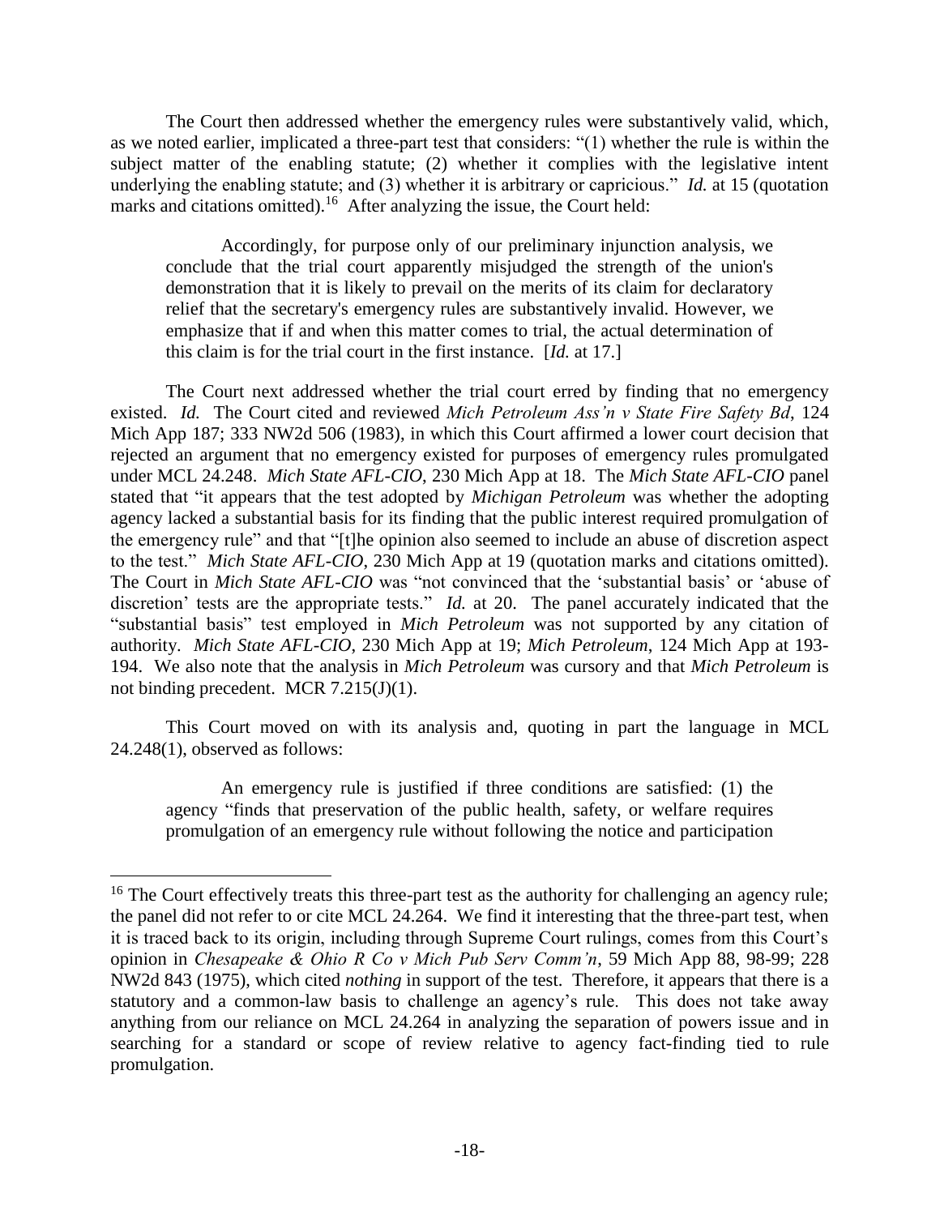The Court then addressed whether the emergency rules were substantively valid, which, as we noted earlier, implicated a three-part test that considers: "(1) whether the rule is within the subject matter of the enabling statute; (2) whether it complies with the legislative intent underlying the enabling statute; and (3) whether it is arbitrary or capricious." *Id.* at 15 (quotation marks and citations omitted).[16] After analyzing the issue, the Court held:

> Accordingly, for purpose only of our preliminary injunction analysis, we conclude that the trial court apparently misjudged the strength of the union's demonstration that it is likely to prevail on the merits of its claim for declaratory relief that the secretary's emergency rules are substantively invalid. However, we emphasize that if and when this matter comes to trial, the actual determination of this claim is for the trial court in the first instance. [*Id.* at 17.]

The Court next addressed whether the trial court erred by finding that no emergency existed. *Id.* The Court cited and reviewed *Mich Petroleum Ass'n v State Fire Safety Bd*, 124 Mich App 187; 333 NW2d 506 (1983), in which this Court affirmed a lower court decision that rejected an argument that no emergency existed for purposes of emergency rules promulgated under MCL 24.248. *Mich State AFL-CIO*, 230 Mich App at 18. The *Mich State AFL-CIO* panel stated that "it appears that the test adopted by *Michigan Petroleum* was whether the adopting agency lacked a substantial basis for its finding that the public interest required promulgation of the emergency rule" and that "[t]he opinion also seemed to include an abuse of discretion aspect to the test." *Mich State AFL-CIO*, 230 Mich App at 19 (quotation marks and citations omitted). The Court in *Mich State AFL-CIO* was "not convinced that the 'substantial basis' or 'abuse of discretion' tests are the appropriate tests." *Id.* at 20. The panel accurately indicated that the "substantial basis" test employed in *Mich Petroleum* was not supported by any citation of authority. *Mich State AFL-CIO*, 230 Mich App at 19; *Mich Petroleum*, 124 Mich App at 193-194. We also note that the analysis in *Mich Petroleum* was cursory and that *Mich Petroleum* is not binding precedent. MCR 7.215(J)(1).

This Court moved on with its analysis and, quoting in part the language in MCL 24.248(1), observed as follows:

> An emergency rule is justified if three conditions are satisfied: (1) the agency "finds that preservation of the public health, safety, or welfare requires promulgation of an emergency rule without following the notice and participation

---

[16] The Court effectively treats this three-part test as the authority for challenging an agency rule; the panel did not refer to or cite MCL 24.264. We find it interesting that the three-part test, when it is traced back to its origin, including through Supreme Court rulings, comes from this Court's opinion in *Chesapeake & Ohio R Co v Mich Pub Serv Comm'n*, 59 Mich App 88, 98-99; 228 NW2d 843 (1975), which cited *nothing* in support of the test. Therefore, it appears that there is a statutory and a common-law basis to challenge an agency's rule. This does not take away anything from our reliance on MCL 24.264 in analyzing the separation of powers issue and in searching for a standard or scope of review relative to agency fact-finding tied to rule promulgation.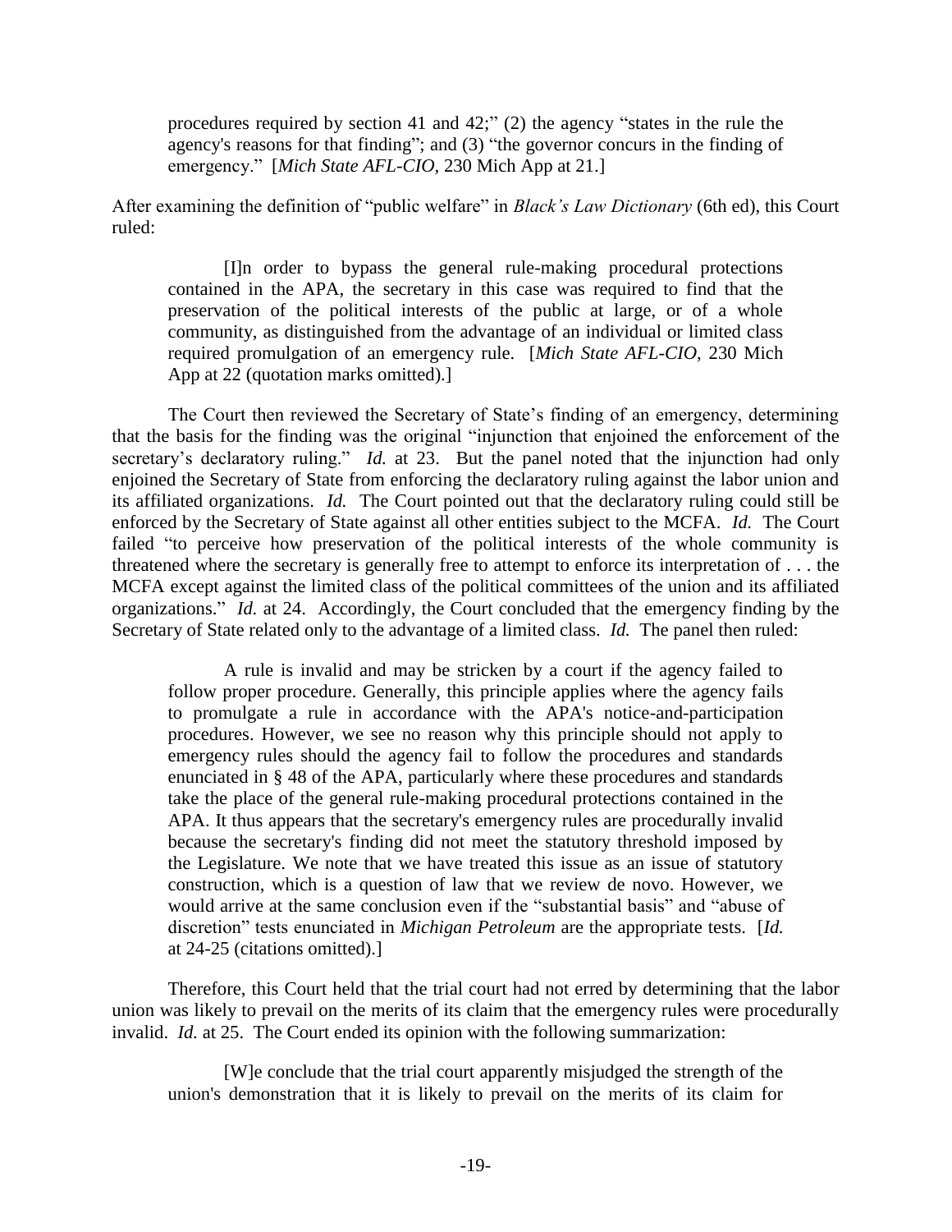> procedures required by section 41 and 42;" (2) the agency "states in the rule the agency's reasons for that finding"; and (3) "the governor concurs in the finding of emergency." [*Mich State AFL-CIO*, 230 Mich App at 21.]

After examining the definition of "public welfare" in *Black's Law Dictionary* (6th ed), this Court ruled:

> [I]n order to bypass the general rule-making procedural protections contained in the APA, the secretary in this case was required to find that the preservation of the political interests of the public at large, or of a whole community, as distinguished from the advantage of an individual or limited class required promulgation of an emergency rule. [*Mich State AFL-CIO*, 230 Mich App at 22 (quotation marks omitted).]

The Court then reviewed the Secretary of State's finding of an emergency, determining that the basis for the finding was the original "injunction that enjoined the enforcement of the secretary's declaratory ruling." *Id.* at 23. But the panel noted that the injunction had only enjoined the Secretary of State from enforcing the declaratory ruling against the labor union and its affiliated organizations. *Id.* The Court pointed out that the declaratory ruling could still be enforced by the Secretary of State against all other entities subject to the MCFA. *Id.* The Court failed "to perceive how preservation of the political interests of the whole community is threatened where the secretary is generally free to attempt to enforce its interpretation of . . . the MCFA except against the limited class of the political committees of the union and its affiliated organizations." *Id.* at 24. Accordingly, the Court concluded that the emergency finding by the Secretary of State related only to the advantage of a limited class. *Id.* The panel then ruled:

> A rule is invalid and may be stricken by a court if the agency failed to follow proper procedure. Generally, this principle applies where the agency fails to promulgate a rule in accordance with the APA's notice-and-participation procedures. However, we see no reason why this principle should not apply to emergency rules should the agency fail to follow the procedures and standards enunciated in § 48 of the APA, particularly where these procedures and standards take the place of the general rule-making procedural protections contained in the APA. It thus appears that the secretary's emergency rules are procedurally invalid because the secretary's finding did not meet the statutory threshold imposed by the Legislature. We note that we have treated this issue as an issue of statutory construction, which is a question of law that we review de novo. However, we would arrive at the same conclusion even if the "substantial basis" and "abuse of discretion" tests enunciated in *Michigan Petroleum* are the appropriate tests. [*Id.* at 24-25 (citations omitted).]

Therefore, this Court held that the trial court had not erred by determining that the labor union was likely to prevail on the merits of its claim that the emergency rules were procedurally invalid. *Id.* at 25. The Court ended its opinion with the following summarization:

> [W]e conclude that the trial court apparently misjudged the strength of the union's demonstration that it is likely to prevail on the merits of its claim for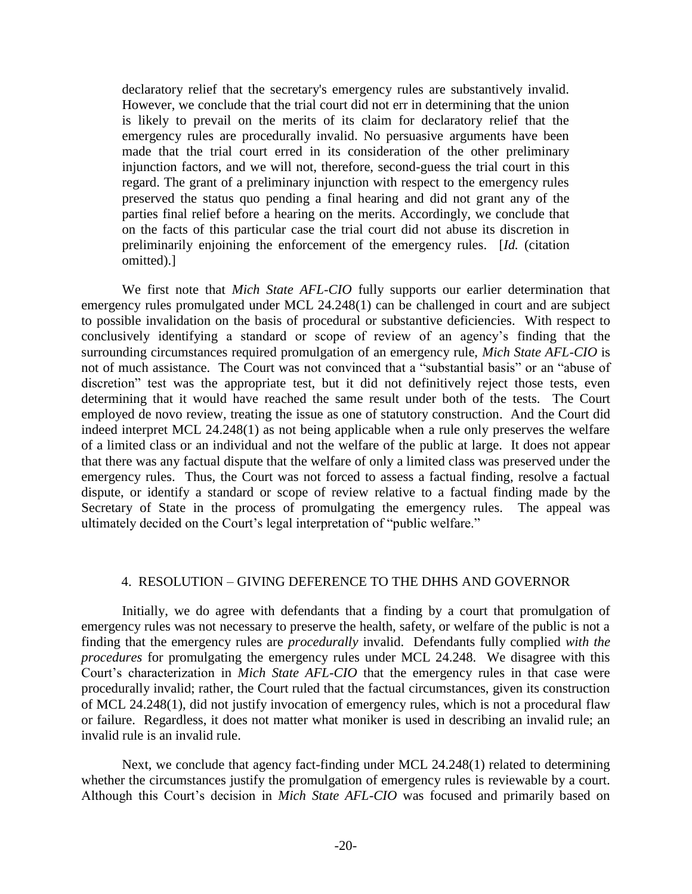> declaratory relief that the secretary's emergency rules are substantively invalid. However, we conclude that the trial court did not err in determining that the union is likely to prevail on the merits of its claim for declaratory relief that the emergency rules are procedurally invalid. No persuasive arguments have been made that the trial court erred in its consideration of the other preliminary injunction factors, and we will not, therefore, second-guess the trial court in this regard. The grant of a preliminary injunction with respect to the emergency rules preserved the status quo pending a final hearing and did not grant any of the parties final relief before a hearing on the merits. Accordingly, we conclude that on the facts of this particular case the trial court did not abuse its discretion in preliminarily enjoining the enforcement of the emergency rules. [*Id.* (citation omitted).]

We first note that *Mich State AFL-CIO* fully supports our earlier determination that emergency rules promulgated under MCL 24.248(1) can be challenged in court and are subject to possible invalidation on the basis of procedural or substantive deficiencies. With respect to conclusively identifying a standard or scope of review of an agency's finding that the surrounding circumstances required promulgation of an emergency rule, *Mich State AFL-CIO* is not of much assistance. The Court was not convinced that a "substantial basis" or an "abuse of discretion" test was the appropriate test, but it did not definitively reject those tests, even determining that it would have reached the same result under both of the tests. The Court employed de novo review, treating the issue as one of statutory construction. And the Court did indeed interpret MCL 24.248(1) as not being applicable when a rule only preserves the welfare of a limited class or an individual and not the welfare of the public at large. It does not appear that there was any factual dispute that the welfare of only a limited class was preserved under the emergency rules. Thus, the Court was not forced to assess a factual finding, resolve a factual dispute, or identify a standard or scope of review relative to a factual finding made by the Secretary of State in the process of promulgating the emergency rules. The appeal was ultimately decided on the Court's legal interpretation of "public welfare."

#### 4. RESOLUTION – GIVING DEFERENCE TO THE DHHS AND GOVERNOR

Initially, we do agree with defendants that a finding by a court that promulgation of emergency rules was not necessary to preserve the health, safety, or welfare of the public is not a finding that the emergency rules are *procedurally* invalid. Defendants fully complied *with the procedures* for promulgating the emergency rules under MCL 24.248. We disagree with this Court's characterization in *Mich State AFL-CIO* that the emergency rules in that case were procedurally invalid; rather, the Court ruled that the factual circumstances, given its construction of MCL 24.248(1), did not justify invocation of emergency rules, which is not a procedural flaw or failure. Regardless, it does not matter what moniker is used in describing an invalid rule; an invalid rule is an invalid rule.

Next, we conclude that agency fact-finding under MCL 24.248(1) related to determining whether the circumstances justify the promulgation of emergency rules is reviewable by a court. Although this Court's decision in *Mich State AFL-CIO* was focused and primarily based on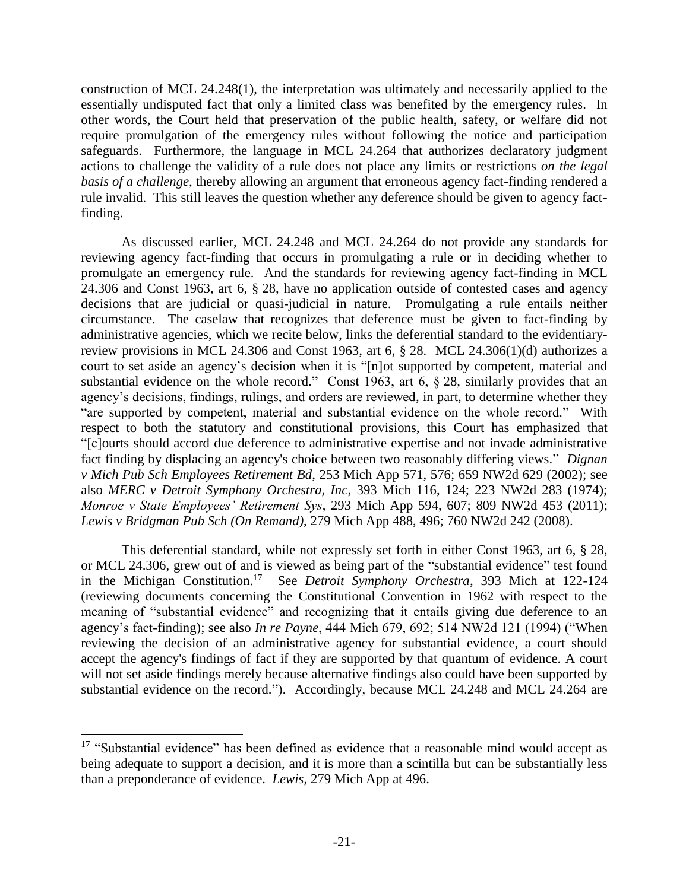construction of MCL 24.248(1), the interpretation was ultimately and necessarily applied to the essentially undisputed fact that only a limited class was benefited by the emergency rules. In other words, the Court held that preservation of the public health, safety, or welfare did not require promulgation of the emergency rules without following the notice and participation safeguards. Furthermore, the language in MCL 24.264 that authorizes declaratory judgment actions to challenge the validity of a rule does not place any limits or restrictions *on the legal basis of a challenge*, thereby allowing an argument that erroneous agency fact-finding rendered a rule invalid. This still leaves the question whether any deference should be given to agency fact-finding.

As discussed earlier, MCL 24.248 and MCL 24.264 do not provide any standards for reviewing agency fact-finding that occurs in promulgating a rule or in deciding whether to promulgate an emergency rule. And the standards for reviewing agency fact-finding in MCL 24.306 and Const 1963, art 6, § 28, have no application outside of contested cases and agency decisions that are judicial or quasi-judicial in nature. Promulgating a rule entails neither circumstance. The caselaw that recognizes that deference must be given to fact-finding by administrative agencies, which we recite below, links the deferential standard to the evidentiary-review provisions in MCL 24.306 and Const 1963, art 6, § 28. MCL 24.306(1)(d) authorizes a court to set aside an agency's decision when it is "[n]ot supported by competent, material and substantial evidence on the whole record." Const 1963, art 6, § 28, similarly provides that an agency's decisions, findings, rulings, and orders are reviewed, in part, to determine whether they "are supported by competent, material and substantial evidence on the whole record." With respect to both the statutory and constitutional provisions, this Court has emphasized that "[c]ourts should accord due deference to administrative expertise and not invade administrative fact finding by displacing an agency's choice between two reasonably differing views." *Dignan v Mich Pub Sch Employees Retirement Bd*, 253 Mich App 571, 576; 659 NW2d 629 (2002); see also *MERC v Detroit Symphony Orchestra, Inc*, 393 Mich 116, 124; 223 NW2d 283 (1974); *Monroe v State Employees' Retirement Sys*, 293 Mich App 594, 607; 809 NW2d 453 (2011); *Lewis v Bridgman Pub Sch (On Remand)*, 279 Mich App 488, 496; 760 NW2d 242 (2008).

This deferential standard, while not expressly set forth in either Const 1963, art 6, § 28, or MCL 24.306, grew out of and is viewed as being part of the "substantial evidence" test found in the Michigan Constitution.[17] See *Detroit Symphony Orchestra*, 393 Mich at 122-124 (reviewing documents concerning the Constitutional Convention in 1962 with respect to the meaning of "substantial evidence" and recognizing that it entails giving due deference to an agency's fact-finding); see also *In re Payne*, 444 Mich 679, 692; 514 NW2d 121 (1994) ("When reviewing the decision of an administrative agency for substantial evidence, a court should accept the agency's findings of fact if they are supported by that quantum of evidence. A court will not set aside findings merely because alternative findings also could have been supported by substantial evidence on the record."). Accordingly, because MCL 24.248 and MCL 24.264 are

---

[17] "Substantial evidence" has been defined as evidence that a reasonable mind would accept as being adequate to support a decision, and it is more than a scintilla but can be substantially less than a preponderance of evidence. *Lewis*, 279 Mich App at 496.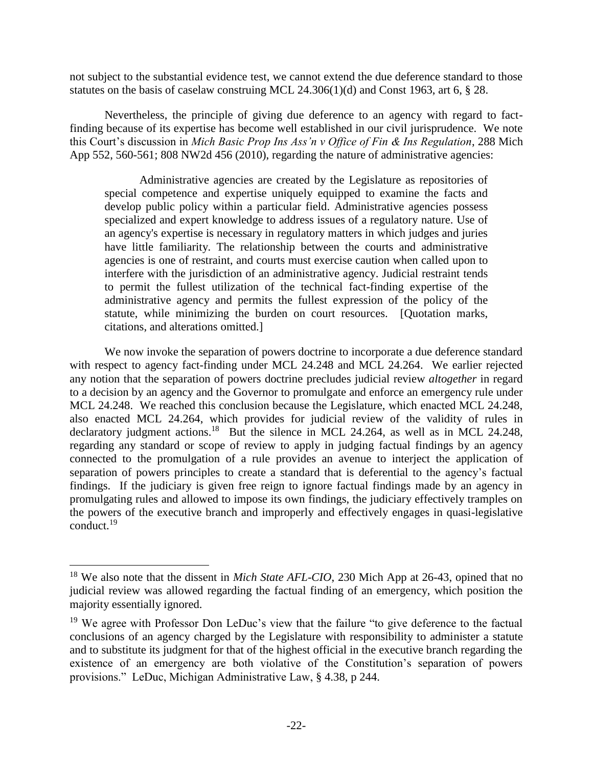not subject to the substantial evidence test, we cannot extend the due deference standard to those statutes on the basis of caselaw construing MCL 24.306(1)(d) and Const 1963, art 6, § 28.

Nevertheless, the principle of giving due deference to an agency with regard to fact-finding because of its expertise has become well established in our civil jurisprudence. We note this Court's discussion in *Mich Basic Prop Ins Ass'n v Office of Fin & Ins Regulation*, 288 Mich App 552, 560-561; 808 NW2d 456 (2010), regarding the nature of administrative agencies:

> Administrative agencies are created by the Legislature as repositories of special competence and expertise uniquely equipped to examine the facts and develop public policy within a particular field. Administrative agencies possess specialized and expert knowledge to address issues of a regulatory nature. Use of an agency's expertise is necessary in regulatory matters in which judges and juries have little familiarity. The relationship between the courts and administrative agencies is one of restraint, and courts must exercise caution when called upon to interfere with the jurisdiction of an administrative agency. Judicial restraint tends to permit the fullest utilization of the technical fact-finding expertise of the administrative agency and permits the fullest expression of the policy of the statute, while minimizing the burden on court resources. [Quotation marks, citations, and alterations omitted.]

We now invoke the separation of powers doctrine to incorporate a due deference standard with respect to agency fact-finding under MCL 24.248 and MCL 24.264. We earlier rejected any notion that the separation of powers doctrine precludes judicial review *altogether* in regard to a decision by an agency and the Governor to promulgate and enforce an emergency rule under MCL 24.248. We reached this conclusion because the Legislature, which enacted MCL 24.248, also enacted MCL 24.264, which provides for judicial review of the validity of rules in declaratory judgment actions.[18] But the silence in MCL 24.264, as well as in MCL 24.248, regarding any standard or scope of review to apply in judging factual findings by an agency connected to the promulgation of a rule provides an avenue to interject the application of separation of powers principles to create a standard that is deferential to the agency's factual findings. If the judiciary is given free reign to ignore factual findings made by an agency in promulgating rules and allowed to impose its own findings, the judiciary effectively tramples on the powers of the executive branch and improperly and effectively engages in quasi-legislative conduct.[19]

---

[18] We also note that the dissent in *Mich State AFL-CIO*, 230 Mich App at 26-43, opined that no judicial review was allowed regarding the factual finding of an emergency, which position the majority essentially ignored.

[19] We agree with Professor Don LeDuc's view that the failure "to give deference to the factual conclusions of an agency charged by the Legislature with responsibility to administer a statute and to substitute its judgment for that of the highest official in the executive branch regarding the existence of an emergency are both violative of the Constitution's separation of powers provisions." LeDuc, Michigan Administrative Law, § 4.38, p 244.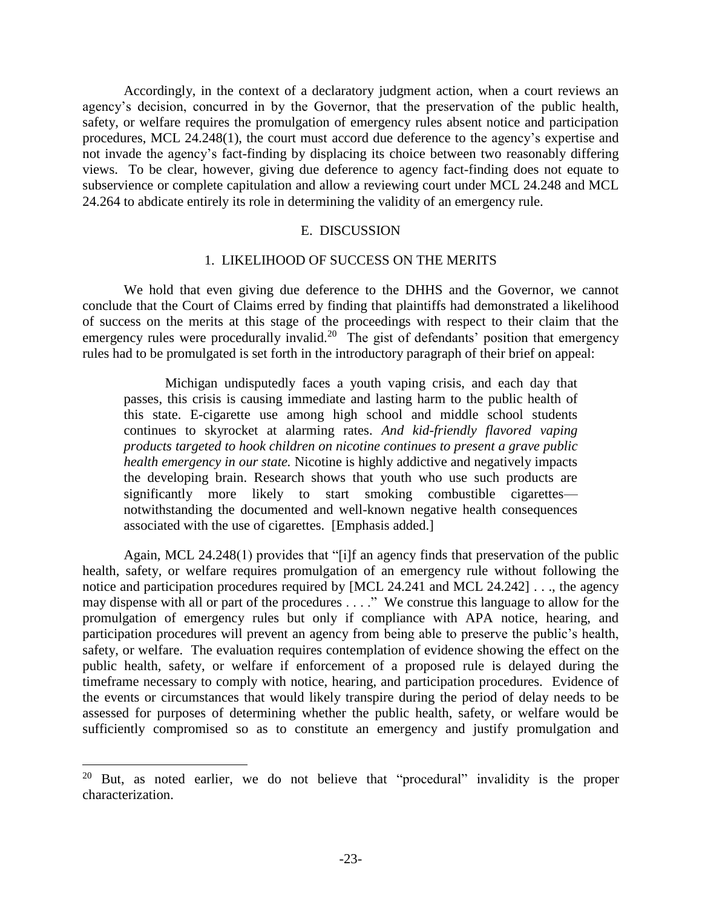Accordingly, in the context of a declaratory judgment action, when a court reviews an agency's decision, concurred in by the Governor, that the preservation of the public health, safety, or welfare requires the promulgation of emergency rules absent notice and participation procedures, MCL 24.248(1), the court must accord due deference to the agency's expertise and not invade the agency's fact-finding by displacing its choice between two reasonably differing views. To be clear, however, giving due deference to agency fact-finding does not equate to subservience or complete capitulation and allow a reviewing court under MCL 24.248 and MCL 24.264 to abdicate entirely its role in determining the validity of an emergency rule.

## E. DISCUSSION

### 1. LIKELIHOOD OF SUCCESS ON THE MERITS

We hold that even giving due deference to the DHHS and the Governor, we cannot conclude that the Court of Claims erred by finding that plaintiffs had demonstrated a likelihood of success on the merits at this stage of the proceedings with respect to their claim that the emergency rules were procedurally invalid.[20] The gist of defendants' position that emergency rules had to be promulgated is set forth in the introductory paragraph of their brief on appeal:

> Michigan undisputedly faces a youth vaping crisis, and each day that passes, this crisis is causing immediate and lasting harm to the public health of this state. E-cigarette use among high school and middle school students continues to skyrocket at alarming rates. *And kid-friendly flavored vaping products targeted to hook children on nicotine continues to present a grave public health emergency in our state.* Nicotine is highly addictive and negatively impacts the developing brain. Research shows that youth who use such products are significantly more likely to start smoking combustible cigarettes—notwithstanding the documented and well-known negative health consequences associated with the use of cigarettes. [Emphasis added.]

Again, MCL 24.248(1) provides that "[i]f an agency finds that preservation of the public health, safety, or welfare requires promulgation of an emergency rule without following the notice and participation procedures required by [MCL 24.241 and MCL 24.242] . . ., the agency may dispense with all or part of the procedures . . . ." We construe this language to allow for the promulgation of emergency rules but only if compliance with APA notice, hearing, and participation procedures will prevent an agency from being able to preserve the public's health, safety, or welfare. The evaluation requires contemplation of evidence showing the effect on the public health, safety, or welfare if enforcement of a proposed rule is delayed during the timeframe necessary to comply with notice, hearing, and participation procedures. Evidence of the events or circumstances that would likely transpire during the period of delay needs to be assessed for purposes of determining whether the public health, safety, or welfare would be sufficiently compromised so as to constitute an emergency and justify promulgation and

---

[20] But, as noted earlier, we do not believe that "procedural" invalidity is the proper characterization.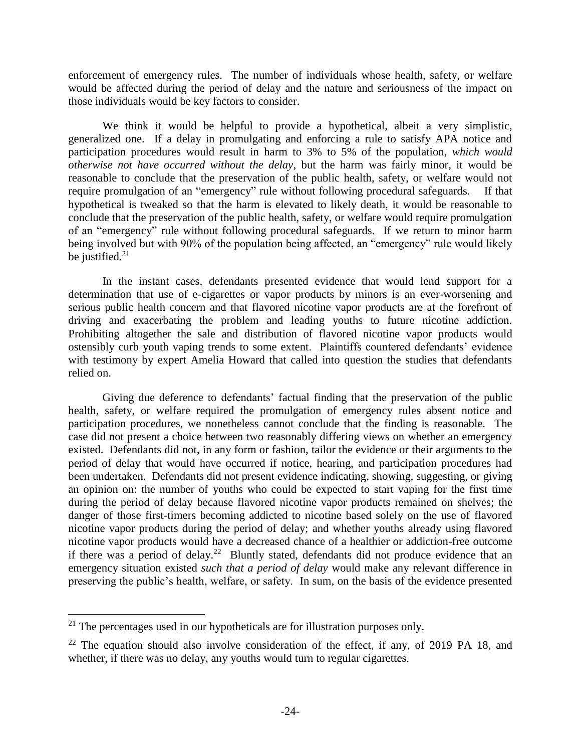enforcement of emergency rules. The number of individuals whose health, safety, or welfare would be affected during the period of delay and the nature and seriousness of the impact on those individuals would be key factors to consider.

We think it would be helpful to provide a hypothetical, albeit a very simplistic, generalized one. If a delay in promulgating and enforcing a rule to satisfy APA notice and participation procedures would result in harm to 3% to 5% of the population, *which would otherwise not have occurred without the delay*, but the harm was fairly minor, it would be reasonable to conclude that the preservation of the public health, safety, or welfare would not require promulgation of an "emergency" rule without following procedural safeguards. If that hypothetical is tweaked so that the harm is elevated to likely death, it would be reasonable to conclude that the preservation of the public health, safety, or welfare would require promulgation of an "emergency" rule without following procedural safeguards. If we return to minor harm being involved but with 90% of the population being affected, an "emergency" rule would likely be justified.[21]

In the instant cases, defendants presented evidence that would lend support for a determination that use of e-cigarettes or vapor products by minors is an ever-worsening and serious public health concern and that flavored nicotine vapor products are at the forefront of driving and exacerbating the problem and leading youths to future nicotine addiction. Prohibiting altogether the sale and distribution of flavored nicotine vapor products would ostensibly curb youth vaping trends to some extent. Plaintiffs countered defendants' evidence with testimony by expert Amelia Howard that called into question the studies that defendants relied on.

Giving due deference to defendants' factual finding that the preservation of the public health, safety, or welfare required the promulgation of emergency rules absent notice and participation procedures, we nonetheless cannot conclude that the finding is reasonable. The case did not present a choice between two reasonably differing views on whether an emergency existed. Defendants did not, in any form or fashion, tailor the evidence or their arguments to the period of delay that would have occurred if notice, hearing, and participation procedures had been undertaken. Defendants did not present evidence indicating, showing, suggesting, or giving an opinion on: the number of youths who could be expected to start vaping for the first time during the period of delay because flavored nicotine vapor products remained on shelves; the danger of those first-timers becoming addicted to nicotine based solely on the use of flavored nicotine vapor products during the period of delay; and whether youths already using flavored nicotine vapor products would have a decreased chance of a healthier or addiction-free outcome if there was a period of delay.[22] Bluntly stated, defendants did not produce evidence that an emergency situation existed *such that a period of delay* would make any relevant difference in preserving the public's health, welfare, or safety. In sum, on the basis of the evidence presented

---

[21] The percentages used in our hypotheticals are for illustration purposes only.

[22] The equation should also involve consideration of the effect, if any, of 2019 PA 18, and whether, if there was no delay, any youths would turn to regular cigarettes.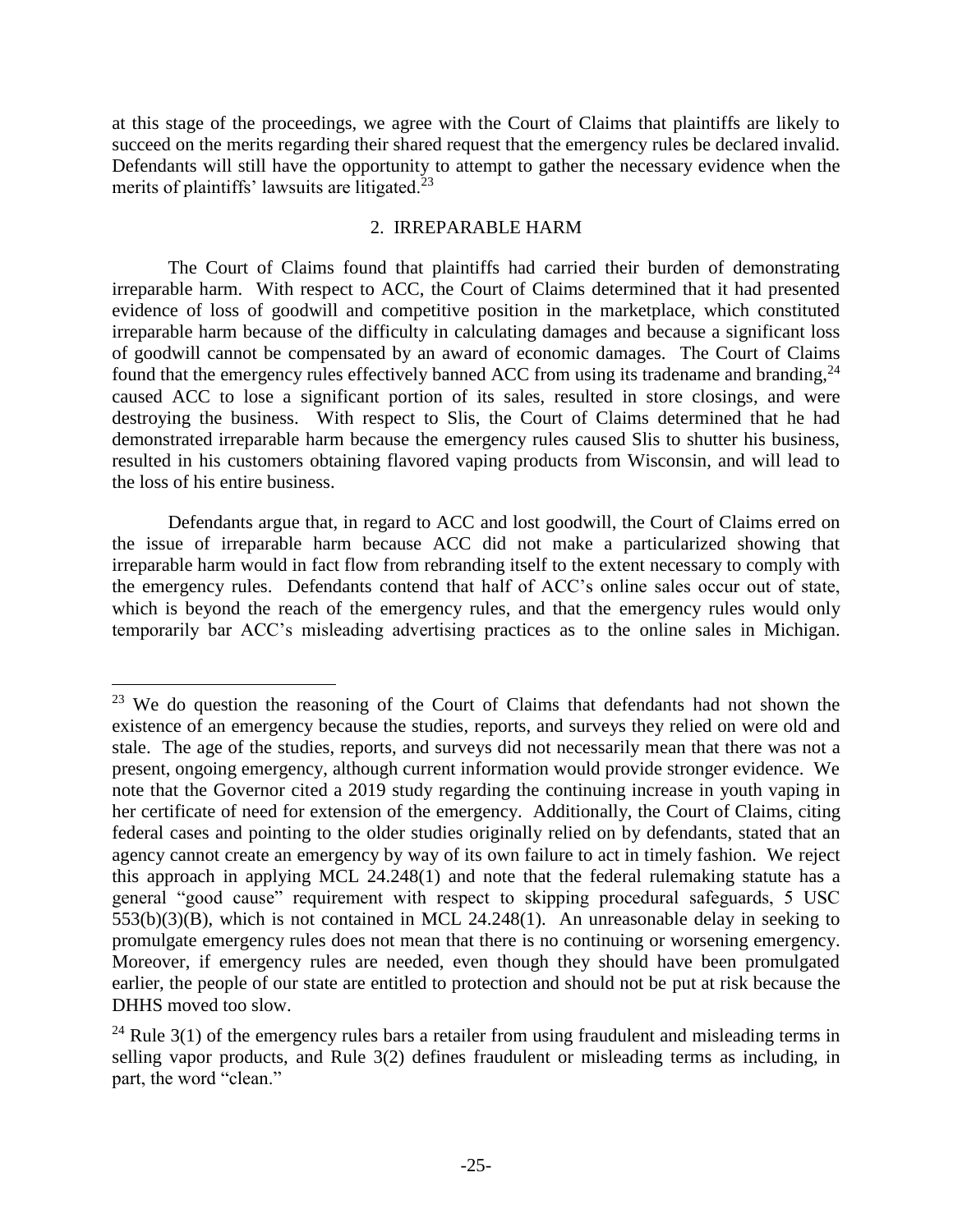at this stage of the proceedings, we agree with the Court of Claims that plaintiffs are likely to succeed on the merits regarding their shared request that the emergency rules be declared invalid. Defendants will still have the opportunity to attempt to gather the necessary evidence when the merits of plaintiffs' lawsuits are litigated.[23]

## 2. IRREPARABLE HARM

The Court of Claims found that plaintiffs had carried their burden of demonstrating irreparable harm. With respect to ACC, the Court of Claims determined that it had presented evidence of loss of goodwill and competitive position in the marketplace, which constituted irreparable harm because of the difficulty in calculating damages and because a significant loss of goodwill cannot be compensated by an award of economic damages. The Court of Claims found that the emergency rules effectively banned ACC from using its tradename and branding,[24] caused ACC to lose a significant portion of its sales, resulted in store closings, and were destroying the business. With respect to Slis, the Court of Claims determined that he had demonstrated irreparable harm because the emergency rules caused Slis to shutter his business, resulted in his customers obtaining flavored vaping products from Wisconsin, and will lead to the loss of his entire business.

Defendants argue that, in regard to ACC and lost goodwill, the Court of Claims erred on the issue of irreparable harm because ACC did not make a particularized showing that irreparable harm would in fact flow from rebranding itself to the extent necessary to comply with the emergency rules. Defendants contend that half of ACC's online sales occur out of state, which is beyond the reach of the emergency rules, and that the emergency rules would only temporarily bar ACC's misleading advertising practices as to the online sales in Michigan.

---

[23] We do question the reasoning of the Court of Claims that defendants had not shown the existence of an emergency because the studies, reports, and surveys they relied on were old and stale. The age of the studies, reports, and surveys did not necessarily mean that there was not a present, ongoing emergency, although current information would provide stronger evidence. We note that the Governor cited a 2019 study regarding the continuing increase in youth vaping in her certificate of need for extension of the emergency. Additionally, the Court of Claims, citing federal cases and pointing to the older studies originally relied on by defendants, stated that an agency cannot create an emergency by way of its own failure to act in timely fashion. We reject this approach in applying MCL 24.248(1) and note that the federal rulemaking statute has a general "good cause" requirement with respect to skipping procedural safeguards, 5 USC 553(b)(3)(B), which is not contained in MCL 24.248(1). An unreasonable delay in seeking to promulgate emergency rules does not mean that there is no continuing or worsening emergency. Moreover, if emergency rules are needed, even though they should have been promulgated earlier, the people of our state are entitled to protection and should not be put at risk because the DHHS moved too slow.

[24] Rule 3(1) of the emergency rules bars a retailer from using fraudulent and misleading terms in selling vapor products, and Rule 3(2) defines fraudulent or misleading terms as including, in part, the word "clean."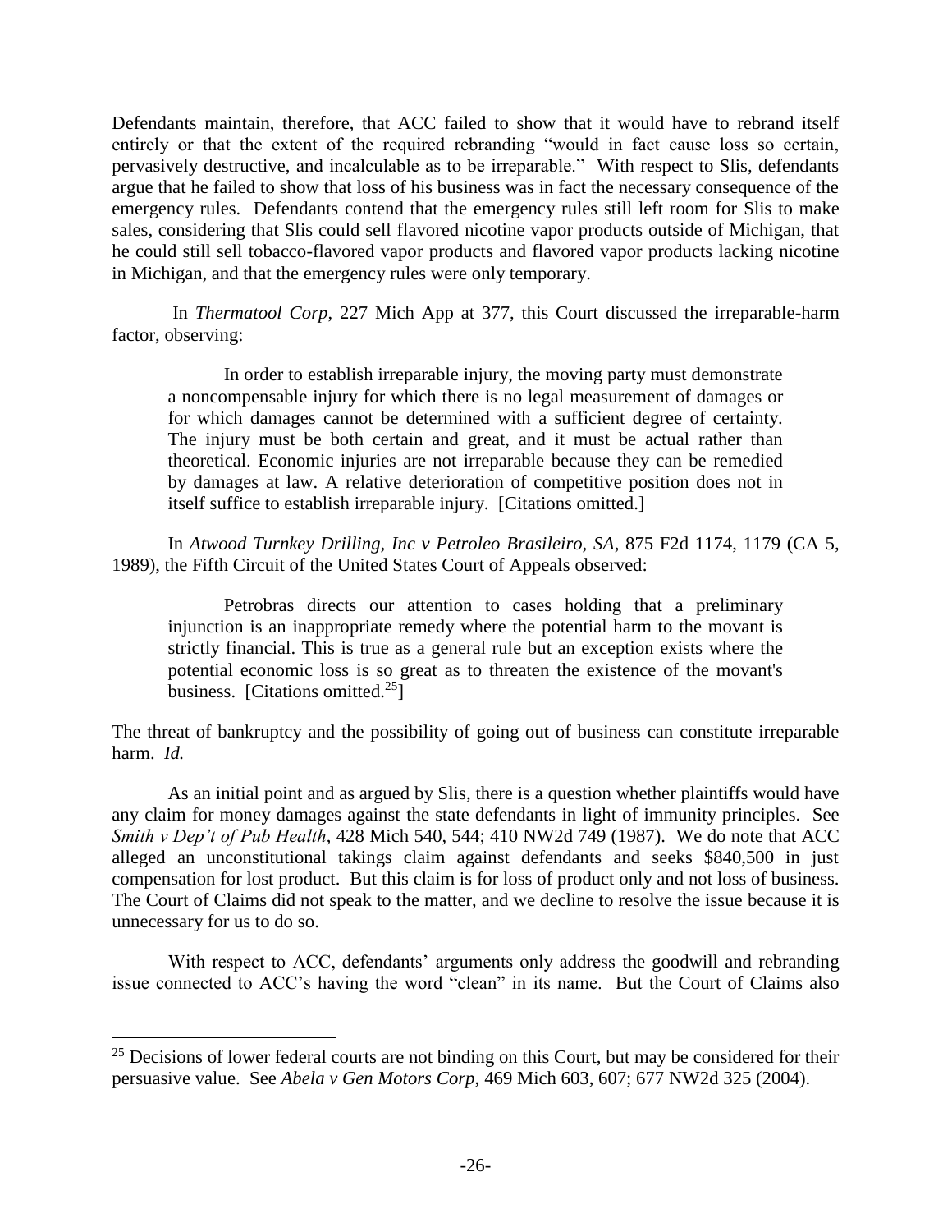Defendants maintain, therefore, that ACC failed to show that it would have to rebrand itself entirely or that the extent of the required rebranding "would in fact cause loss so certain, pervasively destructive, and incalculable as to be irreparable." With respect to Slis, defendants argue that he failed to show that loss of his business was in fact the necessary consequence of the emergency rules. Defendants contend that the emergency rules still left room for Slis to make sales, considering that Slis could sell flavored nicotine vapor products outside of Michigan, that he could still sell tobacco-flavored vapor products and flavored vapor products lacking nicotine in Michigan, and that the emergency rules were only temporary.

In *Thermatool Corp*, 227 Mich App at 377, this Court discussed the irreparable-harm factor, observing:

> In order to establish irreparable injury, the moving party must demonstrate a noncompensable injury for which there is no legal measurement of damages or for which damages cannot be determined with a sufficient degree of certainty. The injury must be both certain and great, and it must be actual rather than theoretical. Economic injuries are not irreparable because they can be remedied by damages at law. A relative deterioration of competitive position does not in itself suffice to establish irreparable injury. [Citations omitted.]

In *Atwood Turnkey Drilling, Inc v Petroleo Brasileiro, SA*, 875 F2d 1174, 1179 (CA 5, 1989), the Fifth Circuit of the United States Court of Appeals observed:

> Petrobras directs our attention to cases holding that a preliminary injunction is an inappropriate remedy where the potential harm to the movant is strictly financial. This is true as a general rule but an exception exists where the potential economic loss is so great as to threaten the existence of the movant's business. [Citations omitted.[25]]

The threat of bankruptcy and the possibility of going out of business can constitute irreparable harm. *Id.*

As an initial point and as argued by Slis, there is a question whether plaintiffs would have any claim for money damages against the state defendants in light of immunity principles. See *Smith v Dep't of Pub Health*, 428 Mich 540, 544; 410 NW2d 749 (1987). We do note that ACC alleged an unconstitutional takings claim against defendants and seeks $840,500 in just compensation for lost product. But this claim is for loss of product only and not loss of business. The Court of Claims did not speak to the matter, and we decline to resolve the issue because it is unnecessary for us to do so.

With respect to ACC, defendants' arguments only address the goodwill and rebranding issue connected to ACC's having the word "clean" in its name. But the Court of Claims also

---

[25] Decisions of lower federal courts are not binding on this Court, but may be considered for their persuasive value. See *Abela v Gen Motors Corp*, 469 Mich 603, 607; 677 NW2d 325 (2004).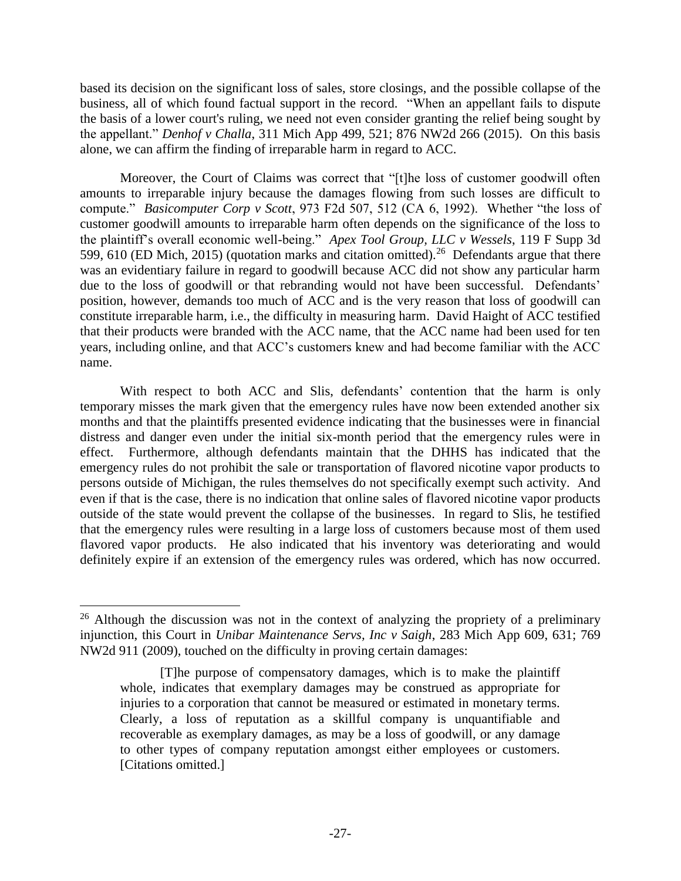based its decision on the significant loss of sales, store closings, and the possible collapse of the business, all of which found factual support in the record. "When an appellant fails to dispute the basis of a lower court's ruling, we need not even consider granting the relief being sought by the appellant." *Denhof v Challa*, 311 Mich App 499, 521; 876 NW2d 266 (2015). On this basis alone, we can affirm the finding of irreparable harm in regard to ACC.

Moreover, the Court of Claims was correct that "[t]he loss of customer goodwill often amounts to irreparable injury because the damages flowing from such losses are difficult to compute." *Basicomputer Corp v Scott*, 973 F2d 507, 512 (CA 6, 1992). Whether "the loss of customer goodwill amounts to irreparable harm often depends on the significance of the loss to the plaintiff's overall economic well-being." *Apex Tool Group, LLC v Wessels*, 119 F Supp 3d 599, 610 (ED Mich, 2015) (quotation marks and citation omitted).[26] Defendants argue that there was an evidentiary failure in regard to goodwill because ACC did not show any particular harm due to the loss of goodwill or that rebranding would not have been successful. Defendants' position, however, demands too much of ACC and is the very reason that loss of goodwill can constitute irreparable harm, i.e., the difficulty in measuring harm. David Haight of ACC testified that their products were branded with the ACC name, that the ACC name had been used for ten years, including online, and that ACC's customers knew and had become familiar with the ACC name.

With respect to both ACC and Slis, defendants' contention that the harm is only temporary misses the mark given that the emergency rules have now been extended another six months and that the plaintiffs presented evidence indicating that the businesses were in financial distress and danger even under the initial six-month period that the emergency rules were in effect. Furthermore, although defendants maintain that the DHHS has indicated that the emergency rules do not prohibit the sale or transportation of flavored nicotine vapor products to persons outside of Michigan, the rules themselves do not specifically exempt such activity. And even if that is the case, there is no indication that online sales of flavored nicotine vapor products outside of the state would prevent the collapse of the businesses. In regard to Slis, he testified that the emergency rules were resulting in a large loss of customers because most of them used flavored vapor products. He also indicated that his inventory was deteriorating and would definitely expire if an extension of the emergency rules was ordered, which has now occurred.

---

[26] Although the discussion was not in the context of analyzing the propriety of a preliminary injunction, this Court in *Unibar Maintenance Servs, Inc v Saigh*, 283 Mich App 609, 631; 769 NW2d 911 (2009), touched on the difficulty in proving certain damages:

> [T]he purpose of compensatory damages, which is to make the plaintiff whole, indicates that exemplary damages may be construed as appropriate for injuries to a corporation that cannot be measured or estimated in monetary terms. Clearly, a loss of reputation as a skillful company is unquantifiable and recoverable as exemplary damages, as may be a loss of goodwill, or any damage to other types of company reputation amongst either employees or customers. [Citations omitted.]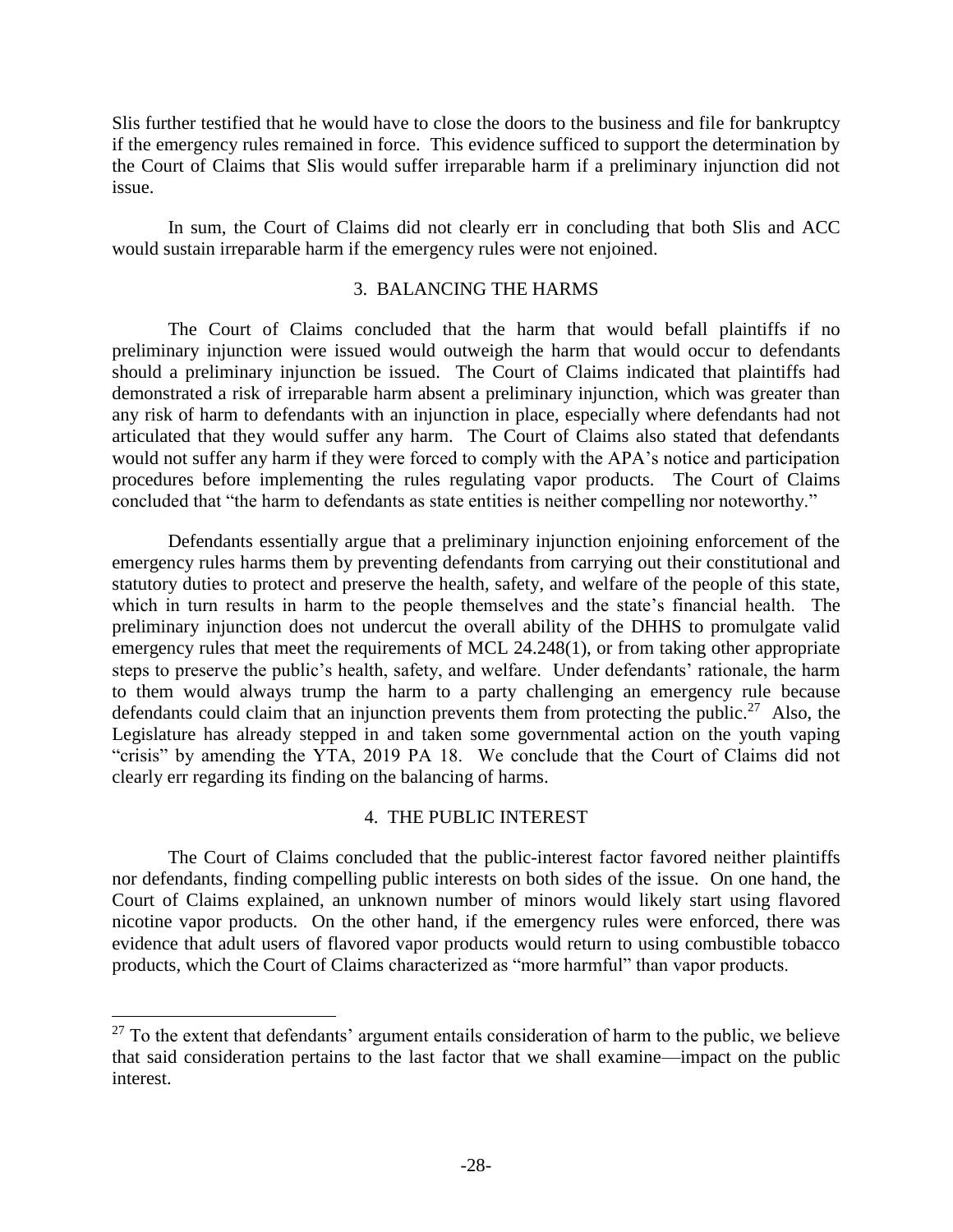Slis further testified that he would have to close the doors to the business and file for bankruptcy if the emergency rules remained in force. This evidence sufficed to support the determination by the Court of Claims that Slis would suffer irreparable harm if a preliminary injunction did not issue.

In sum, the Court of Claims did not clearly err in concluding that both Slis and ACC would sustain irreparable harm if the emergency rules were not enjoined.

### 3. BALANCING THE HARMS

The Court of Claims concluded that the harm that would befall plaintiffs if no preliminary injunction were issued would outweigh the harm that would occur to defendants should a preliminary injunction be issued. The Court of Claims indicated that plaintiffs had demonstrated a risk of irreparable harm absent a preliminary injunction, which was greater than any risk of harm to defendants with an injunction in place, especially where defendants had not articulated that they would suffer any harm. The Court of Claims also stated that defendants would not suffer any harm if they were forced to comply with the APA's notice and participation procedures before implementing the rules regulating vapor products. The Court of Claims concluded that "the harm to defendants as state entities is neither compelling nor noteworthy."

Defendants essentially argue that a preliminary injunction enjoining enforcement of the emergency rules harms them by preventing defendants from carrying out their constitutional and statutory duties to protect and preserve the health, safety, and welfare of the people of this state, which in turn results in harm to the people themselves and the state's financial health. The preliminary injunction does not undercut the overall ability of the DHHS to promulgate valid emergency rules that meet the requirements of MCL 24.248(1), or from taking other appropriate steps to preserve the public's health, safety, and welfare. Under defendants' rationale, the harm to them would always trump the harm to a party challenging an emergency rule because defendants could claim that an injunction prevents them from protecting the public.[27] Also, the Legislature has already stepped in and taken some governmental action on the youth vaping "crisis" by amending the YTA, 2019 PA 18. We conclude that the Court of Claims did not clearly err regarding its finding on the balancing of harms.

### 4. THE PUBLIC INTEREST

The Court of Claims concluded that the public-interest factor favored neither plaintiffs nor defendants, finding compelling public interests on both sides of the issue. On one hand, the Court of Claims explained, an unknown number of minors would likely start using flavored nicotine vapor products. On the other hand, if the emergency rules were enforced, there was evidence that adult users of flavored vapor products would return to using combustible tobacco products, which the Court of Claims characterized as "more harmful" than vapor products.

---

[27] To the extent that defendants' argument entails consideration of harm to the public, we believe that said consideration pertains to the last factor that we shall examine—impact on the public interest.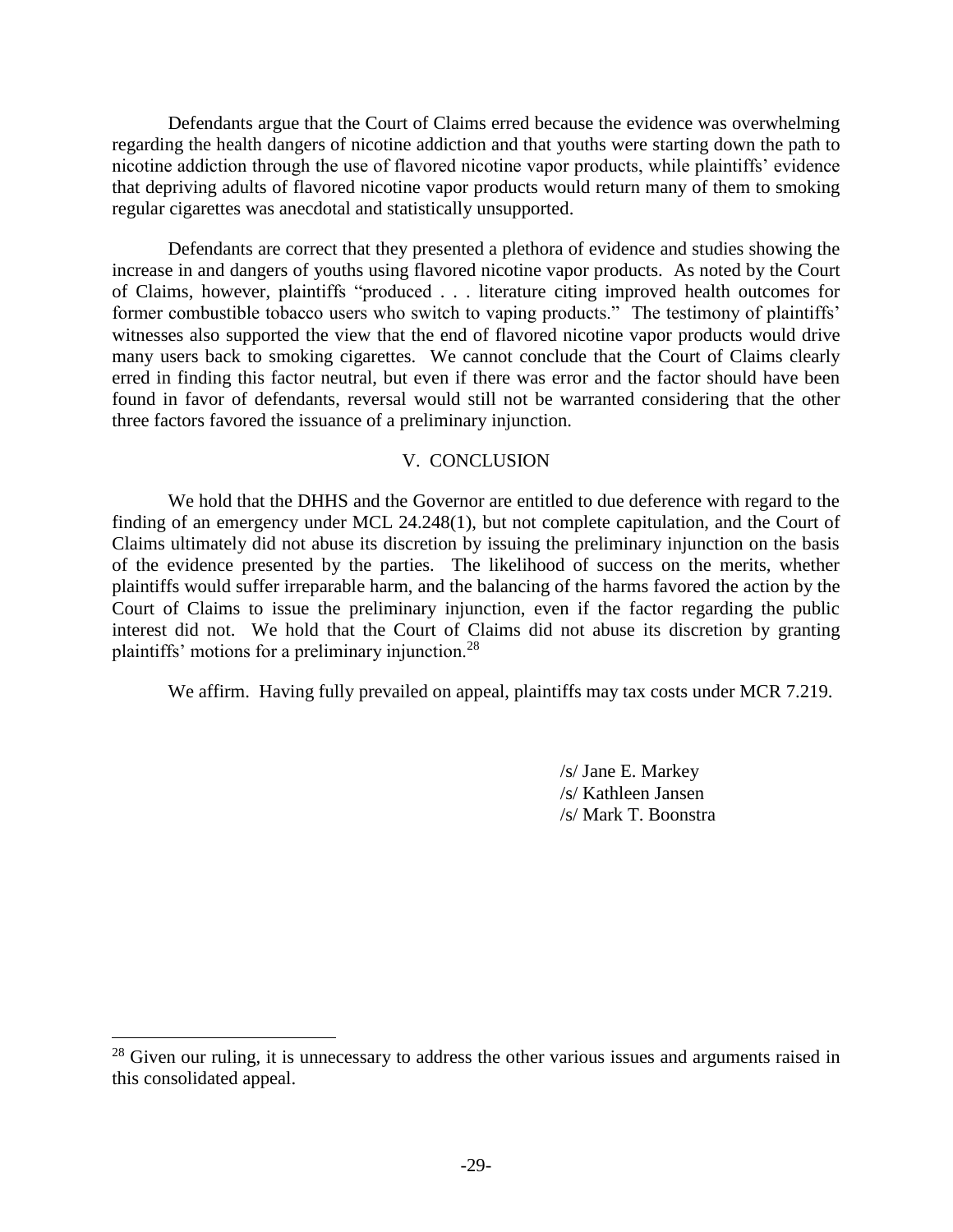Defendants argue that the Court of Claims erred because the evidence was overwhelming regarding the health dangers of nicotine addiction and that youths were starting down the path to nicotine addiction through the use of flavored nicotine vapor products, while plaintiffs' evidence that depriving adults of flavored nicotine vapor products would return many of them to smoking regular cigarettes was anecdotal and statistically unsupported.

Defendants are correct that they presented a plethora of evidence and studies showing the increase in and dangers of youths using flavored nicotine vapor products. As noted by the Court of Claims, however, plaintiffs "produced . . . literature citing improved health outcomes for former combustible tobacco users who switch to vaping products." The testimony of plaintiffs' witnesses also supported the view that the end of flavored nicotine vapor products would drive many users back to smoking cigarettes. We cannot conclude that the Court of Claims clearly erred in finding this factor neutral, but even if there was error and the factor should have been found in favor of defendants, reversal would still not be warranted considering that the other three factors favored the issuance of a preliminary injunction.

## V. CONCLUSION

We hold that the DHHS and the Governor are entitled to due deference with regard to the finding of an emergency under MCL 24.248(1), but not complete capitulation, and the Court of Claims ultimately did not abuse its discretion by issuing the preliminary injunction on the basis of the evidence presented by the parties. The likelihood of success on the merits, whether plaintiffs would suffer irreparable harm, and the balancing of the harms favored the action by the Court of Claims to issue the preliminary injunction, even if the factor regarding the public interest did not. We hold that the Court of Claims did not abuse its discretion by granting plaintiffs' motions for a preliminary injunction.[28]

We affirm. Having fully prevailed on appeal, plaintiffs may tax costs under MCR 7.219.

/s/ Jane E. Markey
/s/ Kathleen Jansen
/s/ Mark T. Boonstra

---

[28] Given our ruling, it is unnecessary to address the other various issues and arguments raised in this consolidated appeal.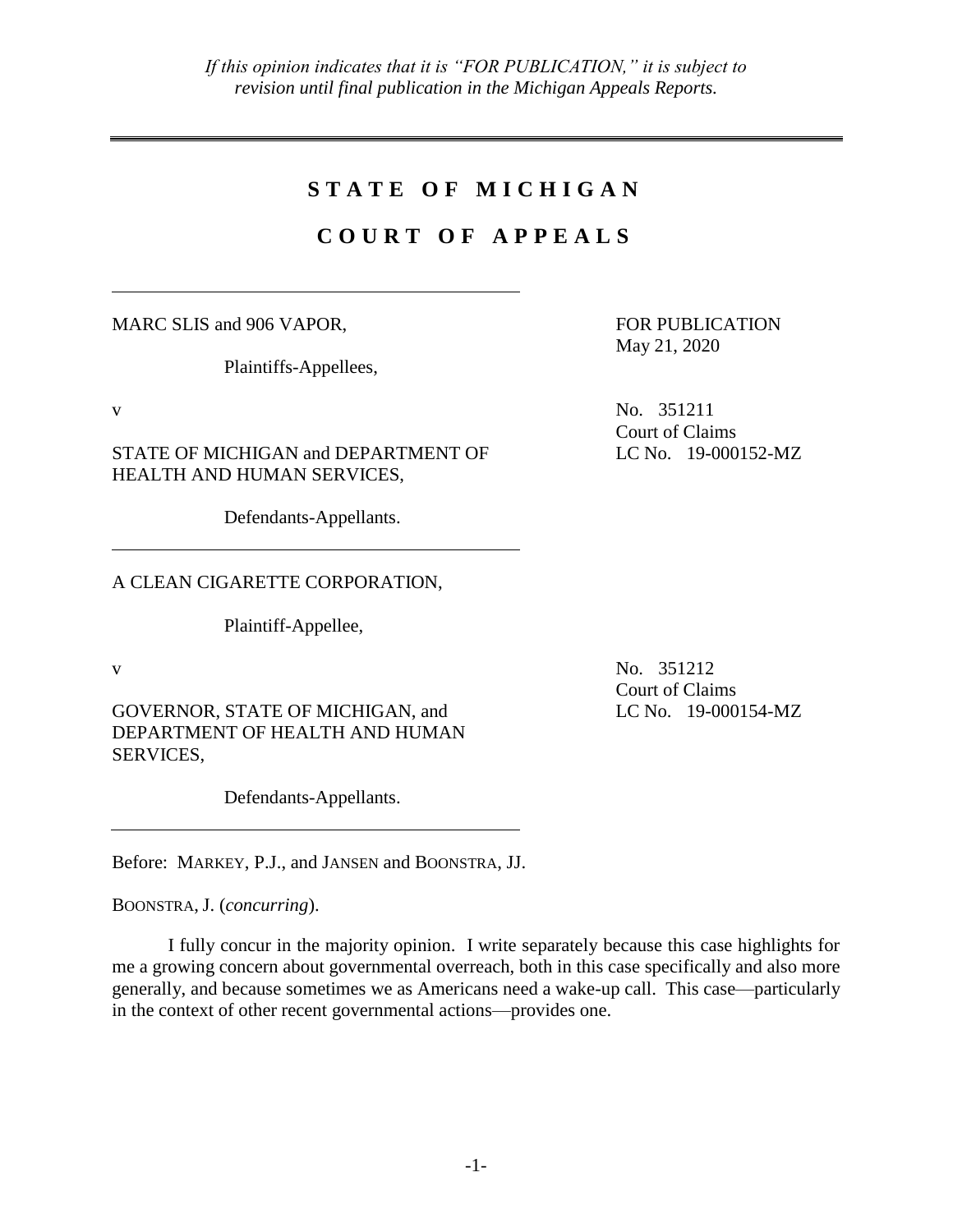*If this opinion indicates that it is "FOR PUBLICATION," it is subject to revision until final publication in the Michigan Appeals Reports.*

# STATE OF MICHIGAN

# COURT OF APPEALS

MARC SLIS and 906 VAPOR,

Plaintiffs-Appellees,

v

STATE OF MICHIGAN and DEPARTMENT OF HEALTH AND HUMAN SERVICES,

Defendants-Appellants.

FOR PUBLICATION
May 21, 2020

No. 351211
Court of Claims
LC No. 19-000152-MZ

A CLEAN CIGARETTE CORPORATION,

Plaintiff-Appellee,

v

GOVERNOR, STATE OF MICHIGAN, and DEPARTMENT OF HEALTH AND HUMAN SERVICES,

Defendants-Appellants.

No. 351212
Court of Claims
LC No. 19-000154-MZ

Before: MARKEY, P.J., and JANSEN and BOONSTRA, JJ.

BOONSTRA, J. (*concurring*).

I fully concur in the majority opinion. I write separately because this case highlights for me a growing concern about governmental overreach, both in this case specifically and also more generally, and because sometimes we as Americans need a wake-up call. This case—particularly in the context of other recent governmental actions—provides one.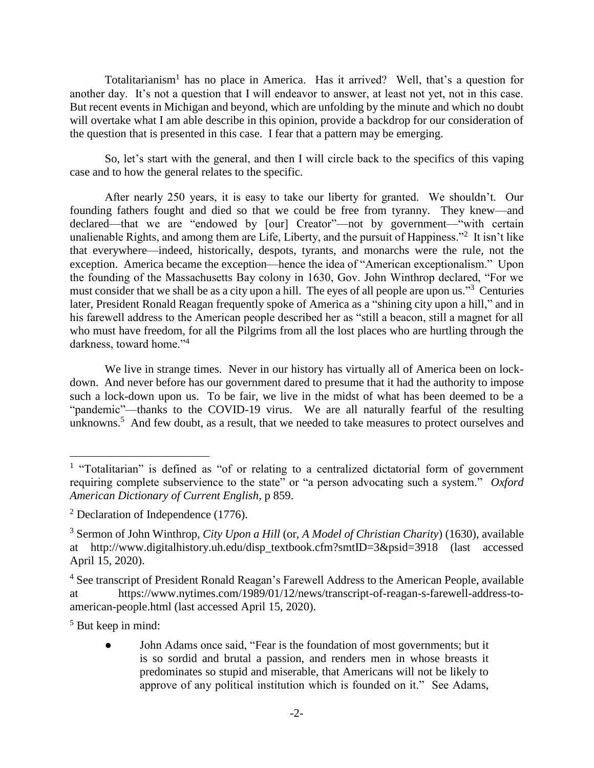Totalitarianism[1] has no place in America. Has it arrived? Well, that's a question for another day. It's not a question that I will endeavor to answer, at least not yet, not in this case. But recent events in Michigan and beyond, which are unfolding by the minute and which no doubt will overtake what I am able describe in this opinion, provide a backdrop for our consideration of the question that is presented in this case. I fear that a pattern may be emerging.

So, let's start with the general, and then I will circle back to the specifics of this vaping case and to how the general relates to the specific.

After nearly 250 years, it is easy to take our liberty for granted. We shouldn't. Our founding fathers fought and died so that we could be free from tyranny. They knew—and declared—that we are "endowed by [our] Creator"—not by government—"with certain unalienable Rights, and among them are Life, Liberty, and the pursuit of Happiness."[2] It isn't like that everywhere—indeed, historically, despots, tyrants, and monarchs were the rule, not the exception. America became the exception—hence the idea of "American exceptionalism." Upon the founding of the Massachusetts Bay colony in 1630, Gov. John Winthrop declared, "For we must consider that we shall be as a city upon a hill. The eyes of all people are upon us."[3] Centuries later, President Ronald Reagan frequently spoke of America as a "shining city upon a hill," and in his farewell address to the American people described her as "still a beacon, still a magnet for all who must have freedom, for all the Pilgrims from all the lost places who are hurtling through the darkness, toward home."[4]

We live in strange times. Never in our history has virtually all of America been on lock-down. And never before has our government dared to presume that it had the authority to impose such a lock-down upon us. To be fair, we live in the midst of what has been deemed to be a "pandemic"—thanks to the COVID-19 virus. We are all naturally fearful of the resulting unknowns.[5] And few doubt, as a result, that we needed to take measures to protect ourselves and

---

[1] "Totalitarian" is defined as "of or relating to a centralized dictatorial form of government requiring complete subservience to the state" or "a person advocating such a system." *Oxford American Dictionary of Current English*, p 859.

[2] Declaration of Independence (1776).

[3] Sermon of John Winthrop, *City Upon a Hill* (or, *A Model of Christian Charity*) (1630), available at http://www.digitalhistory.uh.edu/disp_textbook.cfm?smtID=3&psid=3918 (last accessed April 15, 2020).

[4] See transcript of President Ronald Reagan's Farewell Address to the American People, available at https://www.nytimes.com/1989/01/12/news/transcript-of-reagan-s-farewell-address-to-american-people.html (last accessed April 15, 2020).

[5] But keep in mind:

- John Adams once said, "Fear is the foundation of most governments; but it is so sordid and brutal a passion, and renders men in whose breasts it predominates so stupid and miserable, that Americans will not be likely to approve of any political institution which is founded on it." See Adams,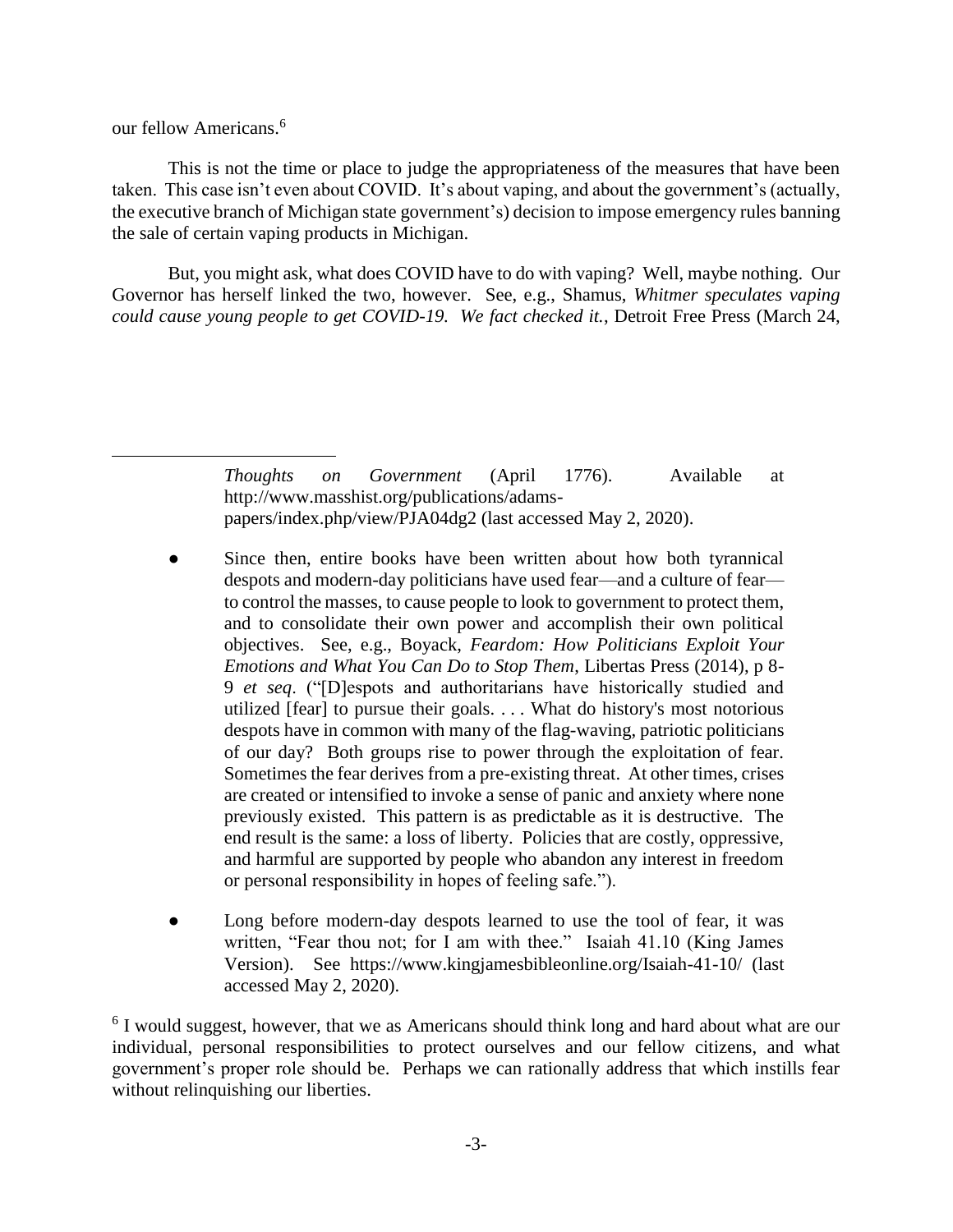our fellow Americans.[6]

This is not the time or place to judge the appropriateness of the measures that have been taken. This case isn't even about COVID. It's about vaping, and about the government's (actually, the executive branch of Michigan state government's) decision to impose emergency rules banning the sale of certain vaping products in Michigan.

But, you might ask, what does COVID have to do with vaping? Well, maybe nothing. Our Governor has herself linked the two, however. See, e.g., Shamus, *Whitmer speculates vaping could cause young people to get COVID-19. We fact checked it.*, Detroit Free Press (March 24,

---

*Thoughts on Government* (April 1776). Available at http://www.masshist.org/publications/adams-papers/index.php/view/PJA04dg2 (last accessed May 2, 2020).

- Since then, entire books have been written about how both tyrannical despots and modern-day politicians have used fear—and a culture of fear—to control the masses, to cause people to look to government to protect them, and to consolidate their own power and accomplish their own political objectives. See, e.g., Boyack, *Feardom: How Politicians Exploit Your Emotions and What You Can Do to Stop Them*, Libertas Press (2014), p 8-9 *et seq*. ("[D]espots and authoritarians have historically studied and utilized [fear] to pursue their goals. . . . What do history's most notorious despots have in common with many of the flag-waving, patriotic politicians of our day? Both groups rise to power through the exploitation of fear. Sometimes the fear derives from a pre-existing threat. At other times, crises are created or intensified to invoke a sense of panic and anxiety where none previously existed. This pattern is as predictable as it is destructive. The end result is the same: a loss of liberty. Policies that are costly, oppressive, and harmful are supported by people who abandon any interest in freedom or personal responsibility in hopes of feeling safe.").

- Long before modern-day despots learned to use the tool of fear, it was written, "Fear thou not; for I am with thee." Isaiah 41.10 (King James Version). See https://www.kingjamesbibleonline.org/Isaiah-41-10/ (last accessed May 2, 2020).

[6] I would suggest, however, that we as Americans should think long and hard about what are our individual, personal responsibilities to protect ourselves and our fellow citizens, and what government's proper role should be. Perhaps we can rationally address that which instills fear without relinquishing our liberties.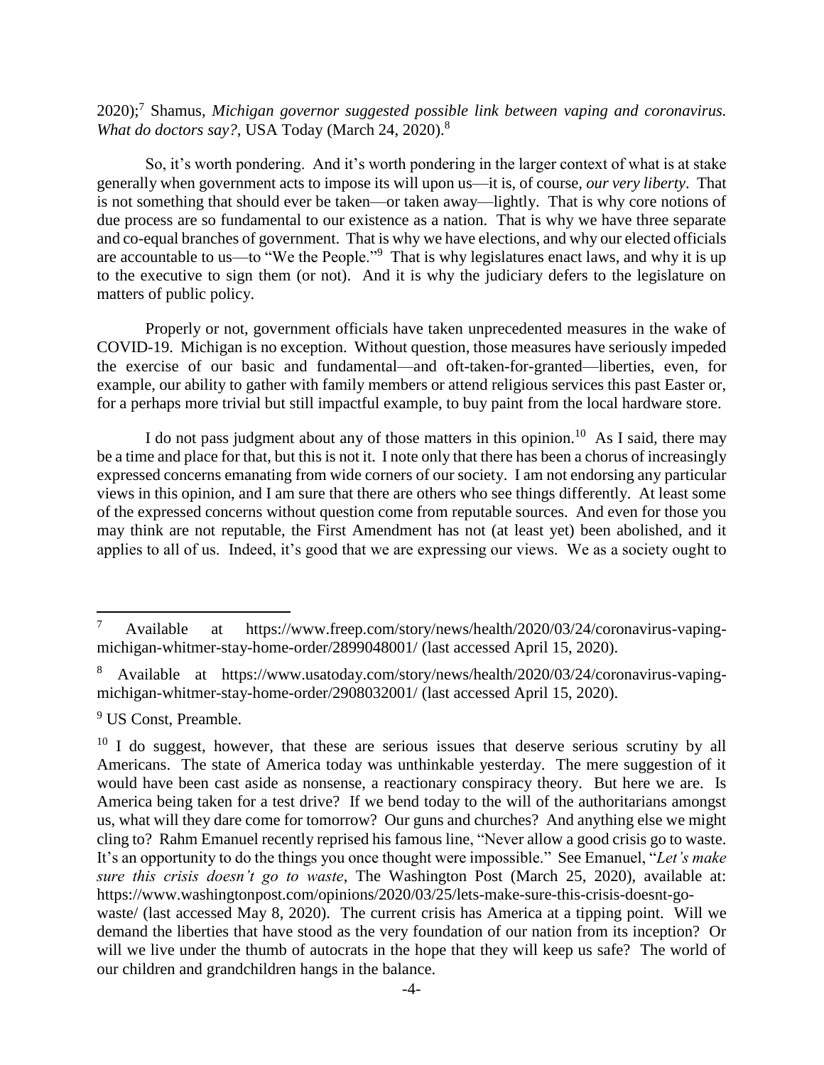2020);[7] Shamus, *Michigan governor suggested possible link between vaping and coronavirus. What do doctors say?*, USA Today (March 24, 2020).[8]

So, it's worth pondering. And it's worth pondering in the larger context of what is at stake generally when government acts to impose its will upon us—it is, of course, *our very liberty*. That is not something that should ever be taken—or taken away—lightly. That is why core notions of due process are so fundamental to our existence as a nation. That is why we have three separate and co-equal branches of government. That is why we have elections, and why our elected officials are accountable to us—to "We the People."[9] That is why legislatures enact laws, and why it is up to the executive to sign them (or not). And it is why the judiciary defers to the legislature on matters of public policy.

Properly or not, government officials have taken unprecedented measures in the wake of COVID-19. Michigan is no exception. Without question, those measures have seriously impeded the exercise of our basic and fundamental—and oft-taken-for-granted—liberties, even, for example, our ability to gather with family members or attend religious services this past Easter or, for a perhaps more trivial but still impactful example, to buy paint from the local hardware store.

I do not pass judgment about any of those matters in this opinion.[10] As I said, there may be a time and place for that, but this is not it. I note only that there has been a chorus of increasingly expressed concerns emanating from wide corners of our society. I am not endorsing any particular views in this opinion, and I am sure that there are others who see things differently. At least some of the expressed concerns without question come from reputable sources. And even for those you may think are not reputable, the First Amendment has not (at least yet) been abolished, and it applies to all of us. Indeed, it's good that we are expressing our views. We as a society ought to

---

[7] Available at https://www.freep.com/story/news/health/2020/03/24/coronavirus-vaping-michigan-whitmer-stay-home-order/2899048001/ (last accessed April 15, 2020).

[8] Available at https://www.usatoday.com/story/news/health/2020/03/24/coronavirus-vaping-michigan-whitmer-stay-home-order/2908032001/ (last accessed April 15, 2020).

[9] US Const, Preamble.

[10] I do suggest, however, that these are serious issues that deserve serious scrutiny by all Americans. The state of America today was unthinkable yesterday. The mere suggestion of it would have been cast aside as nonsense, a reactionary conspiracy theory. But here we are. Is America being taken for a test drive? If we bend today to the will of the authoritarians amongst us, what will they dare come for tomorrow? Our guns and churches? And anything else we might cling to? Rahm Emanuel recently reprised his famous line, "Never allow a good crisis go to waste. It's an opportunity to do the things you once thought were impossible." See Emanuel, "*Let's make sure this crisis doesn't go to waste*, The Washington Post (March 25, 2020), available at: https://www.washingtonpost.com/opinions/2020/03/25/lets-make-sure-this-crisis-doesnt-go-waste/ (last accessed May 8, 2020). The current crisis has America at a tipping point. Will we demand the liberties that have stood as the very foundation of our nation from its inception? Or will we live under the thumb of autocrats in the hope that they will keep us safe? The world of our children and grandchildren hangs in the balance.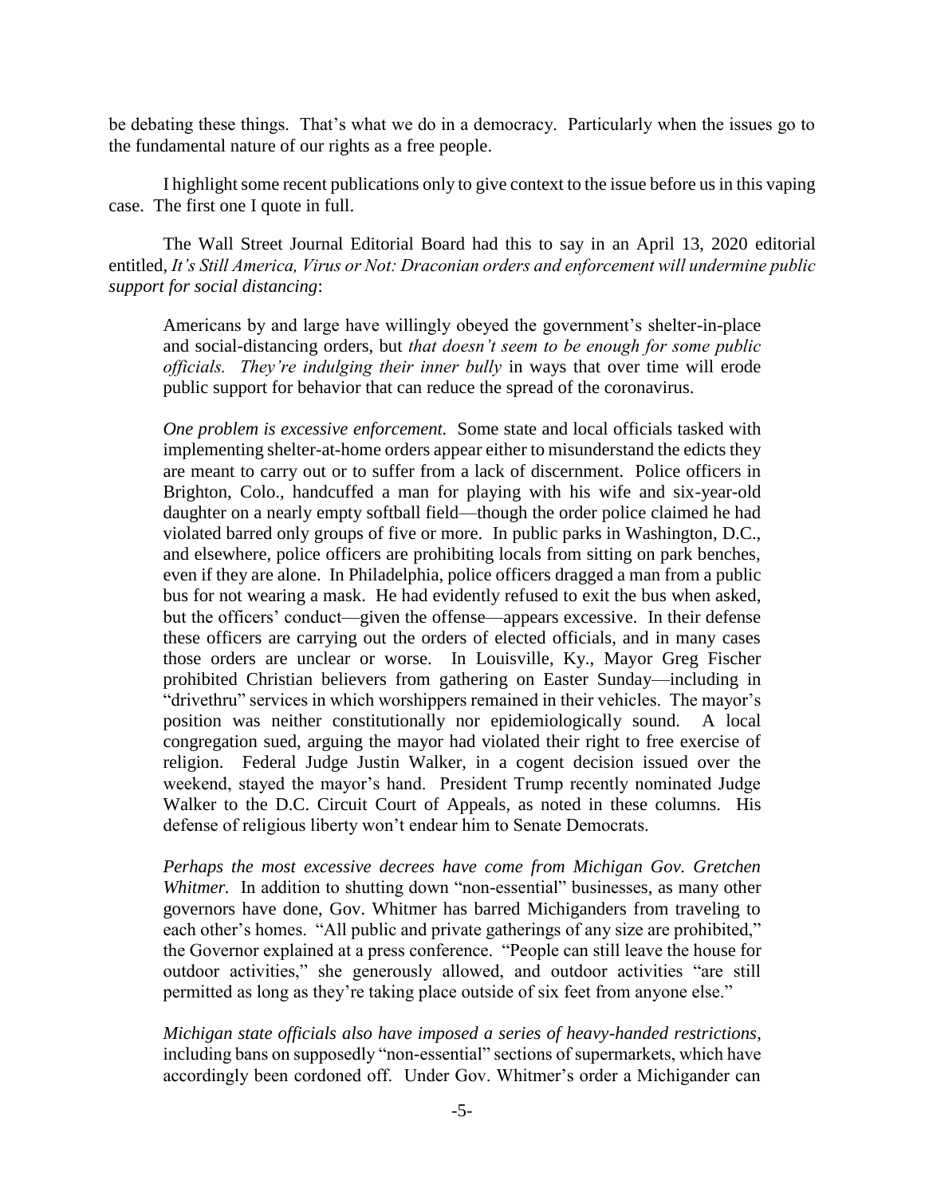be debating these things. That's what we do in a democracy. Particularly when the issues go to the fundamental nature of our rights as a free people.

I highlight some recent publications only to give context to the issue before us in this vaping case. The first one I quote in full.

The Wall Street Journal Editorial Board had this to say in an April 13, 2020 editorial entitled, *It's Still America, Virus or Not: Draconian orders and enforcement will undermine public support for social distancing*:

> Americans by and large have willingly obeyed the government's shelter-in-place and social-distancing orders, but *that doesn't seem to be enough for some public officials. They're indulging their inner bully* in ways that over time will erode public support for behavior that can reduce the spread of the coronavirus.
>
> *One problem is excessive enforcement.* Some state and local officials tasked with implementing shelter-at-home orders appear either to misunderstand the edicts they are meant to carry out or to suffer from a lack of discernment. Police officers in Brighton, Colo., handcuffed a man for playing with his wife and six-year-old daughter on a nearly empty softball field—though the order police claimed he had violated barred only groups of five or more. In public parks in Washington, D.C., and elsewhere, police officers are prohibiting locals from sitting on park benches, even if they are alone. In Philadelphia, police officers dragged a man from a public bus for not wearing a mask. He had evidently refused to exit the bus when asked, but the officers' conduct—given the offense—appears excessive. In their defense these officers are carrying out the orders of elected officials, and in many cases those orders are unclear or worse. In Louisville, Ky., Mayor Greg Fischer prohibited Christian believers from gathering on Easter Sunday—including in "drivethru" services in which worshippers remained in their vehicles. The mayor's position was neither constitutionally nor epidemiologically sound. A local congregation sued, arguing the mayor had violated their right to free exercise of religion. Federal Judge Justin Walker, in a cogent decision issued over the weekend, stayed the mayor's hand. President Trump recently nominated Judge Walker to the D.C. Circuit Court of Appeals, as noted in these columns. His defense of religious liberty won't endear him to Senate Democrats.
>
> *Perhaps the most excessive decrees have come from Michigan Gov. Gretchen Whitmer.* In addition to shutting down "non-essential" businesses, as many other governors have done, Gov. Whitmer has barred Michiganders from traveling to each other's homes. "All public and private gatherings of any size are prohibited," the Governor explained at a press conference. "People can still leave the house for outdoor activities," she generously allowed, and outdoor activities "are still permitted as long as they're taking place outside of six feet from anyone else."
>
> *Michigan state officials also have imposed a series of heavy-handed restrictions*, including bans on supposedly "non-essential" sections of supermarkets, which have accordingly been cordoned off. Under Gov. Whitmer's order a Michigander can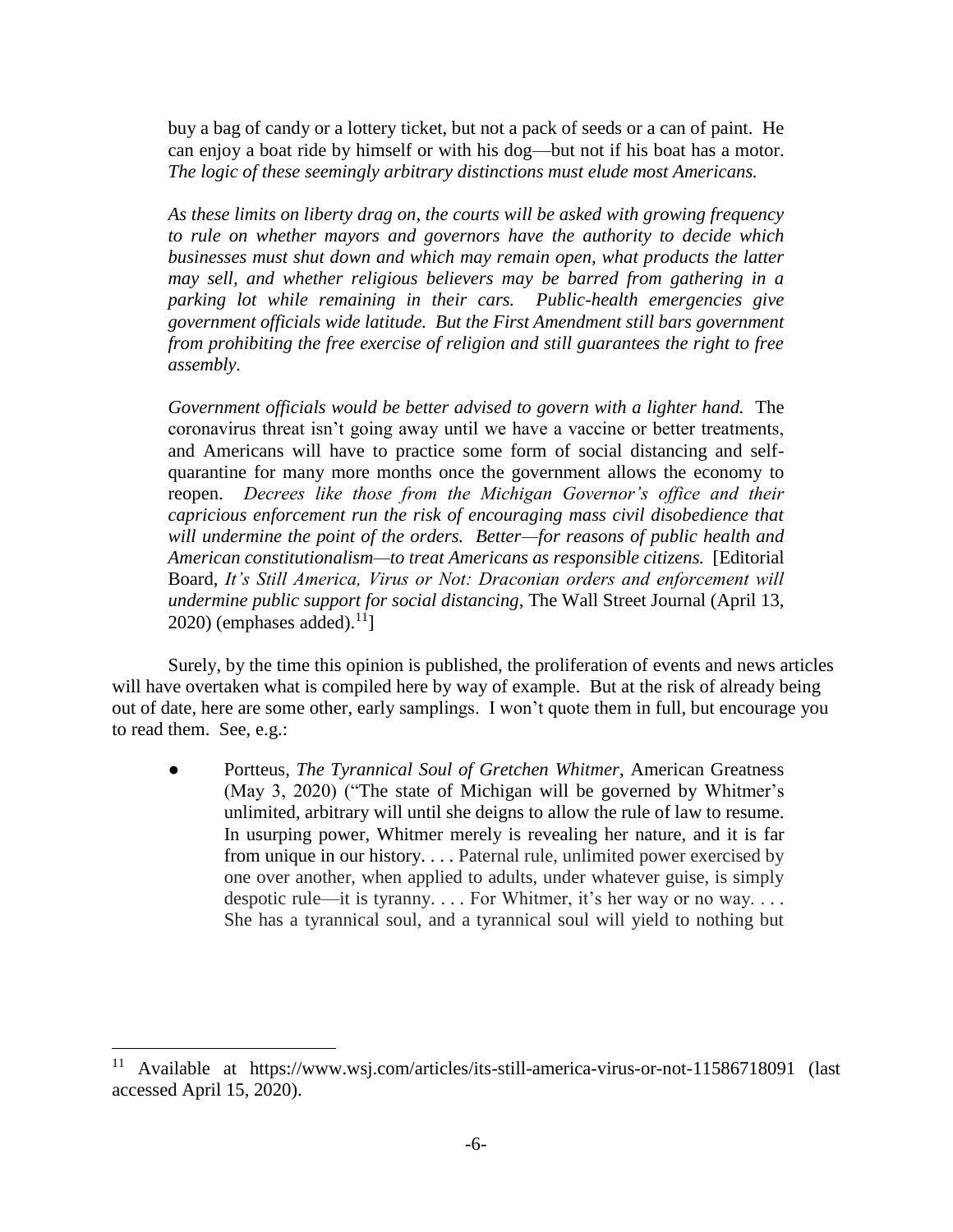> buy a bag of candy or a lottery ticket, but not a pack of seeds or a can of paint. He can enjoy a boat ride by himself or with his dog—but not if his boat has a motor. *The logic of these seemingly arbitrary distinctions must elude most Americans.*
>
> *As these limits on liberty drag on, the courts will be asked with growing frequency to rule on whether mayors and governors have the authority to decide which businesses must shut down and which may remain open, what products the latter may sell, and whether religious believers may be barred from gathering in a parking lot while remaining in their cars. Public-health emergencies give government officials wide latitude. But the First Amendment still bars government from prohibiting the free exercise of religion and still guarantees the right to free assembly.*
>
> *Government officials would be better advised to govern with a lighter hand.* The coronavirus threat isn't going away until we have a vaccine or better treatments, and Americans will have to practice some form of social distancing and self-quarantine for many more months once the government allows the economy to reopen. *Decrees like those from the Michigan Governor's office and their capricious enforcement run the risk of encouraging mass civil disobedience that will undermine the point of the orders. Better—for reasons of public health and American constitutionalism—to treat Americans as responsible citizens.* [Editorial Board, *It's Still America, Virus or Not: Draconian orders and enforcement will undermine public support for social distancing*, The Wall Street Journal (April 13, 2020) (emphases added).[11]]

Surely, by the time this opinion is published, the proliferation of events and news articles will have overtaken what is compiled here by way of example. But at the risk of already being out of date, here are some other, early samplings. I won't quote them in full, but encourage you to read them. See, e.g.:

- Portteus, *The Tyrannical Soul of Gretchen Whitmer*, American Greatness (May 3, 2020) ("The state of Michigan will be governed by Whitmer's unlimited, arbitrary will until she deigns to allow the rule of law to resume. In usurping power, Whitmer merely is revealing her nature, and it is far from unique in our history. . . . Paternal rule, unlimited power exercised by one over another, when applied to adults, under whatever guise, is simply despotic rule—it is tyranny. . . . For Whitmer, it's her way or no way. . . . She has a tyrannical soul, and a tyrannical soul will yield to nothing but

---

[11] Available at https://www.wsj.com/articles/its-still-america-virus-or-not-11586718091 (last accessed April 15, 2020).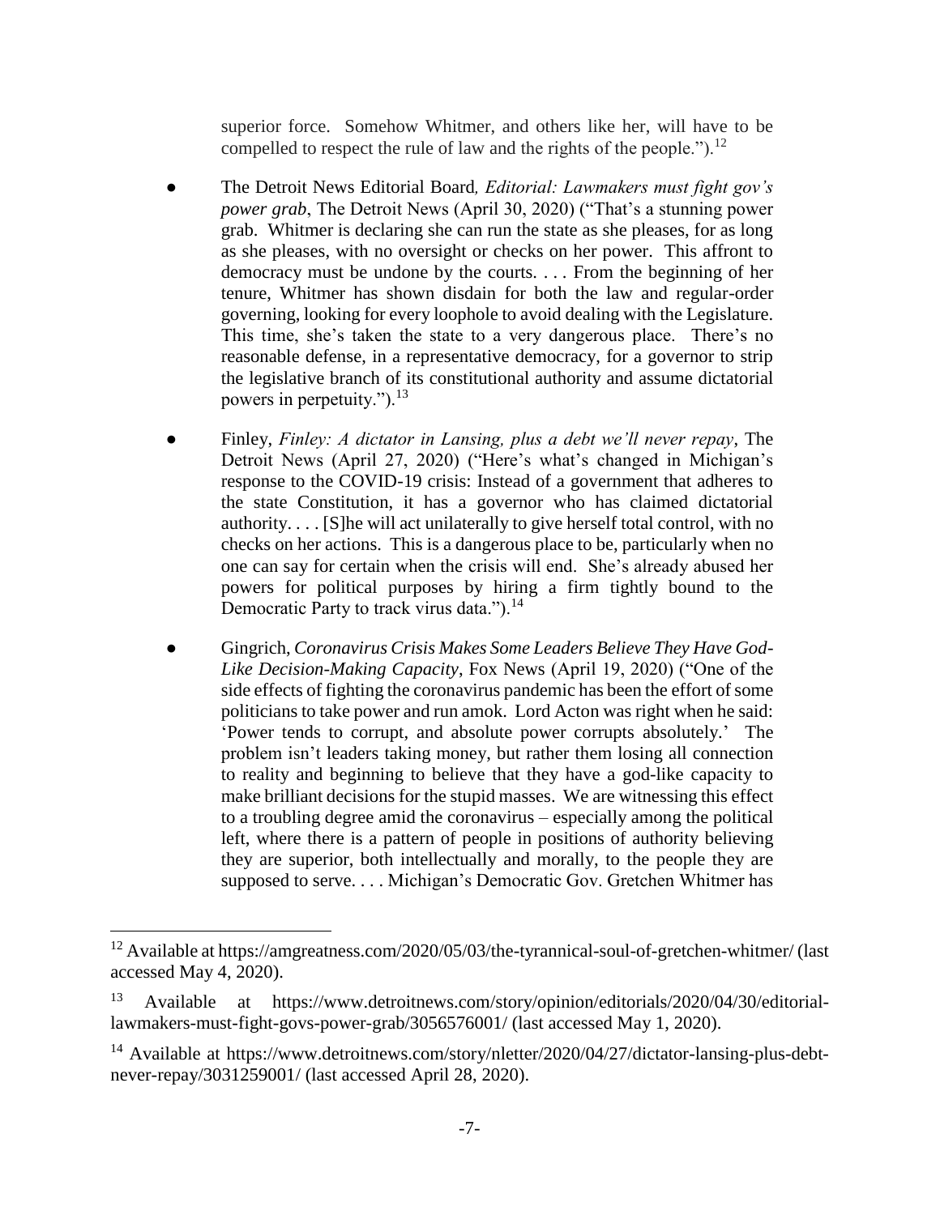superior force. Somehow Whitmer, and others like her, will have to be compelled to respect the rule of law and the rights of the people.").[12]

- The Detroit News Editorial Board*, Editorial: Lawmakers must fight gov's power grab*, The Detroit News (April 30, 2020) ("That's a stunning power grab. Whitmer is declaring she can run the state as she pleases, for as long as she pleases, with no oversight or checks on her power. This affront to democracy must be undone by the courts. . . . From the beginning of her tenure, Whitmer has shown disdain for both the law and regular-order governing, looking for every loophole to avoid dealing with the Legislature. This time, she's taken the state to a very dangerous place. There's no reasonable defense, in a representative democracy, for a governor to strip the legislative branch of its constitutional authority and assume dictatorial powers in perpetuity.").[13]

- Finley, *Finley: A dictator in Lansing, plus a debt we'll never repay*, The Detroit News (April 27, 2020) ("Here's what's changed in Michigan's response to the COVID-19 crisis: Instead of a government that adheres to the state Constitution, it has a governor who has claimed dictatorial authority. . . . [S]he will act unilaterally to give herself total control, with no checks on her actions. This is a dangerous place to be, particularly when no one can say for certain when the crisis will end. She's already abused her powers for political purposes by hiring a firm tightly bound to the Democratic Party to track virus data.").[14]

- Gingrich, *Coronavirus Crisis Makes Some Leaders Believe They Have God-Like Decision-Making Capacity*, Fox News (April 19, 2020) ("One of the side effects of fighting the coronavirus pandemic has been the effort of some politicians to take power and run amok. Lord Acton was right when he said: 'Power tends to corrupt, and absolute power corrupts absolutely.' The problem isn't leaders taking money, but rather them losing all connection to reality and beginning to believe that they have a god-like capacity to make brilliant decisions for the stupid masses. We are witnessing this effect to a troubling degree amid the coronavirus – especially among the political left, where there is a pattern of people in positions of authority believing they are superior, both intellectually and morally, to the people they are supposed to serve. . . . Michigan's Democratic Gov. Gretchen Whitmer has

---

[12] Available at https://amgreatness.com/2020/05/03/the-tyrannical-soul-of-gretchen-whitmer/ (last accessed May 4, 2020).

[13] Available at https://www.detroitnews.com/story/opinion/editorials/2020/04/30/editorial-lawmakers-must-fight-govs-power-grab/3056576001/ (last accessed May 1, 2020).

[14] Available at https://www.detroitnews.com/story/nletter/2020/04/27/dictator-lansing-plus-debt-never-repay/3031259001/ (last accessed April 28, 2020).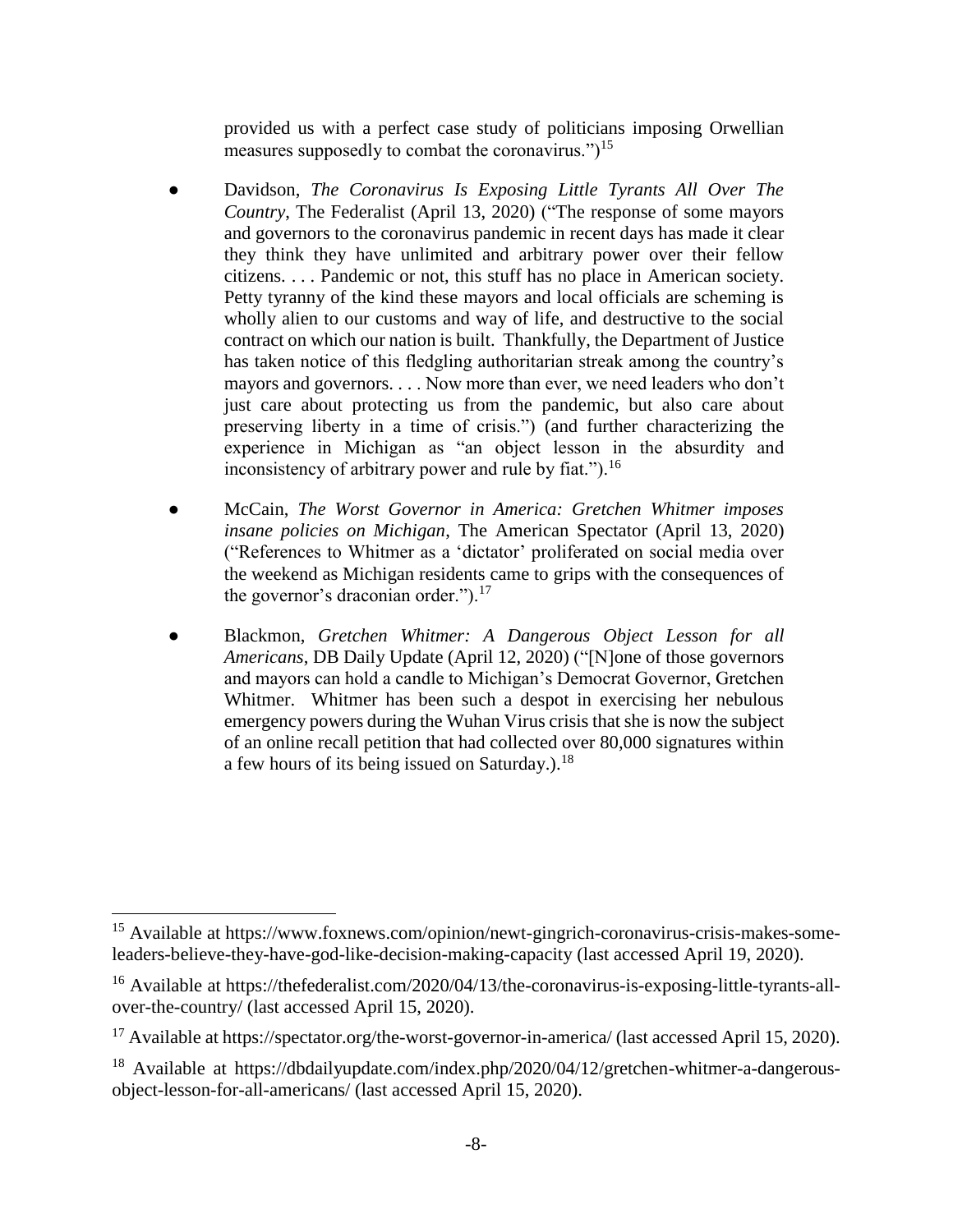provided us with a perfect case study of politicians imposing Orwellian measures supposedly to combat the coronavirus.")[15]

- Davidson, *The Coronavirus Is Exposing Little Tyrants All Over The Country*, The Federalist (April 13, 2020) ("The response of some mayors and governors to the coronavirus pandemic in recent days has made it clear they think they have unlimited and arbitrary power over their fellow citizens. . . . Pandemic or not, this stuff has no place in American society. Petty tyranny of the kind these mayors and local officials are scheming is wholly alien to our customs and way of life, and destructive to the social contract on which our nation is built. Thankfully, the Department of Justice has taken notice of this fledgling authoritarian streak among the country's mayors and governors. . . . Now more than ever, we need leaders who don't just care about protecting us from the pandemic, but also care about preserving liberty in a time of crisis.") (and further characterizing the experience in Michigan as "an object lesson in the absurdity and inconsistency of arbitrary power and rule by fiat.").[16]

- McCain, *The Worst Governor in America: Gretchen Whitmer imposes insane policies on Michigan*, The American Spectator (April 13, 2020) ("References to Whitmer as a 'dictator' proliferated on social media over the weekend as Michigan residents came to grips with the consequences of the governor's draconian order.").[17]

- Blackmon, *Gretchen Whitmer: A Dangerous Object Lesson for all Americans*, DB Daily Update (April 12, 2020) ("[N]one of those governors and mayors can hold a candle to Michigan's Democrat Governor, Gretchen Whitmer. Whitmer has been such a despot in exercising her nebulous emergency powers during the Wuhan Virus crisis that she is now the subject of an online recall petition that had collected over 80,000 signatures within a few hours of its being issued on Saturday.).[18]

---

[15] Available at https://www.foxnews.com/opinion/newt-gingrich-coronavirus-crisis-makes-some-leaders-believe-they-have-god-like-decision-making-capacity (last accessed April 19, 2020).

[16] Available at https://thefederalist.com/2020/04/13/the-coronavirus-is-exposing-little-tyrants-all-over-the-country/ (last accessed April 15, 2020).

[17] Available at https://spectator.org/the-worst-governor-in-america/ (last accessed April 15, 2020).

[18] Available at https://dbdailyupdate.com/index.php/2020/04/12/gretchen-whitmer-a-dangerous-object-lesson-for-all-americans/ (last accessed April 15, 2020).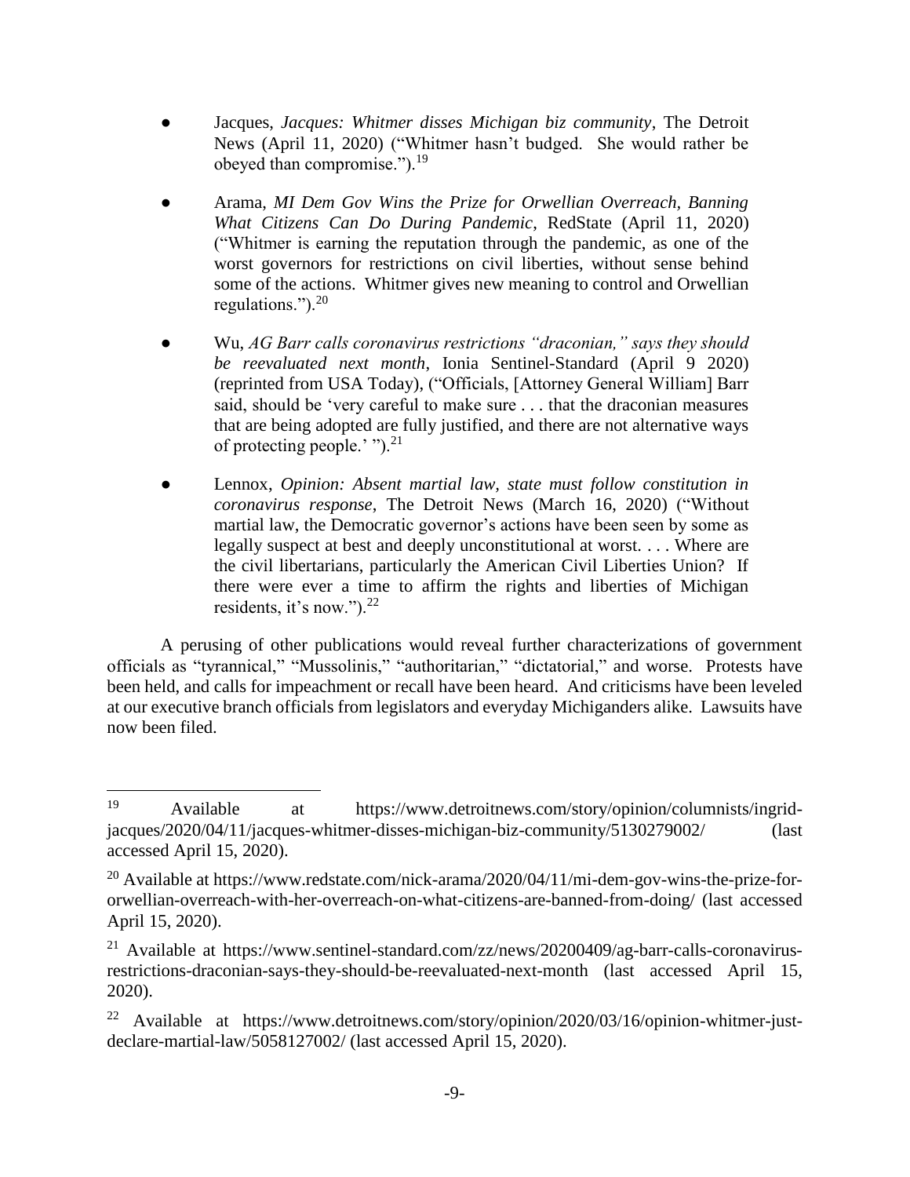- Jacques, *Jacques: Whitmer disses Michigan biz community*, The Detroit News (April 11, 2020) ("Whitmer hasn't budged. She would rather be obeyed than compromise.").[19]

- Arama, *MI Dem Gov Wins the Prize for Orwellian Overreach, Banning What Citizens Can Do During Pandemic*, RedState (April 11, 2020) ("Whitmer is earning the reputation through the pandemic, as one of the worst governors for restrictions on civil liberties, without sense behind some of the actions. Whitmer gives new meaning to control and Orwellian regulations.").[20]

- Wu, *AG Barr calls coronavirus restrictions "draconian," says they should be reevaluated next month*, Ionia Sentinel-Standard (April 9 2020) (reprinted from USA Today), ("Officials, [Attorney General William] Barr said, should be 'very careful to make sure . . . that the draconian measures that are being adopted are fully justified, and there are not alternative ways of protecting people.' ").[21]

- Lennox, *Opinion: Absent martial law, state must follow constitution in coronavirus response*, The Detroit News (March 16, 2020) ("Without martial law, the Democratic governor's actions have been seen by some as legally suspect at best and deeply unconstitutional at worst. . . . Where are the civil libertarians, particularly the American Civil Liberties Union? If there were ever a time to affirm the rights and liberties of Michigan residents, it's now.").[22]

A perusing of other publications would reveal further characterizations of government officials as "tyrannical," "Mussolinis," "authoritarian," "dictatorial," and worse. Protests have been held, and calls for impeachment or recall have been heard. And criticisms have been leveled at our executive branch officials from legislators and everyday Michiganders alike. Lawsuits have now been filed.

---

[19] Available at https://www.detroitnews.com/story/opinion/columnists/ingrid-jacques/2020/04/11/jacques-whitmer-disses-michigan-biz-community/5130279002/ (last accessed April 15, 2020).

[20] Available at https://www.redstate.com/nick-arama/2020/04/11/mi-dem-gov-wins-the-prize-for-orwellian-overreach-with-her-overreach-on-what-citizens-are-banned-from-doing/ (last accessed April 15, 2020).

[21] Available at https://www.sentinel-standard.com/zz/news/20200409/ag-barr-calls-coronavirus-restrictions-draconian-says-they-should-be-reevaluated-next-month (last accessed April 15, 2020).

[22] Available at https://www.detroitnews.com/story/opinion/2020/03/16/opinion-whitmer-just-declare-martial-law/5058127002/ (last accessed April 15, 2020).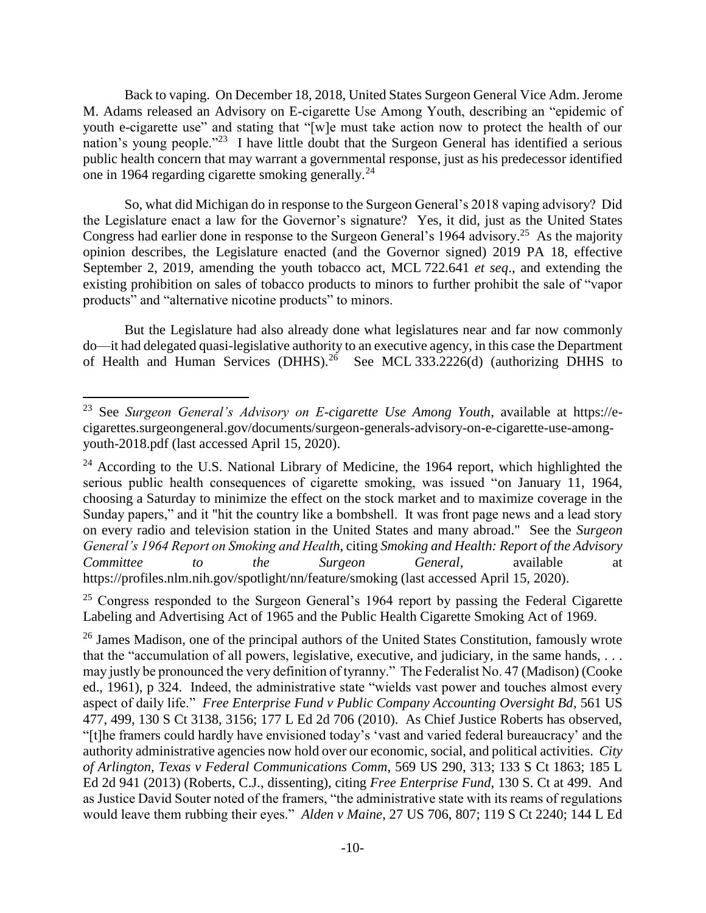Back to vaping. On December 18, 2018, United States Surgeon General Vice Adm. Jerome M. Adams released an Advisory on E-cigarette Use Among Youth, describing an "epidemic of youth e-cigarette use" and stating that "[w]e must take action now to protect the health of our nation's young people."[23] I have little doubt that the Surgeon General has identified a serious public health concern that may warrant a governmental response, just as his predecessor identified one in 1964 regarding cigarette smoking generally.[24]

So, what did Michigan do in response to the Surgeon General's 2018 vaping advisory? Did the Legislature enact a law for the Governor's signature? Yes, it did, just as the United States Congress had earlier done in response to the Surgeon General's 1964 advisory.[25] As the majority opinion describes, the Legislature enacted (and the Governor signed) 2019 PA 18, effective September 2, 2019, amending the youth tobacco act, MCL 722.641 *et seq*., and extending the existing prohibition on sales of tobacco products to minors to further prohibit the sale of "vapor products" and "alternative nicotine products" to minors.

But the Legislature had also already done what legislatures near and far now commonly do—it had delegated quasi-legislative authority to an executive agency, in this case the Department of Health and Human Services (DHHS).[26] See MCL 333.2226(d) (authorizing DHHS to

---

[23] See *Surgeon General's Advisory on E-cigarette Use Among Youth*, available at https://e-cigarettes.surgeongeneral.gov/documents/surgeon-generals-advisory-on-e-cigarette-use-among-youth-2018.pdf (last accessed April 15, 2020).

[24] According to the U.S. National Library of Medicine, the 1964 report, which highlighted the serious public health consequences of cigarette smoking, was issued "on January 11, 1964, choosing a Saturday to minimize the effect on the stock market and to maximize coverage in the Sunday papers," and it "hit the country like a bombshell. It was front page news and a lead story on every radio and television station in the United States and many abroad." See the *Surgeon General's 1964 Report on Smoking and Health*, citing *Smoking and Health: Report of the Advisory Committee to the Surgeon General*, available at https://profiles.nlm.nih.gov/spotlight/nn/feature/smoking (last accessed April 15, 2020).

[25] Congress responded to the Surgeon General's 1964 report by passing the Federal Cigarette Labeling and Advertising Act of 1965 and the Public Health Cigarette Smoking Act of 1969.

[26] James Madison, one of the principal authors of the United States Constitution, famously wrote that the "accumulation of all powers, legislative, executive, and judiciary, in the same hands, . . . may justly be pronounced the very definition of tyranny." The Federalist No. 47 (Madison) (Cooke ed., 1961), p 324. Indeed, the administrative state "wields vast power and touches almost every aspect of daily life." *Free Enterprise Fund v Public Company Accounting Oversight Bd*, 561 US 477, 499, 130 S Ct 3138, 3156; 177 L Ed 2d 706 (2010). As Chief Justice Roberts has observed, "[t]he framers could hardly have envisioned today's 'vast and varied federal bureaucracy' and the authority administrative agencies now hold over our economic, social, and political activities. *City of Arlington, Texas v Federal Communications Comm*, 569 US 290, 313; 133 S Ct 1863; 185 L Ed 2d 941 (2013) (Roberts, C.J., dissenting), citing *Free Enterprise Fund*, 130 S. Ct at 499. And as Justice David Souter noted of the framers, "the administrative state with its reams of regulations would leave them rubbing their eyes." *Alden v Maine*, 27 US 706, 807; 119 S Ct 2240; 144 L Ed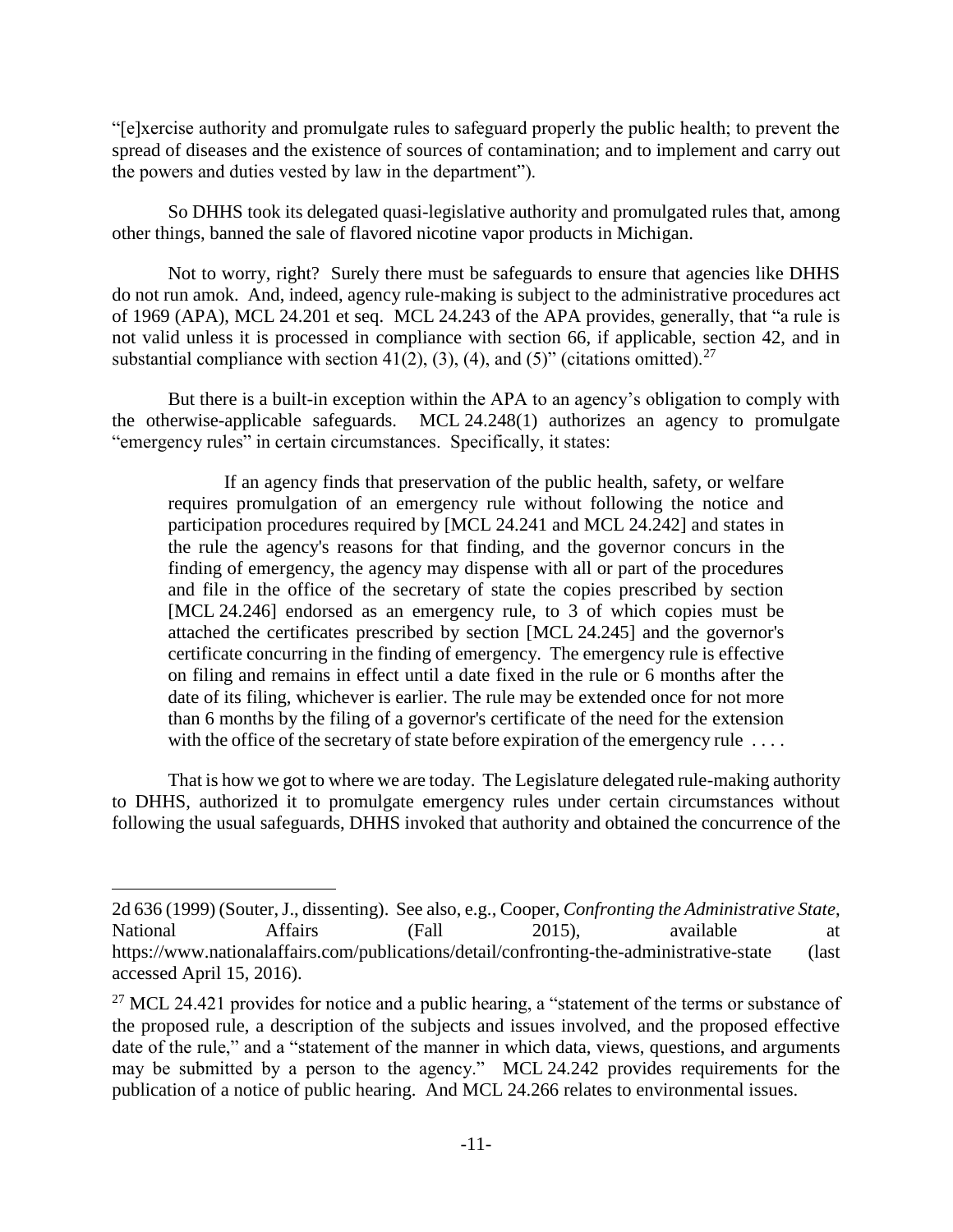"[e]xercise authority and promulgate rules to safeguard properly the public health; to prevent the spread of diseases and the existence of sources of contamination; and to implement and carry out the powers and duties vested by law in the department").

So DHHS took its delegated quasi-legislative authority and promulgated rules that, among other things, banned the sale of flavored nicotine vapor products in Michigan.

Not to worry, right? Surely there must be safeguards to ensure that agencies like DHHS do not run amok. And, indeed, agency rule-making is subject to the administrative procedures act of 1969 (APA), MCL 24.201 et seq. MCL 24.243 of the APA provides, generally, that "a rule is not valid unless it is processed in compliance with section 66, if applicable, section 42, and in substantial compliance with section 41(2), (3), (4), and (5)" (citations omitted).[27]

But there is a built-in exception within the APA to an agency's obligation to comply with the otherwise-applicable safeguards. MCL 24.248(1) authorizes an agency to promulgate "emergency rules" in certain circumstances. Specifically, it states:

> If an agency finds that preservation of the public health, safety, or welfare requires promulgation of an emergency rule without following the notice and participation procedures required by [MCL 24.241 and MCL 24.242] and states in the rule the agency's reasons for that finding, and the governor concurs in the finding of emergency, the agency may dispense with all or part of the procedures and file in the office of the secretary of state the copies prescribed by section [MCL 24.246] endorsed as an emergency rule, to 3 of which copies must be attached the certificates prescribed by section [MCL 24.245] and the governor's certificate concurring in the finding of emergency. The emergency rule is effective on filing and remains in effect until a date fixed in the rule or 6 months after the date of its filing, whichever is earlier. The rule may be extended once for not more than 6 months by the filing of a governor's certificate of the need for the extension with the office of the secretary of state before expiration of the emergency rule . . . .

That is how we got to where we are today. The Legislature delegated rule-making authority to DHHS, authorized it to promulgate emergency rules under certain circumstances without following the usual safeguards, DHHS invoked that authority and obtained the concurrence of the

---

2d 636 (1999) (Souter, J., dissenting). See also, e.g., Cooper, *Confronting the Administrative State*, National Affairs (Fall 2015), available at https://www.nationalaffairs.com/publications/detail/confronting-the-administrative-state (last accessed April 15, 2016).

[27] MCL 24.421 provides for notice and a public hearing, a "statement of the terms or substance of the proposed rule, a description of the subjects and issues involved, and the proposed effective date of the rule," and a "statement of the manner in which data, views, questions, and arguments may be submitted by a person to the agency." MCL 24.242 provides requirements for the publication of a notice of public hearing. And MCL 24.266 relates to environmental issues.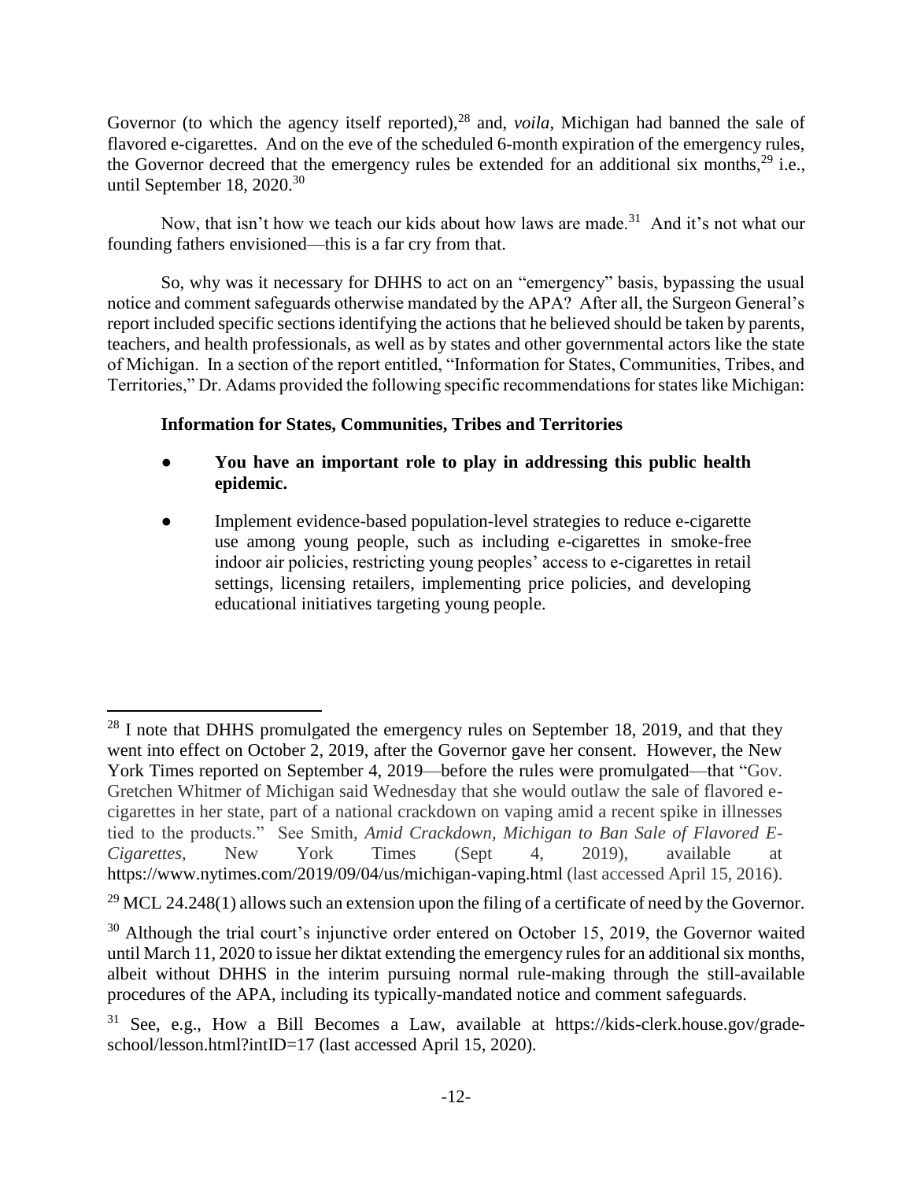Governor (to which the agency itself reported),[28] and, *voila*, Michigan had banned the sale of flavored e-cigarettes. And on the eve of the scheduled 6-month expiration of the emergency rules, the Governor decreed that the emergency rules be extended for an additional six months,[29] i.e., until September 18, 2020.[30]

Now, that isn't how we teach our kids about how laws are made.[31] And it's not what our founding fathers envisioned—this is a far cry from that.

So, why was it necessary for DHHS to act on an "emergency" basis, bypassing the usual notice and comment safeguards otherwise mandated by the APA? After all, the Surgeon General's report included specific sections identifying the actions that he believed should be taken by parents, teachers, and health professionals, as well as by states and other governmental actors like the state of Michigan. In a section of the report entitled, "Information for States, Communities, Tribes, and Territories," Dr. Adams provided the following specific recommendations for states like Michigan:

> **Information for States, Communities, Tribes and Territories**
>
> - **You have an important role to play in addressing this public health epidemic.**
> - Implement evidence-based population-level strategies to reduce e-cigarette use among young people, such as including e-cigarettes in smoke-free indoor air policies, restricting young peoples' access to e-cigarettes in retail settings, licensing retailers, implementing price policies, and developing educational initiatives targeting young people.

---

[28] I note that DHHS promulgated the emergency rules on September 18, 2019, and that they went into effect on October 2, 2019, after the Governor gave her consent. However, the New York Times reported on September 4, 2019—before the rules were promulgated—that "Gov. Gretchen Whitmer of Michigan said Wednesday that she would outlaw the sale of flavored e-cigarettes in her state, part of a national crackdown on vaping amid a recent spike in illnesses tied to the products." See Smith, *Amid Crackdown, Michigan to Ban Sale of Flavored E-Cigarettes*, New York Times (Sept 4, 2019), available at https://www.nytimes.com/2019/09/04/us/michigan-vaping.html (last accessed April 15, 2016).

[29] MCL 24.248(1) allows such an extension upon the filing of a certificate of need by the Governor.

[30] Although the trial court's injunctive order entered on October 15, 2019, the Governor waited until March 11, 2020 to issue her diktat extending the emergency rules for an additional six months, albeit without DHHS in the interim pursuing normal rule-making through the still-available procedures of the APA, including its typically-mandated notice and comment safeguards.

[31] See, e.g., How a Bill Becomes a Law, available at https://kids-clerk.house.gov/grade-school/lesson.html?intID=17 (last accessed April 15, 2020).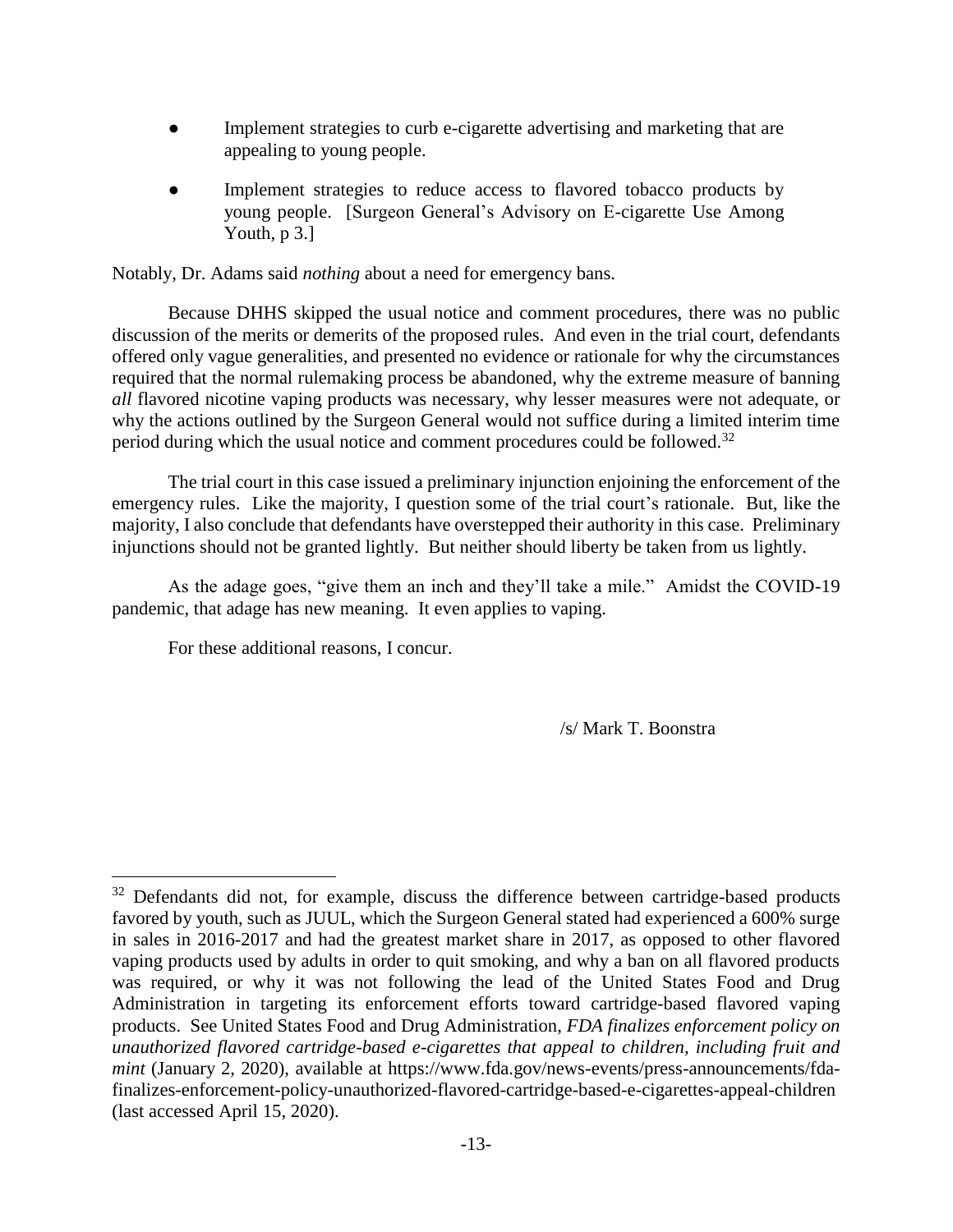- Implement strategies to curb e-cigarette advertising and marketing that are appealing to young people.

- Implement strategies to reduce access to flavored tobacco products by young people. [Surgeon General's Advisory on E-cigarette Use Among Youth, p 3.]

Notably, Dr. Adams said *nothing* about a need for emergency bans.

Because DHHS skipped the usual notice and comment procedures, there was no public discussion of the merits or demerits of the proposed rules. And even in the trial court, defendants offered only vague generalities, and presented no evidence or rationale for why the circumstances required that the normal rulemaking process be abandoned, why the extreme measure of banning *all* flavored nicotine vaping products was necessary, why lesser measures were not adequate, or why the actions outlined by the Surgeon General would not suffice during a limited interim time period during which the usual notice and comment procedures could be followed.[32]

The trial court in this case issued a preliminary injunction enjoining the enforcement of the emergency rules. Like the majority, I question some of the trial court's rationale. But, like the majority, I also conclude that defendants have overstepped their authority in this case. Preliminary injunctions should not be granted lightly. But neither should liberty be taken from us lightly.

As the adage goes, "give them an inch and they'll take a mile." Amidst the COVID-19 pandemic, that adage has new meaning. It even applies to vaping.

For these additional reasons, I concur.

/s/ Mark T. Boonstra

---

[32] Defendants did not, for example, discuss the difference between cartridge-based products favored by youth, such as JUUL, which the Surgeon General stated had experienced a 600% surge in sales in 2016-2017 and had the greatest market share in 2017, as opposed to other flavored vaping products used by adults in order to quit smoking, and why a ban on all flavored products was required, or why it was not following the lead of the United States Food and Drug Administration in targeting its enforcement efforts toward cartridge-based flavored vaping products. See United States Food and Drug Administration, *FDA finalizes enforcement policy on unauthorized flavored cartridge-based e-cigarettes that appeal to children, including fruit and mint* (January 2, 2020), available at https://www.fda.gov/news-events/press-announcements/fda-finalizes-enforcement-policy-unauthorized-flavored-cartridge-based-e-cigarettes-appeal-children (last accessed April 15, 2020).